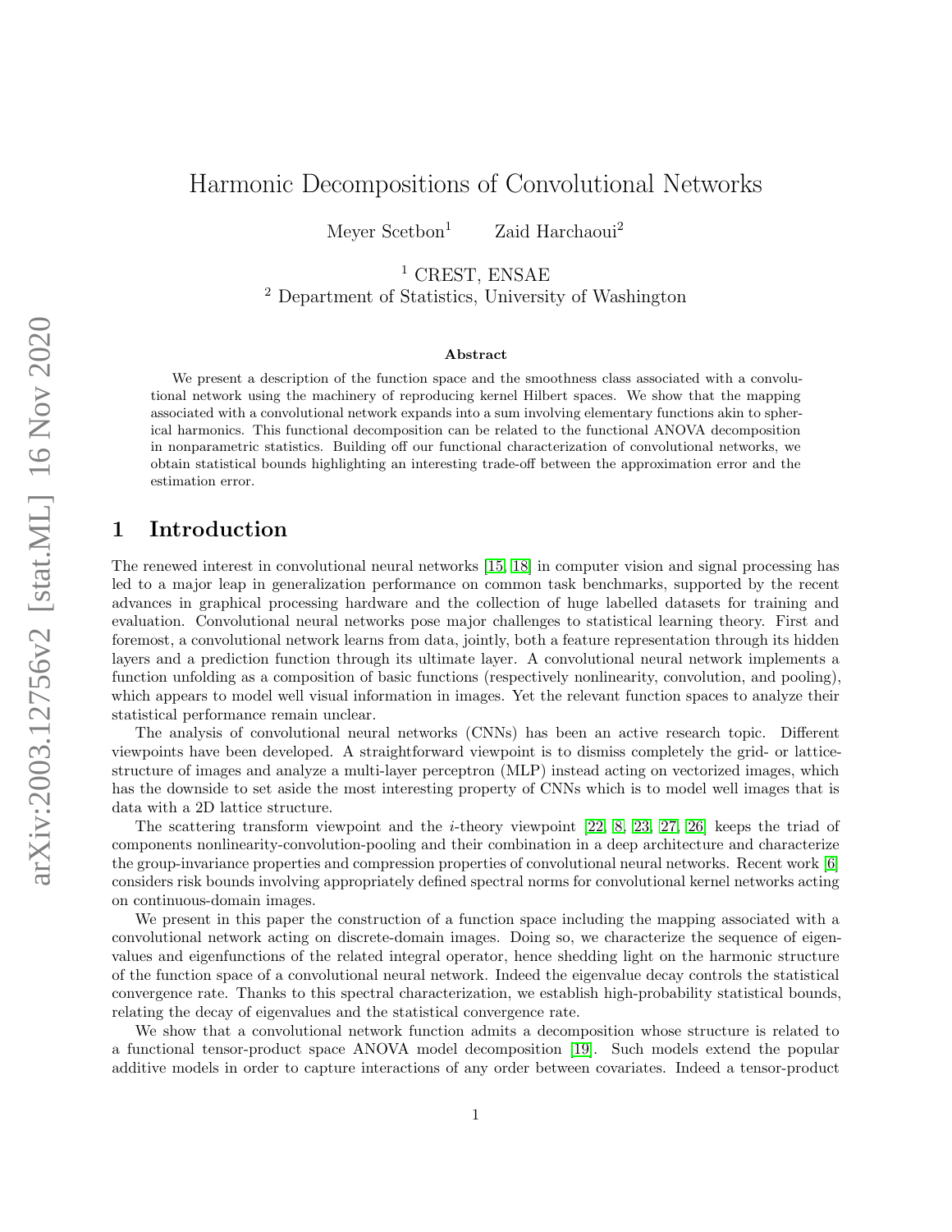# Harmonic Decompositions of Convolutional Networks

Meyer Scetbon[1] Zaid Harchaoui[2]

[1] CREST, ENSAE
[2] Department of Statistics, University of Washington

**Abstract**

We present a description of the function space and the smoothness class associated with a convolutional network using the machinery of reproducing kernel Hilbert spaces. We show that the mapping associated with a convolutional network expands into a sum involving elementary functions akin to spherical harmonics. This functional decomposition can be related to the functional ANOVA decomposition in nonparametric statistics. Building off our functional characterization of convolutional networks, we obtain statistical bounds highlighting an interesting trade-off between the approximation error and the estimation error.

## 1 Introduction

The renewed interest in convolutional neural networks [15, 18] in computer vision and signal processing has led to a major leap in generalization performance on common task benchmarks, supported by the recent advances in graphical processing hardware and the collection of huge labelled datasets for training and evaluation. Convolutional neural networks pose major challenges to statistical learning theory. First and foremost, a convolutional network learns from data, jointly, both a feature representation through its hidden layers and a prediction function through its ultimate layer. A convolutional neural network implements a function unfolding as a composition of basic functions (respectively nonlinearity, convolution, and pooling), which appears to model well visual information in images. Yet the relevant function spaces to analyze their statistical performance remain unclear.

The analysis of convolutional neural networks (CNNs) has been an active research topic. Different viewpoints have been developed. A straightforward viewpoint is to dismiss completely the grid- or lattice-structure of images and analyze a multi-layer perceptron (MLP) instead acting on vectorized images, which has the downside to set aside the most interesting property of CNNs which is to model well images that is data with a 2D lattice structure.

The scattering transform viewpoint and the *i*-theory viewpoint [22, 8, 23, 27, 26] keeps the triad of components nonlinearity-convolution-pooling and their combination in a deep architecture and characterize the group-invariance properties and compression properties of convolutional neural networks. Recent work [6] considers risk bounds involving appropriately defined spectral norms for convolutional kernel networks acting on continuous-domain images.

We present in this paper the construction of a function space including the mapping associated with a convolutional network acting on discrete-domain images. Doing so, we characterize the sequence of eigenvalues and eigenfunctions of the related integral operator, hence shedding light on the harmonic structure of the function space of a convolutional neural network. Indeed the eigenvalue decay controls the statistical convergence rate. Thanks to this spectral characterization, we establish high-probability statistical bounds, relating the decay of eigenvalues and the statistical convergence rate.

We show that a convolutional network function admits a decomposition whose structure is related to a functional tensor-product space ANOVA model decomposition [19]. Such models extend the popular additive models in order to capture interactions of any order between covariates. Indeed a tensor-product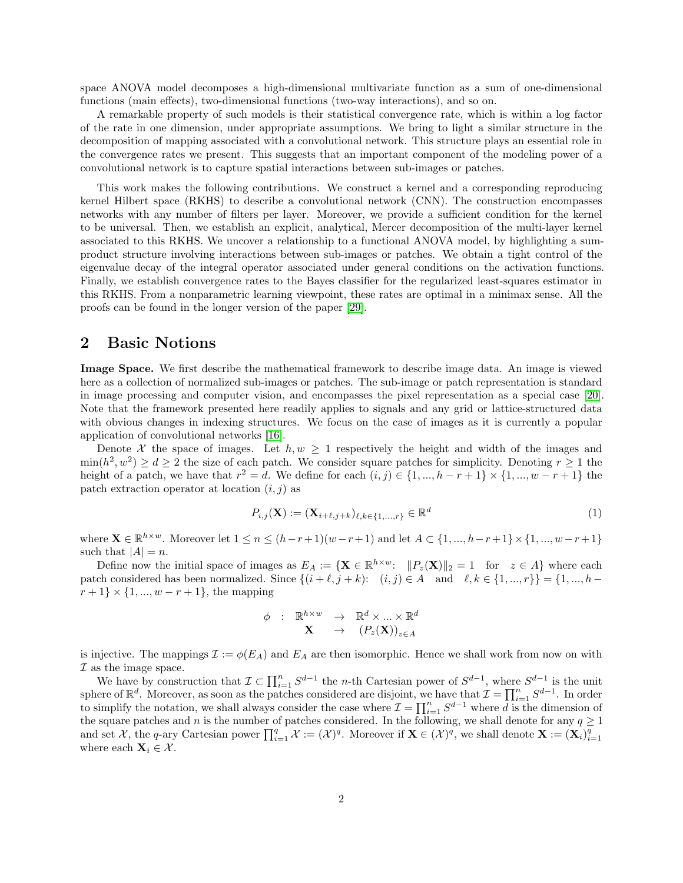space ANOVA model decomposes a high-dimensional multivariate function as a sum of one-dimensional functions (main effects), two-dimensional functions (two-way interactions), and so on.

A remarkable property of such models is their statistical convergence rate, which is within a log factor of the rate in one dimension, under appropriate assumptions. We bring to light a similar structure in the decomposition of mapping associated with a convolutional network. This structure plays an essential role in the convergence rates we present. This suggests that an important component of the modeling power of a convolutional network is to capture spatial interactions between sub-images or patches.

This work makes the following contributions. We construct a kernel and a corresponding reproducing kernel Hilbert space (RKHS) to describe a convolutional network (CNN). The construction encompasses networks with any number of filters per layer. Moreover, we provide a sufficient condition for the kernel to be universal. Then, we establish an explicit, analytical, Mercer decomposition of the multi-layer kernel associated to this RKHS. We uncover a relationship to a functional ANOVA model, by highlighting a sum-product structure involving interactions between sub-images or patches. We obtain a tight control of the eigenvalue decay of the integral operator associated under general conditions on the activation functions. Finally, we establish convergence rates to the Bayes classifier for the regularized least-squares estimator in this RKHS. From a nonparametric learning viewpoint, these rates are optimal in a minimax sense. All the proofs can be found in the longer version of the paper [29].

## 2 Basic Notions

**Image Space.** We first describe the mathematical framework to describe image data. An image is viewed here as a collection of normalized sub-images or patches. The sub-image or patch representation is standard in image processing and computer vision, and encompasses the pixel representation as a special case [20]. Note that the framework presented here readily applies to signals and any grid or lattice-structured data with obvious changes in indexing structures. We focus on the case of images as it is currently a popular application of convolutional networks [16].

Denote $\mathcal{X}$ the space of images. Let $h, w \geq 1$ respectively the height and width of the images and $\min(h^2, w^2) \geq d \geq 2$ the size of each patch. We consider square patches for simplicity. Denoting $r \geq 1$ the height of a patch, we have that $r^2 = d$. We define for each $(i,j) \in \{1,...,h-r+1\} \times \{1,...,w-r+1\}$ the patch extraction operator at location $(i,j)$ as

$$P_{i,j}(\mathbf{X}) := (\mathbf{X}_{i+\ell,j+k})_{\ell,k\in\{1,...,r\}} \in \mathbb{R}^d \tag{1}$$

where $\mathbf{X} \in \mathbb{R}^{h\times w}$. Moreover let $1 \leq n \leq (h-r+1)(w-r+1)$ and let $A \subset \{1,...,h-r+1\} \times \{1,...,w-r+1\}$ such that $|A| = n$.

Define now the initial space of images as $E_A := \{\mathbf{X} \in \mathbb{R}^{h\times w}\colon \ \ \|P_z(\mathbf{X})\|_2 = 1 \quad \text{for} \quad z \in A\}$ where each patch considered has been normalized. Since $\{(i+\ell, j+k)\colon \ (i,j) \in A \ \text{ and } \ \ell, k \in \{1,...,r\}\} = \{1,...,h-r+1\} \times \{1,...,w-r+1\}$, the mapping

$$\begin{array}{cccc} \phi & : & \mathbb{R}^{h\times w} & \rightarrow & \mathbb{R}^d \times ... \times \mathbb{R}^d \\ & & \mathbf{X} & \rightarrow & (P_z(\mathbf{X}))_{z\in A} \end{array}$$

is injective. The mappings $\mathcal{I} := \phi(E_A)$ and $E_A$ are then isomorphic. Hence we shall work from now on with $\mathcal{I}$ as the image space.

We have by construction that $\mathcal{I} \subset \prod_{i=1}^n S^{d-1}$ the $n$-th Cartesian power of $S^{d-1}$, where $S^{d-1}$ is the unit sphere of $\mathbb{R}^d$. Moreover, as soon as the patches considered are disjoint, we have that $\mathcal{I} = \prod_{i=1}^n S^{d-1}$. In order to simplify the notation, we shall always consider the case where $\mathcal{I} = \prod_{i=1}^n S^{d-1}$ where $d$ is the dimension of the square patches and $n$ is the number of patches considered. In the following, we shall denote for any $q \geq 1$ and set $\mathcal{X}$, the $q$-ary Cartesian power $\prod_{i=1}^q \mathcal{X} := (\mathcal{X})^q$. Moreover if $\mathbf{X} \in (\mathcal{X})^q$, we shall denote $\mathbf{X} := (\mathbf{X}_i)_{i=1}^q$ where each $\mathbf{X}_i \in \mathcal{X}$.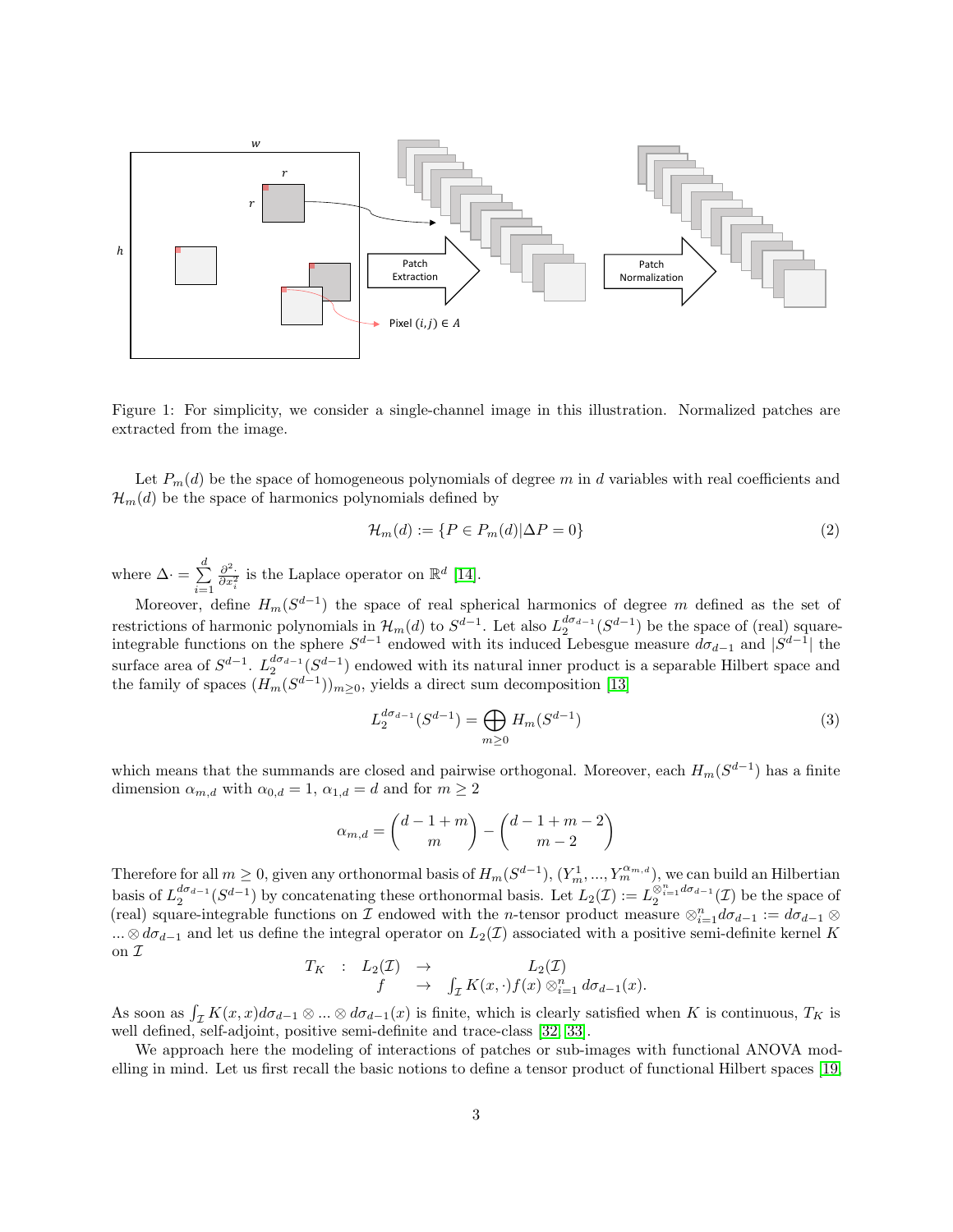Figure 1: For simplicity, we consider a single-channel image in this illustration. Normalized patches are extracted from the image.

Let $P_m(d)$ be the space of homogeneous polynomials of degree $m$ in $d$ variables with real coefficients and $\mathcal{H}_m(d)$ be the space of harmonics polynomials defined by

$$\mathcal{H}_m(d) := \{P \in P_m(d) | \Delta P = 0\} \tag{2}$$

where $\Delta \cdot = \sum_{i=1}^{d} \frac{\partial^2 \cdot}{\partial x_i^2}$ is the Laplace operator on $\mathbb{R}^d$ [14].

Moreover, define $H_m(S^{d-1})$ the space of real spherical harmonics of degree $m$ defined as the set of restrictions of harmonic polynomials in $\mathcal{H}_m(d)$ to $S^{d-1}$. Let also $L_2^{d\sigma_{d-1}}(S^{d-1})$ be the space of (real) square-integrable functions on the sphere $S^{d-1}$ endowed with its induced Lebesgue measure $d\sigma_{d-1}$ and $|S^{d-1}|$ the surface area of $S^{d-1}$. $L_2^{d\sigma_{d-1}}(S^{d-1})$ endowed with its natural inner product is a separable Hilbert space and the family of spaces $(H_m(S^{d-1}))_{m\geq 0}$, yields a direct sum decomposition [13]

$$L_2^{d\sigma_{d-1}}(S^{d-1}) = \bigoplus_{m\geq 0} H_m(S^{d-1}) \tag{3}$$

which means that the summands are closed and pairwise orthogonal. Moreover, each $H_m(S^{d-1})$ has a finite dimension $\alpha_{m,d}$ with $\alpha_{0,d} = 1$, $\alpha_{1,d} = d$ and for $m \geq 2$

$$\alpha_{m,d} = \binom{d-1+m}{m} - \binom{d-1+m-2}{m-2}$$

Therefore for all $m \geq 0$, given any orthonormal basis of $H_m(S^{d-1})$, $(Y_m^1, ..., Y_m^{\alpha_{m,d}})$, we can build an Hilbertian basis of $L_2^{d\sigma_{d-1}}(S^{d-1})$ by concatenating these orthonormal basis. Let $L_2(\mathcal{I}) := L_2^{\otimes_{i=1}^n d\sigma_{d-1}}(\mathcal{I})$ be the space of (real) square-integrable functions on $\mathcal{I}$ endowed with the $n$-tensor product measure $\otimes_{i=1}^n d\sigma_{d-1} := d\sigma_{d-1} \otimes ... \otimes d\sigma_{d-1}$ and let us define the integral operator on $L_2(\mathcal{I})$ associated with a positive semi-definite kernel $K$ on $\mathcal{I}$

$$\begin{array}{rccc} T_K & : & L_2(\mathcal{I}) & \rightarrow & L_2(\mathcal{I}) \\ & & f & \rightarrow & \int_{\mathcal{I}} K(x, \cdot) f(x) \otimes_{i=1}^n d\sigma_{d-1}(x). \end{array}$$

As soon as $\int_{\mathcal{I}} K(x, x) d\sigma_{d-1} \otimes ... \otimes d\sigma_{d-1}(x)$ is finite, which is clearly satisfied when $K$ is continuous, $T_K$ is well defined, self-adjoint, positive semi-definite and trace-class [32] [33].

We approach here the modeling of interactions of patches or sub-images with functional ANOVA modelling in mind. Let us first recall the basic notions to define a tensor product of functional Hilbert spaces [19].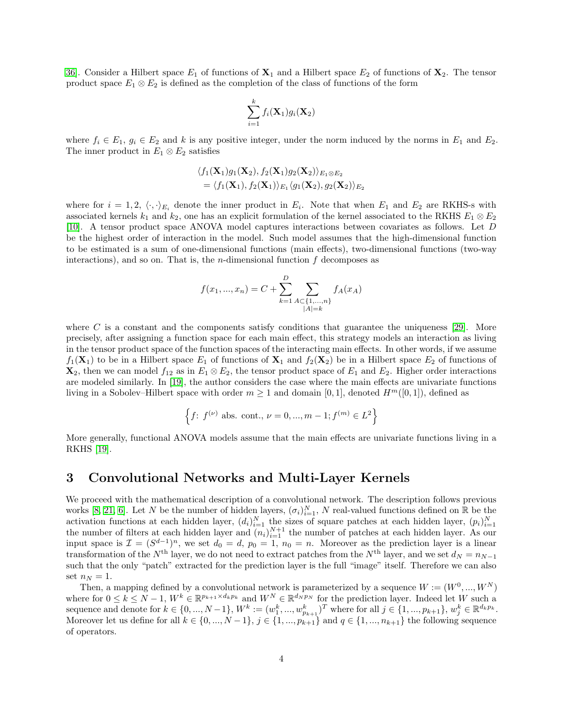[36]. Consider a Hilbert space $E_1$ of functions of $\mathbf{X}_1$ and a Hilbert space $E_2$ of functions of $\mathbf{X}_2$. The tensor product space $E_1 \otimes E_2$ is defined as the completion of the class of functions of the form

$$\sum_{i=1}^{k} f_i(\mathbf{X}_1) g_i(\mathbf{X}_2)$$

where $f_i \in E_1$, $g_i \in E_2$ and $k$ is any positive integer, under the norm induced by the norms in $E_1$ and $E_2$. The inner product in $E_1 \otimes E_2$ satisfies

$$\begin{aligned}
&\langle f_1(\mathbf{X}_1) g_1(\mathbf{X}_2), f_2(\mathbf{X}_1) g_2(\mathbf{X}_2) \rangle_{E_1 \otimes E_2} \\
&= \langle f_1(\mathbf{X}_1), f_2(\mathbf{X}_1) \rangle_{E_1} \langle g_1(\mathbf{X}_2), g_2(\mathbf{X}_2) \rangle_{E_2}
\end{aligned}$$

where for $i = 1, 2$, $\langle \cdot, \cdot \rangle_{E_i}$ denote the inner product in $E_i$. Note that when $E_1$ and $E_2$ are RKHS-s with associated kernels $k_1$ and $k_2$, one has an explicit formulation of the kernel associated to the RKHS $E_1 \otimes E_2$ [10]. A tensor product space ANOVA model captures interactions between covariates as follows. Let $D$ be the highest order of interaction in the model. Such model assumes that the high-dimensional function to be estimated is a sum of one-dimensional functions (main effects), two-dimensional functions (two-way interactions), and so on. That is, the $n$-dimensional function $f$ decomposes as

$$f(x_1, ..., x_n) = C + \sum_{k=1}^{D} \sum_{\substack{A \subset \{1,...,n\} \\ |A| = k}} f_A(x_A)$$

where $C$ is a constant and the components satisfy conditions that guarantee the uniqueness [29]. More precisely, after assigning a function space for each main effect, this strategy models an interaction as living in the tensor product space of the function spaces of the interacting main effects. In other words, if we assume $f_1(\mathbf{X}_1)$ to be in a Hilbert space $E_1$ of functions of $\mathbf{X}_1$ and $f_2(\mathbf{X}_2)$ be in a Hilbert space $E_2$ of functions of $\mathbf{X}_2$, then we can model $f_{12}$ as in $E_1 \otimes E_2$, the tensor product space of $E_1$ and $E_2$. Higher order interactions are modeled similarly. In [19], the author considers the case where the main effects are univariate functions living in a Sobolev–Hilbert space with order $m \geq 1$ and domain $[0, 1]$, denoted $H^m([0, 1])$, defined as

$$\left\{ f\colon\ f^{(\nu)} \text{ abs. cont.}, \nu = 0, ..., m-1; f^{(m)} \in L^2 \right\}$$

More generally, functional ANOVA models assume that the main effects are univariate functions living in a RKHS [19].

## 3 Convolutional Networks and Multi-Layer Kernels

We proceed with the mathematical description of a convolutional network. The description follows previous works [8, 21, 6]. Let $N$ be the number of hidden layers, $(\sigma_i)_{i=1}^N$, $N$ real-valued functions defined on $\mathbb{R}$ be the activation functions at each hidden layer, $(d_i)_{i=1}^N$ the sizes of square patches at each hidden layer, $(p_i)_{i=1}^N$ the number of filters at each hidden layer and $(n_i)_{i=1}^{N+1}$ the number of patches at each hidden layer. As our input space is $\mathcal{I} = (S^{d-1})^n$, we set $d_0 = d$, $p_0 = 1$, $n_0 = n$. Moreover as the prediction layer is a linear transformation of the $N^{\text{th}}$ layer, we do not need to extract patches from the $N^{\text{th}}$ layer, and we set $d_N = n_{N-1}$ such that the only "patch" extracted for the prediction layer is the full "image" itself. Therefore we can also set $n_N = 1$.

Then, a mapping defined by a convolutional network is parameterized by a sequence $W := (W^0, ..., W^N)$ where for $0 \leq k \leq N-1$, $W^k \in \mathbb{R}^{p_{k+1} \times d_k p_k}$ and $W^N \in \mathbb{R}^{d_N p_N}$ for the prediction layer. Indeed let $W$ such a sequence and denote for $k \in \{0, ..., N-1\}$, $W^k := (w_1^k, ..., w_{p_{k+1}}^k)^T$ where for all $j \in \{1, ..., p_{k+1}\}$, $w_j^k \in \mathbb{R}^{d_k p_k}$. Moreover let us define for all $k \in \{0, ..., N-1\}$, $j \in \{1, ..., p_{k+1}\}$ and $q \in \{1, ..., n_{k+1}\}$ the following sequence of operators.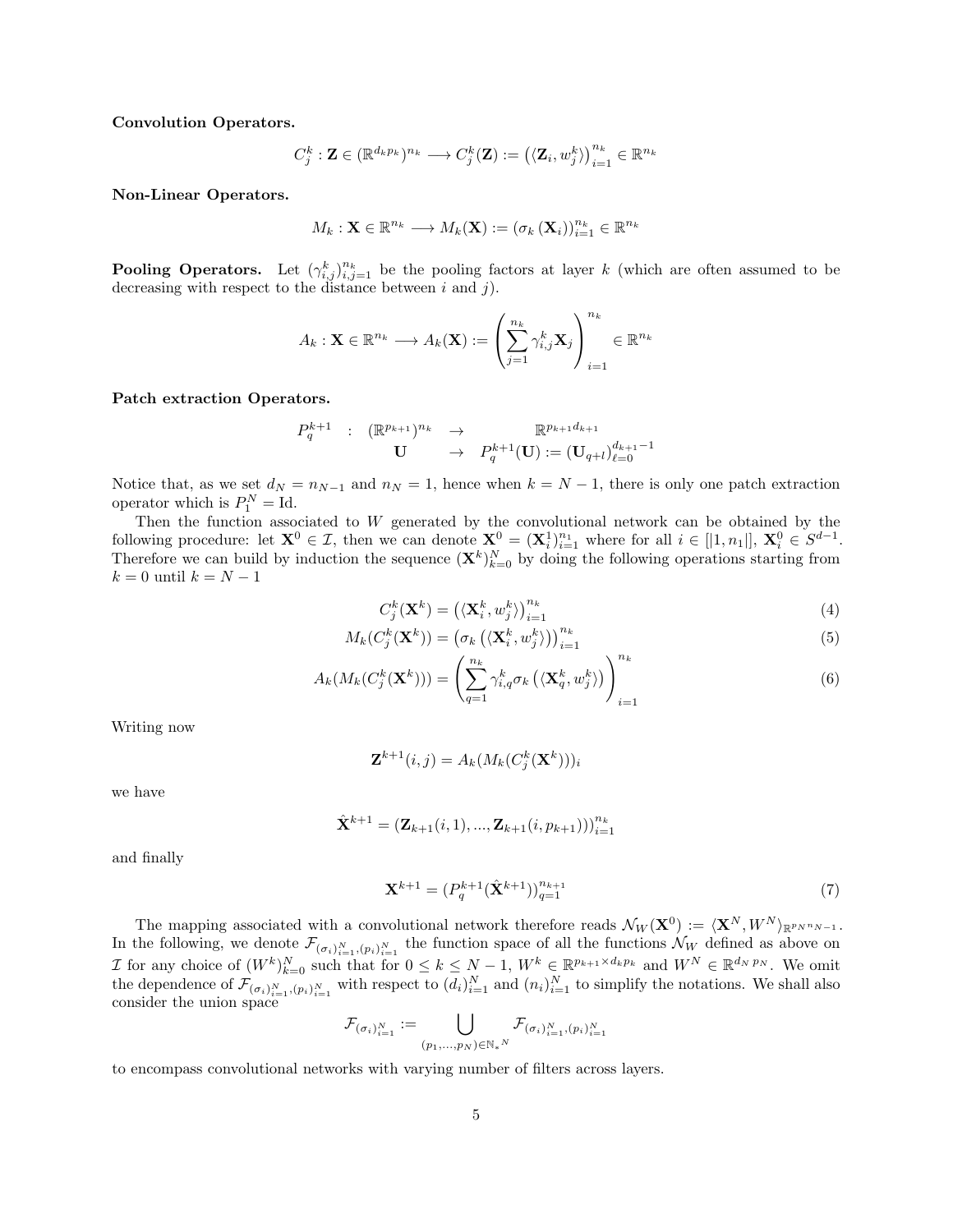**Convolution Operators.**

$$C_j^k : \mathbf{Z} \in (\mathbb{R}^{d_k p_k})^{n_k} \longrightarrow C_j^k(\mathbf{Z}) := \left(\langle \mathbf{Z}_i, w_j^k \rangle\right)_{i=1}^{n_k} \in \mathbb{R}^{n_k}$$

**Non-Linear Operators.**

$$M_k : \mathbf{X} \in \mathbb{R}^{n_k} \longrightarrow M_k(\mathbf{X}) := \left(\sigma_k\left(\mathbf{X}_i\right)\right)_{i=1}^{n_k} \in \mathbb{R}^{n_k}$$

**Pooling Operators.** Let $(\gamma_{i,j}^k)_{i,j=1}^{n_k}$ be the pooling factors at layer $k$ (which are often assumed to be decreasing with respect to the distance between $i$ and $j$).

$$A_k : \mathbf{X} \in \mathbb{R}^{n_k} \longrightarrow A_k(\mathbf{X}) := \left(\sum_{j=1}^{n_k} \gamma_{i,j}^k \mathbf{X}_j\right)_{i=1}^{n_k} \in \mathbb{R}^{n_k}$$

**Patch extraction Operators.**

$$\begin{array}{rccc} P_q^{k+1} & : & (\mathbb{R}^{p_{k+1}})^{n_k} & \to & \mathbb{R}^{p_{k+1} d_{k+1}} \\ & & \mathbf{U} & \to & P_q^{k+1}(\mathbf{U}) := (\mathbf{U}_{q+l})_{\ell=0}^{d_{k+1}-1} \end{array}$$

Notice that, as we set $d_N = n_{N-1}$ and $n_N = 1$, hence when $k = N-1$, there is only one patch extraction operator which is $P_1^N = \mathrm{Id}$.

Then the function associated to $W$ generated by the convolutional network can be obtained by the following procedure: let $\mathbf{X}^0 \in \mathcal{I}$, then we can denote $\mathbf{X}^0 = (\mathbf{X}_i^1)_{i=1}^{n_1}$ where for all $i \in [|1, n_1|]$, $\mathbf{X}_i^0 \in S^{d-1}$. Therefore we can build by induction the sequence $(\mathbf{X}^k)_{k=0}^N$ by doing the following operations starting from $k = 0$ until $k = N-1$

$$C_j^k(\mathbf{X}^k) = \left(\langle \mathbf{X}_i^k, w_j^k \rangle\right)_{i=1}^{n_k} \tag{4}$$

$$M_k(C_j^k(\mathbf{X}^k)) = \left(\sigma_k\left(\langle \mathbf{X}_i^k, w_j^k \rangle\right)\right)_{i=1}^{n_k} \tag{5}$$

$$A_k(M_k(C_j^k(\mathbf{X}^k))) = \left(\sum_{q=1}^{n_k} \gamma_{i,q}^k \sigma_k\left(\langle \mathbf{X}_q^k, w_j^k \rangle\right)\right)_{i=1}^{n_k} \tag{6}$$

Writing now

$$\mathbf{Z}^{k+1}(i,j) = A_k(M_k(C_j^k(\mathbf{X}^k)))_i$$

we have

$$\hat{\mathbf{X}}^{k+1} = (\mathbf{Z}_{k+1}(i,1), ..., \mathbf{Z}_{k+1}(i, p_{k+1})))_{i=1}^{n_k}$$

and finally

$$\mathbf{X}^{k+1} = (P_q^{k+1}(\hat{\mathbf{X}}^{k+1}))_{q=1}^{n_{k+1}} \tag{7}$$

The mapping associated with a convolutional network therefore reads $\mathcal{N}_W(\mathbf{X}^0) := \langle \mathbf{X}^N, W^N \rangle_{\mathbb{R}^{p_N n_{N-1}}}$. In the following, we denote $\mathcal{F}_{(\sigma_i)_{i=1}^N, (p_i)_{i=1}^N}$ the function space of all the functions $\mathcal{N}_W$ defined as above on $\mathcal{I}$ for any choice of $(W^k)_{k=0}^N$ such that for $0 \leq k \leq N-1$, $W^k \in \mathbb{R}^{p_{k+1} \times d_k p_k}$ and $W^N \in \mathbb{R}^{d_N \, p_N}$. We omit the dependence of $\mathcal{F}_{(\sigma_i)_{i=1}^N, (p_i)_{i=1}^N}$ with respect to $(d_i)_{i=1}^N$ and $(n_i)_{i=1}^N$ to simplify the notations. We shall also consider the union space

$$\mathcal{F}_{(\sigma_i)_{i=1}^N} := \bigcup_{(p_1, \ldots, p_N) \in \mathbb{N}_*{}^N} \mathcal{F}_{(\sigma_i)_{i=1}^N, (p_i)_{i=1}^N}$$

to encompass convolutional networks with varying number of filters across layers.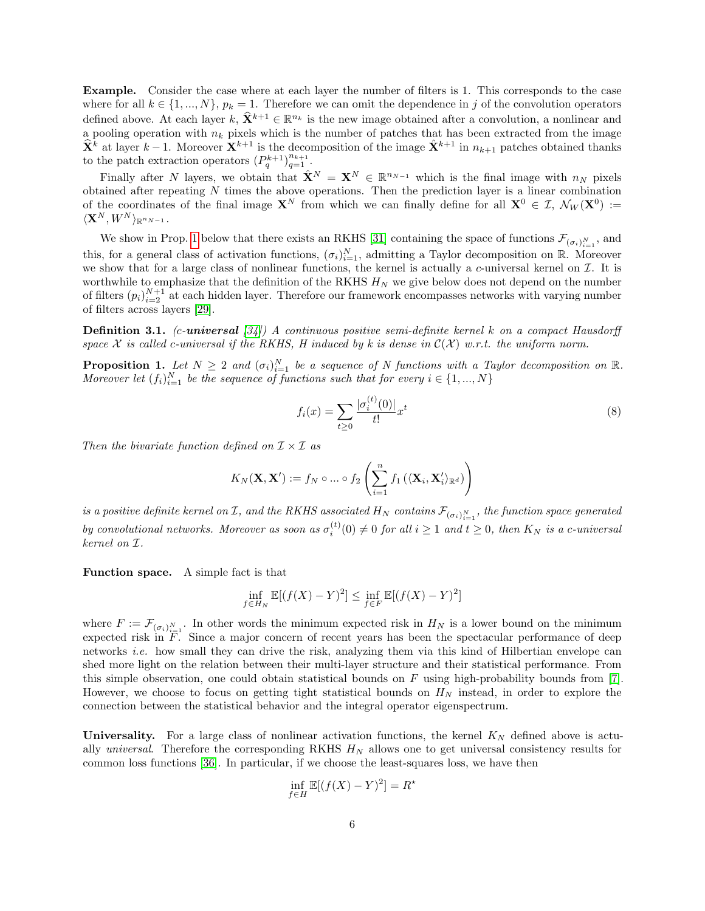**Example.** Consider the case where at each layer the number of filters is 1. This corresponds to the case where for all $k \in \{1, ..., N\}$, $p_k = 1$. Therefore we can omit the dependence in $j$ of the convolution operators defined above. At each layer $k$, $\widehat{\mathbf{X}}^{k+1} \in \mathbb{R}^{n_k}$ is the new image obtained after a convolution, a nonlinear and a pooling operation with $n_k$ pixels which is the number of patches that has been extracted from the image $\widehat{\mathbf{X}}^k$ at layer $k-1$. Moreover $\mathbf{X}^{k+1}$ is the decomposition of the image $\hat{\mathbf{X}}^{k+1}$ in $n_{k+1}$ patches obtained thanks to the patch extraction operators $(P_q^{k+1})_{q=1}^{n_{k+1}}$.

Finally after $N$ layers, we obtain that $\hat{\mathbf{X}}^N = \mathbf{X}^N \in \mathbb{R}^{n_{N-1}}$ which is the final image with $n_N$ pixels obtained after repeating $N$ times the above operations. Then the prediction layer is a linear combination of the coordinates of the final image $\mathbf{X}^N$ from which we can finally define for all $\mathbf{X}^0 \in \mathcal{I}$, $\mathcal{N}_W(\mathbf{X}^0) := \langle \mathbf{X}^N, W^N \rangle_{\mathbb{R}^{n_{N-1}}}$.

We show in Prop. 1 below that there exists an RKHS [31] containing the space of functions $\mathcal{F}_{(\sigma_i)_{i=1}^N}$, and this, for a general class of activation functions, $(\sigma_i)_{i=1}^N$, admitting a Taylor decomposition on $\mathbb{R}$. Moreover we show that for a large class of nonlinear functions, the kernel is actually a $c$-universal kernel on $\mathcal{I}$. It is worthwhile to emphasize that the definition of the RKHS $H_N$ we give below does not depend on the number of filters $(p_i)_{i=2}^{N+1}$ at each hidden layer. Therefore our framework encompasses networks with varying number of filters across layers [29].

**Definition 3.1.** *(c-**universal** [34]) A continuous positive semi-definite kernel $k$ on a compact Hausdorff space $\mathcal{X}$ is called c-universal if the RKHS, $H$ induced by $k$ is dense in $\mathcal{C}(\mathcal{X})$ w.r.t. the uniform norm.*

**Proposition 1.** *Let $N \geq 2$ and $(\sigma_i)_{i=1}^N$ be a sequence of $N$ functions with a Taylor decomposition on $\mathbb{R}$. Moreover let $(f_i)_{i=1}^N$ be the sequence of functions such that for every $i \in \{1, ..., N\}$*

$$f_i(x) = \sum_{t \geq 0} \frac{|\sigma_i^{(t)}(0)|}{t!} x^t \tag{8}$$

*Then the bivariate function defined on $\mathcal{I} \times \mathcal{I}$ as*

$$K_N(\mathbf{X}, \mathbf{X}') := f_N \circ ... \circ f_2 \left( \sum_{i=1}^{n} f_1 \left( \langle \mathbf{X}_i, \mathbf{X}'_i \rangle_{\mathbb{R}^d} \right) \right)$$

*is a positive definite kernel on $\mathcal{I}$, and the RKHS associated $H_N$ contains $\mathcal{F}_{(\sigma_i)_{i=1}^N}$, the function space generated by convolutional networks. Moreover as soon as $\sigma_i^{(t)}(0) \neq 0$ for all $i \geq 1$ and $t \geq 0$, then $K_N$ is a c-universal kernel on $\mathcal{I}$.*

**Function space.** A simple fact is that

$$\inf_{f \in H_N} \mathbb{E}[(f(X) - Y)^2] \leq \inf_{f \in F} \mathbb{E}[(f(X) - Y)^2]$$

where $F := \mathcal{F}_{(\sigma_i)_{i=1}^N}$. In other words the minimum expected risk in $H_N$ is a lower bound on the minimum expected risk in $F$. Since a major concern of recent years has been the spectacular performance of deep networks *i.e.* how small they can drive the risk, analyzing them via this kind of Hilbertian envelope can shed more light on the relation between their multi-layer structure and their statistical performance. From this simple observation, one could obtain statistical bounds on $F$ using high-probability bounds from [7]. However, we choose to focus on getting tight statistical bounds on $H_N$ instead, in order to explore the connection between the statistical behavior and the integral operator eigenspectrum.

**Universality.** For a large class of nonlinear activation functions, the kernel $K_N$ defined above is actually *universal*. Therefore the corresponding RKHS $H_N$ allows one to get universal consistency results for common loss functions [36]. In particular, if we choose the least-squares loss, we have then

$$\inf_{f \in H} \mathbb{E}[(f(X) - Y)^2] = R^\star$$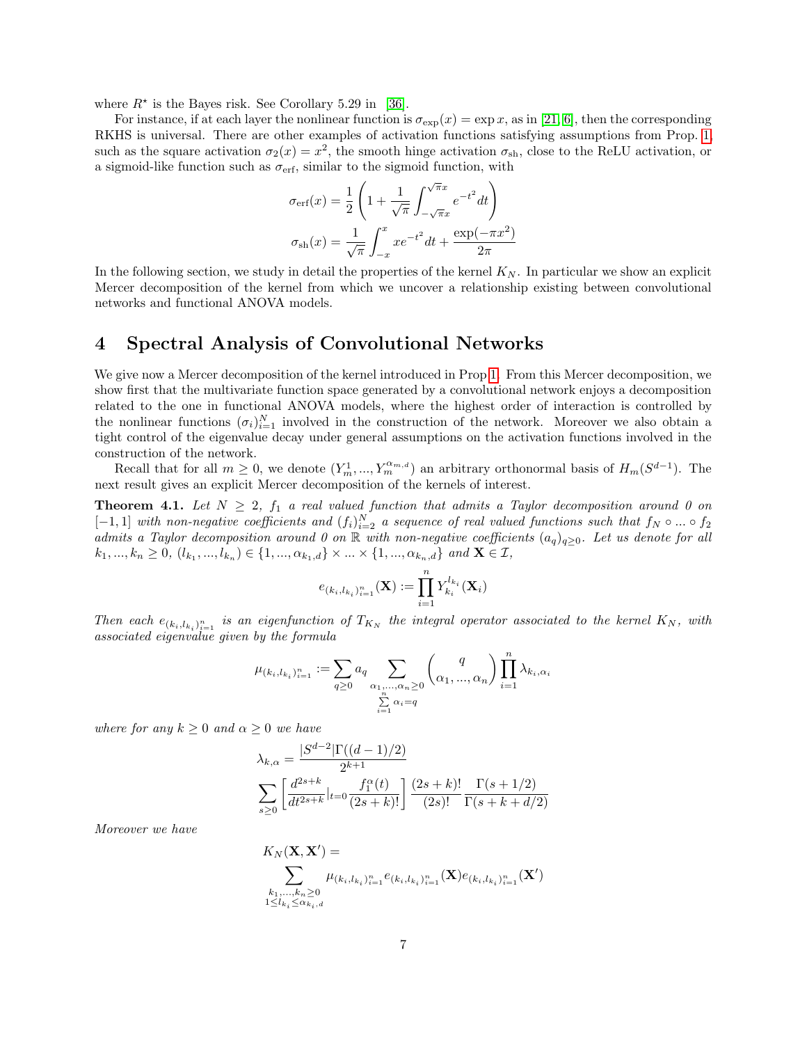where $R^\star$ is the Bayes risk. See Corollary 5.29 in [36].

For instance, if at each layer the nonlinear function is $\sigma_{\exp}(x) = \exp x$, as in [21, 6], then the corresponding RKHS is universal. There are other examples of activation functions satisfying assumptions from Prop. 1, such as the square activation $\sigma_2(x) = x^2$, the smooth hinge activation $\sigma_{\text{sh}}$, close to the ReLU activation, or a sigmoid-like function such as $\sigma_{\text{erf}}$, similar to the sigmoid function, with

$$\sigma_{\text{erf}}(x) = \frac{1}{2}\left(1 + \frac{1}{\sqrt{\pi}}\int_{-\sqrt{\pi}x}^{\sqrt{\pi}x} e^{-t^2}dt\right)$$

$$\sigma_{\text{sh}}(x) = \frac{1}{\sqrt{\pi}}\int_{-x}^{x} xe^{-t^2}dt + \frac{\exp(-\pi x^2)}{2\pi}$$

In the following section, we study in detail the properties of the kernel $K_N$. In particular we show an explicit Mercer decomposition of the kernel from which we uncover a relationship existing between convolutional networks and functional ANOVA models.

# 4 Spectral Analysis of Convolutional Networks

We give now a Mercer decomposition of the kernel introduced in Prop 1. From this Mercer decomposition, we show first that the multivariate function space generated by a convolutional network enjoys a decomposition related to the one in functional ANOVA models, where the highest order of interaction is controlled by the nonlinear functions $(\sigma_i)_{i=1}^N$ involved in the construction of the network. Moreover we also obtain a tight control of the eigenvalue decay under general assumptions on the activation functions involved in the construction of the network.

Recall that for all $m \geq 0$, we denote $(Y_m^1, ..., Y_m^{\alpha_{m,d}})$ an arbitrary orthonormal basis of $H_m(S^{d-1})$. The next result gives an explicit Mercer decomposition of the kernels of interest.

**Theorem 4.1.** *Let $N \geq 2$, $f_1$ a real valued function that admits a Taylor decomposition around 0 on $[-1, 1]$ with non-negative coefficients and $(f_i)_{i=2}^N$ a sequence of real valued functions such that $f_N \circ ... \circ f_2$ admits a Taylor decomposition around 0 on $\mathbb{R}$ with non-negative coefficients $(a_q)_{q\geq 0}$. Let us denote for all $k_1, ..., k_n \geq 0$, $(l_{k_1}, ..., l_{k_n}) \in \{1, ..., \alpha_{k_1,d}\} \times ... \times \{1, ..., \alpha_{k_n,d}\}$ and $\mathbf{X} \in \mathcal{I}$,*

$$e_{(k_i,l_{k_i})_{i=1}^n}(\mathbf{X}) := \prod_{i=1}^n Y_{k_i}^{l_{k_i}}(\mathbf{X}_i)$$

*Then each $e_{(k_i,l_{k_i})_{i=1}^n}$ is an eigenfunction of $T_{K_N}$ the integral operator associated to the kernel $K_N$, with associated eigenvalue given by the formula*

$$\mu_{(k_i,l_{k_i})_{i=1}^n} := \sum_{q\geq 0} a_q \sum_{\substack{\alpha_1,...,\alpha_n \geq 0 \\ \sum_{i=1}^n \alpha_i = q}} \binom{q}{\alpha_1, ..., \alpha_n} \prod_{i=1}^n \lambda_{k_i,\alpha_i}$$

*where for any $k \geq 0$ and $\alpha \geq 0$ we have*

$$\lambda_{k,\alpha} = \frac{|S^{d-2}|\Gamma((d-1)/2)}{2^{k+1}}$$
$$\sum_{s\geq 0}\left[\frac{d^{2s+k}}{dt^{2s+k}}\Big|_{t=0}\frac{f_1^\alpha(t)}{(2s+k)!}\right]\frac{(2s+k)!}{(2s)!}\frac{\Gamma(s+1/2)}{\Gamma(s+k+d/2)}$$

*Moreover we have*

$$K_N(\mathbf{X}, \mathbf{X}') = \sum_{\substack{k_1,...,k_n \geq 0 \\ 1 \leq l_{k_i} \leq \alpha_{k_i,d}}} \mu_{(k_i,l_{k_i})_{i=1}^n} e_{(k_i,l_{k_i})_{i=1}^n}(\mathbf{X}) e_{(k_i,l_{k_i})_{i=1}^n}(\mathbf{X}')$$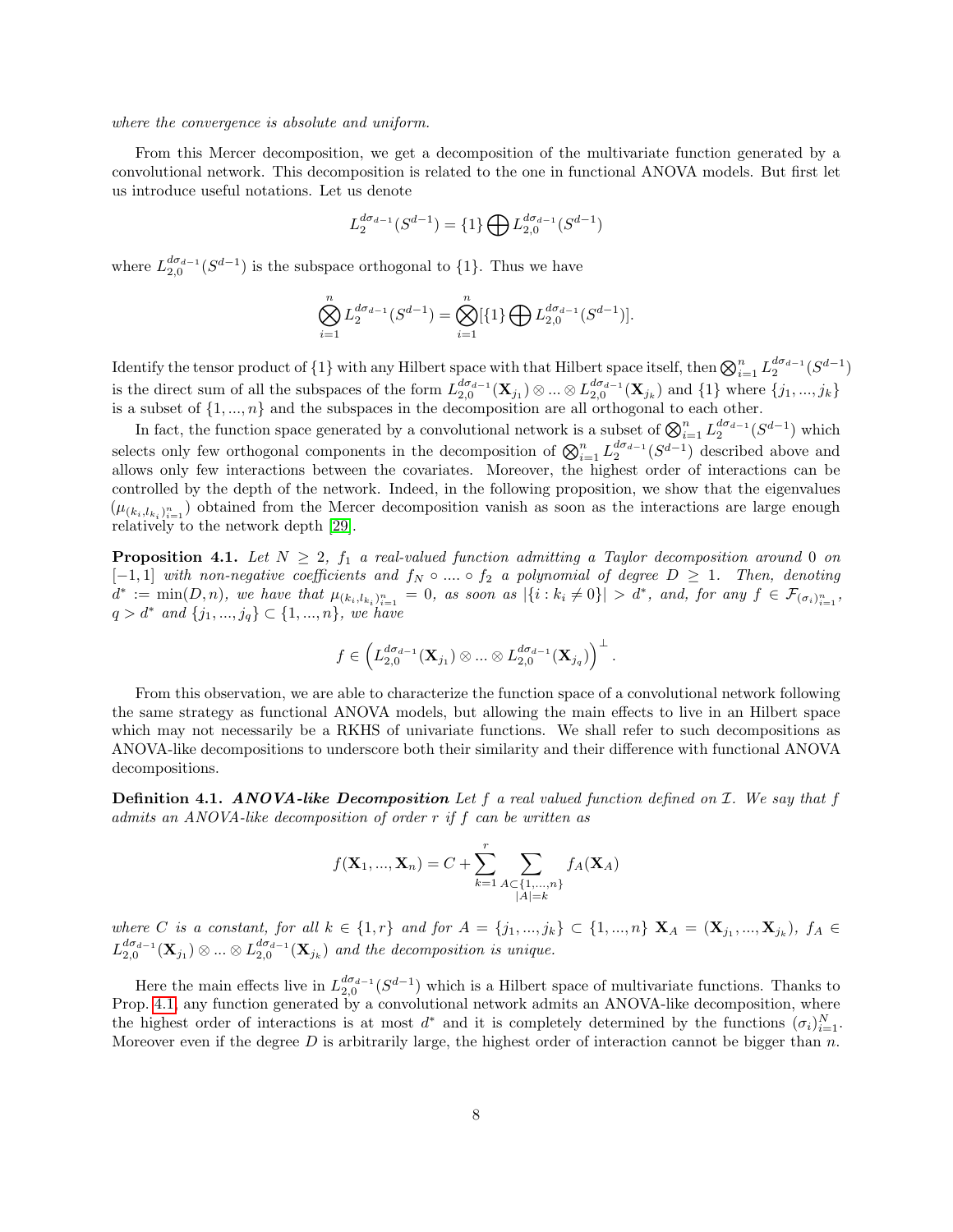*where the convergence is absolute and uniform.*

From this Mercer decomposition, we get a decomposition of the multivariate function generated by a convolutional network. This decomposition is related to the one in functional ANOVA models. But first let us introduce useful notations. Let us denote

$$L_2^{d\sigma_{d-1}}(S^{d-1}) = \{1\} \bigoplus L_{2,0}^{d\sigma_{d-1}}(S^{d-1})$$

where $L_{2,0}^{d\sigma_{d-1}}(S^{d-1})$ is the subspace orthogonal to $\{1\}$. Thus we have

$$\bigotimes_{i=1}^{n} L_2^{d\sigma_{d-1}}(S^{d-1}) = \bigotimes_{i=1}^{n} [\{1\} \bigoplus L_{2,0}^{d\sigma_{d-1}}(S^{d-1})].$$

Identify the tensor product of $\{1\}$ with any Hilbert space with that Hilbert space itself, then $\bigotimes_{i=1}^{n} L_2^{d\sigma_{d-1}}(S^{d-1})$ is the direct sum of all the subspaces of the form $L_{2,0}^{d\sigma_{d-1}}(\mathbf{X}_{j_1}) \otimes ... \otimes L_{2,0}^{d\sigma_{d-1}}(\mathbf{X}_{j_k})$ and $\{1\}$ where $\{j_1, ..., j_k\}$ is a subset of $\{1, ..., n\}$ and the subspaces in the decomposition are all orthogonal to each other.

In fact, the function space generated by a convolutional network is a subset of $\bigotimes_{i=1}^{n} L_2^{d\sigma_{d-1}}(S^{d-1})$ which selects only few orthogonal components in the decomposition of $\bigotimes_{i=1}^{n} L_2^{d\sigma_{d-1}}(S^{d-1})$ described above and allows only few interactions between the covariates. Moreover, the highest order of interactions can be controlled by the depth of the network. Indeed, in the following proposition, we show that the eigenvalues $(\mu_{(k_i,l_{k_i})_{i=1}^n})$ obtained from the Mercer decomposition vanish as soon as the interactions are large enough relatively to the network depth [29].

**Proposition 4.1.** *Let $N \geq 2$, $f_1$ a real-valued function admitting a Taylor decomposition around 0 on $[-1, 1]$ with non-negative coefficients and $f_N \circ .... \circ f_2$ a polynomial of degree $D \geq 1$. Then, denoting $d^* := \min(D, n)$, we have that $\mu_{(k_i,l_{k_i})_{i=1}^n} = 0$, as soon as $|\{i : k_i \neq 0\}| > d^*$, and, for any $f \in \mathcal{F}_{(\sigma_i)_{i=1}^n}$, $q > d^*$ and $\{j_1, ..., j_q\} \subset \{1, ..., n\}$, we have*

$$f \in \left( L_{2,0}^{d\sigma_{d-1}}(\mathbf{X}_{j_1}) \otimes ... \otimes L_{2,0}^{d\sigma_{d-1}}(\mathbf{X}_{j_q}) \right)^{\perp}.$$

From this observation, we are able to characterize the function space of a convolutional network following the same strategy as functional ANOVA models, but allowing the main effects to live in an Hilbert space which may not necessarily be a RKHS of univariate functions. We shall refer to such decompositions as ANOVA-like decompositions to underscore both their similarity and their difference with functional ANOVA decompositions.

**Definition 4.1.** ***ANOVA-like Decomposition*** *Let $f$ a real valued function defined on $\mathcal{I}$. We say that $f$ admits an ANOVA-like decomposition of order $r$ if $f$ can be written as*

$$f(\mathbf{X}_1, ..., \mathbf{X}_n) = C + \sum_{k=1}^{r} \sum_{\substack{A \subset \{1,...,n\} \\ |A|=k}} f_A(\mathbf{X}_A)$$

*where $C$ is a constant, for all $k \in \{1, r\}$ and for $A = \{j_1, ..., j_k\} \subset \{1, ..., n\}$ $\mathbf{X}_A = (\mathbf{X}_{j_1}, ..., \mathbf{X}_{j_k})$, $f_A \in L_{2,0}^{d\sigma_{d-1}}(\mathbf{X}_{j_1}) \otimes ... \otimes L_{2,0}^{d\sigma_{d-1}}(\mathbf{X}_{j_k})$ and the decomposition is unique.*

Here the main effects live in $L_{2,0}^{d\sigma_{d-1}}(S^{d-1})$ which is a Hilbert space of multivariate functions. Thanks to Prop. 4.1, any function generated by a convolutional network admits an ANOVA-like decomposition, where the highest order of interactions is at most $d^*$ and it is completely determined by the functions $(\sigma_i)_{i=1}^N$. Moreover even if the degree $D$ is arbitrarily large, the highest order of interaction cannot be bigger than $n$.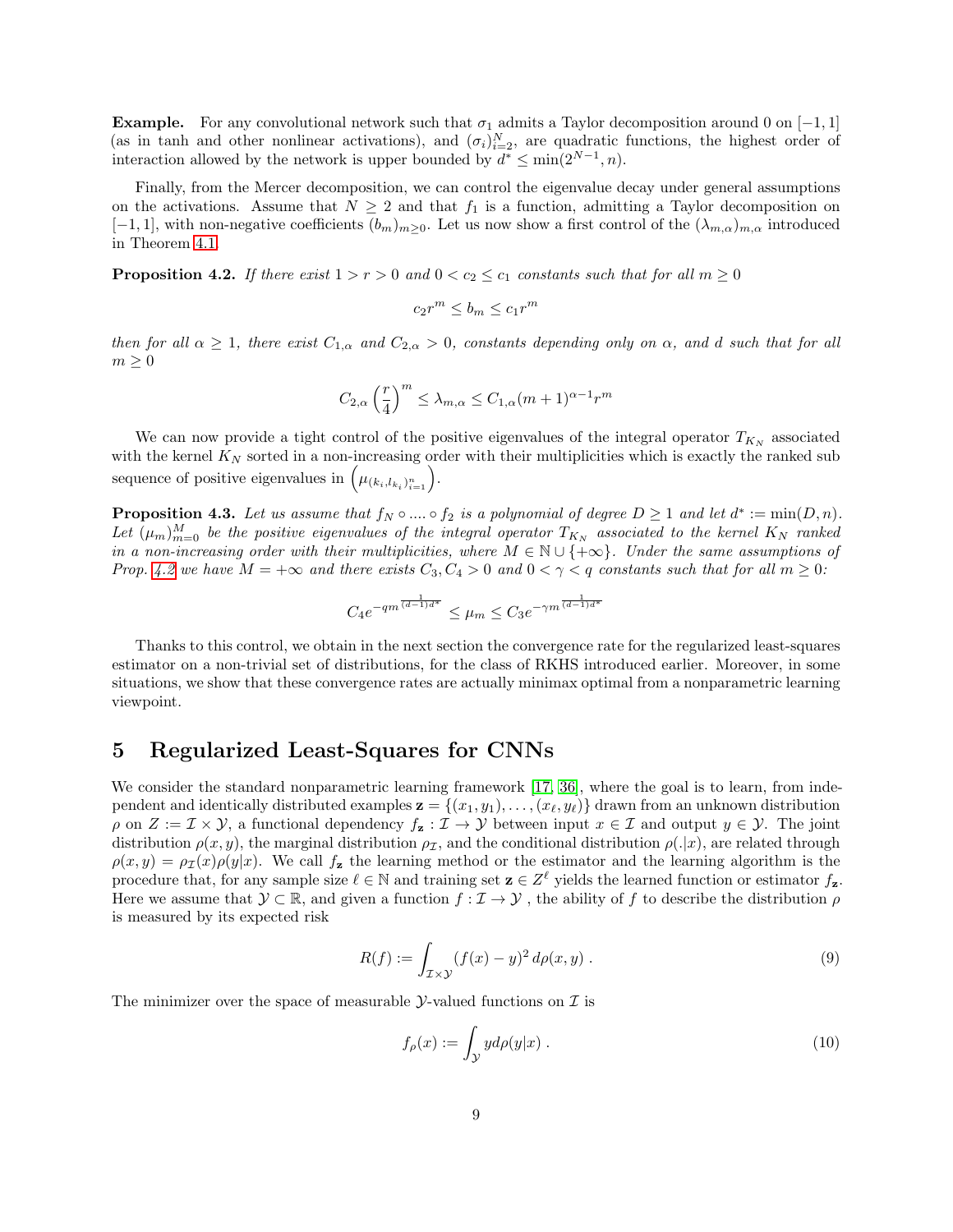**Example.** For any convolutional network such that $\sigma_1$ admits a Taylor decomposition around 0 on $[-1, 1]$ (as in tanh and other nonlinear activations), and $(\sigma_i)_{i=2}^N$, are quadratic functions, the highest order of interaction allowed by the network is upper bounded by $d^* \leq \min(2^{N-1}, n)$.

Finally, from the Mercer decomposition, we can control the eigenvalue decay under general assumptions on the activations. Assume that $N \geq 2$ and that $f_1$ is a function, admitting a Taylor decomposition on $[-1, 1]$, with non-negative coefficients $(b_m)_{m\geq 0}$. Let us now show a first control of the $(\lambda_{m,\alpha})_{m,\alpha}$ introduced in Theorem 4.1.

**Proposition 4.2.** *If there exist $1 > r > 0$ and $0 < c_2 \leq c_1$ constants such that for all $m \geq 0$*

$$c_2 r^m \leq b_m \leq c_1 r^m$$

*then for all $\alpha \geq 1$, there exist $C_{1,\alpha}$ and $C_{2,\alpha} > 0$, constants depending only on $\alpha$, and $d$ such that for all $m \geq 0$*

$$C_{2,\alpha} \left(\frac{r}{4}\right)^m \leq \lambda_{m,\alpha} \leq C_{1,\alpha}(m+1)^{\alpha-1} r^m$$

We can now provide a tight control of the positive eigenvalues of the integral operator $T_{K_N}$ associated with the kernel $K_N$ sorted in a non-increasing order with their multiplicities which is exactly the ranked sub sequence of positive eigenvalues in $\left(\mu_{(k_i,l_{k_i})_{i=1}^n}\right)$.

**Proposition 4.3.** *Let us assume that $f_N \circ \dots \circ f_2$ is a polynomial of degree $D \geq 1$ and let $d^* := \min(D, n)$. Let $(\mu_m)_{m=0}^M$ be the positive eigenvalues of the integral operator $T_{K_N}$ associated to the kernel $K_N$ ranked in a non-increasing order with their multiplicities, where $M \in \mathbb{N} \cup \{+\infty\}$. Under the same assumptions of Prop. 4.2 we have $M = +\infty$ and there exists $C_3, C_4 > 0$ and $0 < \gamma < q$ constants such that for all $m \geq 0$:*

$$C_4 e^{-q m^{\frac{1}{(d-1)d^*}}} \leq \mu_m \leq C_3 e^{-\gamma m^{\frac{1}{(d-1)d^*}}}$$

Thanks to this control, we obtain in the next section the convergence rate for the regularized least-squares estimator on a non-trivial set of distributions, for the class of RKHS introduced earlier. Moreover, in some situations, we show that these convergence rates are actually minimax optimal from a nonparametric learning viewpoint.

# 5 Regularized Least-Squares for CNNs

We consider the standard nonparametric learning framework [17, 36], where the goal is to learn, from independent and identically distributed examples $\mathbf{z} = \{(x_1, y_1), \dots, (x_\ell, y_\ell)\}$ drawn from an unknown distribution $\rho$ on $Z := \mathcal{I} \times \mathcal{Y}$, a functional dependency $f_{\mathbf{z}} : \mathcal{I} \to \mathcal{Y}$ between input $x \in \mathcal{I}$ and output $y \in \mathcal{Y}$. The joint distribution $\rho(x, y)$, the marginal distribution $\rho_{\mathcal{I}}$, and the conditional distribution $\rho(.|x)$, are related through $\rho(x, y) = \rho_{\mathcal{I}}(x)\rho(y|x)$. We call $f_{\mathbf{z}}$ the learning method or the estimator and the learning algorithm is the procedure that, for any sample size $\ell \in \mathbb{N}$ and training set $\mathbf{z} \in Z^\ell$ yields the learned function or estimator $f_{\mathbf{z}}$. Here we assume that $\mathcal{Y} \subset \mathbb{R}$, and given a function $f : \mathcal{I} \to \mathcal{Y}$ , the ability of $f$ to describe the distribution $\rho$ is measured by its expected risk

$$R(f) := \int_{\mathcal{I}\times\mathcal{Y}} (f(x) - y)^2 \, d\rho(x, y) \,. \tag{9}$$

The minimizer over the space of measurable $\mathcal{Y}$-valued functions on $\mathcal{I}$ is

$$f_\rho(x) := \int_{\mathcal{Y}} y d\rho(y|x) \,. \tag{10}$$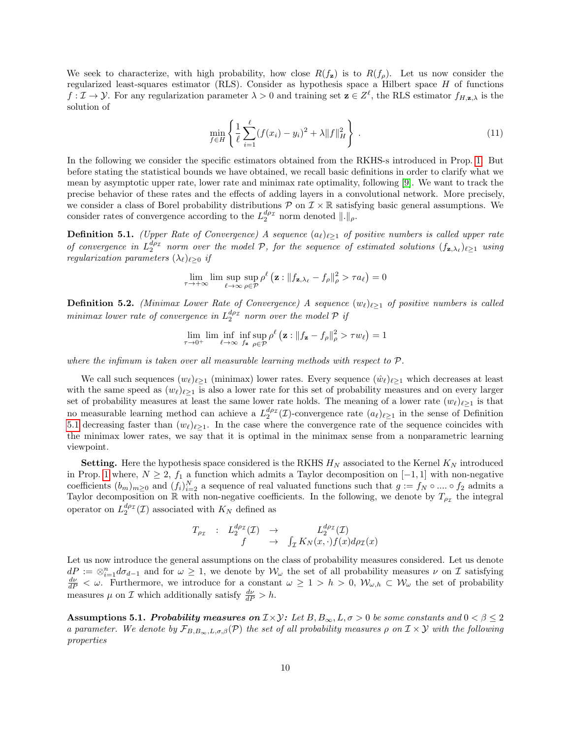We seek to characterize, with high probability, how close $R(f_{\mathbf{z}})$ is to $R(f_\rho)$. Let us now consider the regularized least-squares estimator (RLS). Consider as hypothesis space a Hilbert space $H$ of functions $f : \mathcal{I} \to \mathcal{Y}$. For any regularization parameter $\lambda > 0$ and training set $\mathbf{z} \in Z^\ell$, the RLS estimator $f_{H,\mathbf{z},\lambda}$ is the solution of

$$\min_{f \in H} \left\{ \frac{1}{\ell} \sum_{i=1}^{\ell} (f(x_i) - y_i)^2 + \lambda \|f\|_H^2 \right\} . \tag{11}$$

In the following we consider the specific estimators obtained from the RKHS-s introduced in Prop. 1. But before stating the statistical bounds we have obtained, we recall basic definitions in order to clarify what we mean by asymptotic upper rate, lower rate and minimax rate optimality, following [9]. We want to track the precise behavior of these rates and the effects of adding layers in a convolutional network. More precisely, we consider a class of Borel probability distributions $\mathcal{P}$ on $\mathcal{I} \times \mathbb{R}$ satisfying basic general assumptions. We consider rates of convergence according to the $L_2^{d\rho_{\mathcal{I}}}$ norm denoted $\|.\|_\rho$.

**Definition 5.1.** *(Upper Rate of Convergence) A sequence $(a_\ell)_{\ell \geq 1}$ of positive numbers is called upper rate of convergence in $L_2^{d\rho_{\mathcal{I}}}$ norm over the model $\mathcal{P}$, for the sequence of estimated solutions $(f_{\mathbf{z},\lambda_\ell})_{\ell \geq 1}$ using regularization parameters $(\lambda_\ell)_{\ell \geq 0}$ if*

$$\lim_{\tau \to +\infty} \limsup_{\ell \to \infty} \sup_{\rho \in \mathcal{P}} \rho^\ell \left( \mathbf{z} : \|f_{\mathbf{z},\lambda_\ell} - f_\rho\|_\rho^2 > \tau a_\ell \right) = 0$$

**Definition 5.2.** *(Minimax Lower Rate of Convergence) A sequence $(w_\ell)_{\ell \geq 1}$ of positive numbers is called minimax lower rate of convergence in $L_2^{d\rho_{\mathcal{I}}}$ norm over the model $\mathcal{P}$ if*

$$\lim_{\tau \to 0^+} \liminf_{\ell \to \infty} \inf_{f_{\mathbf{z}}} \sup_{\rho \in \mathcal{P}} \rho^\ell \left( \mathbf{z} : \|f_{\mathbf{z}} - f_\rho\|_\rho^2 > \tau w_\ell \right) = 1$$

*where the infimum is taken over all measurable learning methods with respect to $\mathcal{P}$.*

We call such sequences $(w_\ell)_{\ell \geq 1}$ (minimax) lower rates. Every sequence $(\hat{w}_\ell)_{\ell \geq 1}$ which decreases at least with the same speed as $(w_\ell)_{\ell \geq 1}$ is also a lower rate for this set of probability measures and on every larger set of probability measures at least the same lower rate holds. The meaning of a lower rate $(w_\ell)_{\ell \geq 1}$ is that no measurable learning method can achieve a $L_2^{d\rho_{\mathcal{I}}}(\mathcal{I})$-convergence rate $(a_\ell)_{\ell \geq 1}$ in the sense of Definition 5.1 decreasing faster than $(w_\ell)_{\ell \geq 1}$. In the case where the convergence rate of the sequence coincides with the minimax lower rates, we say that it is optimal in the minimax sense from a nonparametric learning viewpoint.

**Setting.** Here the hypothesis space considered is the RKHS $H_N$ associated to the Kernel $K_N$ introduced in Prop. 1 where, $N \geq 2$, $f_1$ a function which admits a Taylor decomposition on $[-1, 1]$ with non-negative coefficients $(b_m)_{m \geq 0}$ and $(f_i)_{i=2}^N$ a sequence of real valued functions such that $g := f_N \circ .... \circ f_2$ admits a Taylor decomposition on $\mathbb{R}$ with non-negative coefficients. In the following, we denote by $T_{\rho_{\mathcal{I}}}$ the integral operator on $L_2^{d\rho_{\mathcal{I}}}(\mathcal{I})$ associated with $K_N$ defined as

$$\begin{array}{rccc} T_{\rho_{\mathcal{I}}} & : & L_2^{d\rho_{\mathcal{I}}}(\mathcal{I}) & \to & L_2^{d\rho_{\mathcal{I}}}(\mathcal{I}) \\ & & f & \to & \int_{\mathcal{I}} K_N(x, \cdot) f(x) d\rho_{\mathcal{I}}(x) \end{array}$$

Let us now introduce the general assumptions on the class of probability measures considered. Let us denote $dP := \otimes_{i=1}^n d\sigma_{d-1}$ and for $\omega \geq 1$, we denote by $\mathcal{W}_\omega$ the set of all probability measures $\nu$ on $\mathcal{I}$ satisfying $\frac{d\nu}{dP} < \omega$. Furthermore, we introduce for a constant $\omega \geq 1 > h > 0$, $\mathcal{W}_{\omega,h} \subset \mathcal{W}_\omega$ the set of probability measures $\mu$ on $\mathcal{I}$ which additionally satisfy $\frac{d\nu}{dP} > h$.

**Assumptions 5.1.** ***Probability measures on*** $\mathcal{I} \times \mathcal{Y}$***:*** *Let $B, B_\infty, L, \sigma > 0$ be some constants and $0 < \beta \leq 2$ a parameter. We denote by $\mathcal{F}_{B,B_\infty,L,\sigma,\beta}(\mathcal{P})$ the set of all probability measures $\rho$ on $\mathcal{I} \times \mathcal{Y}$ with the following properties*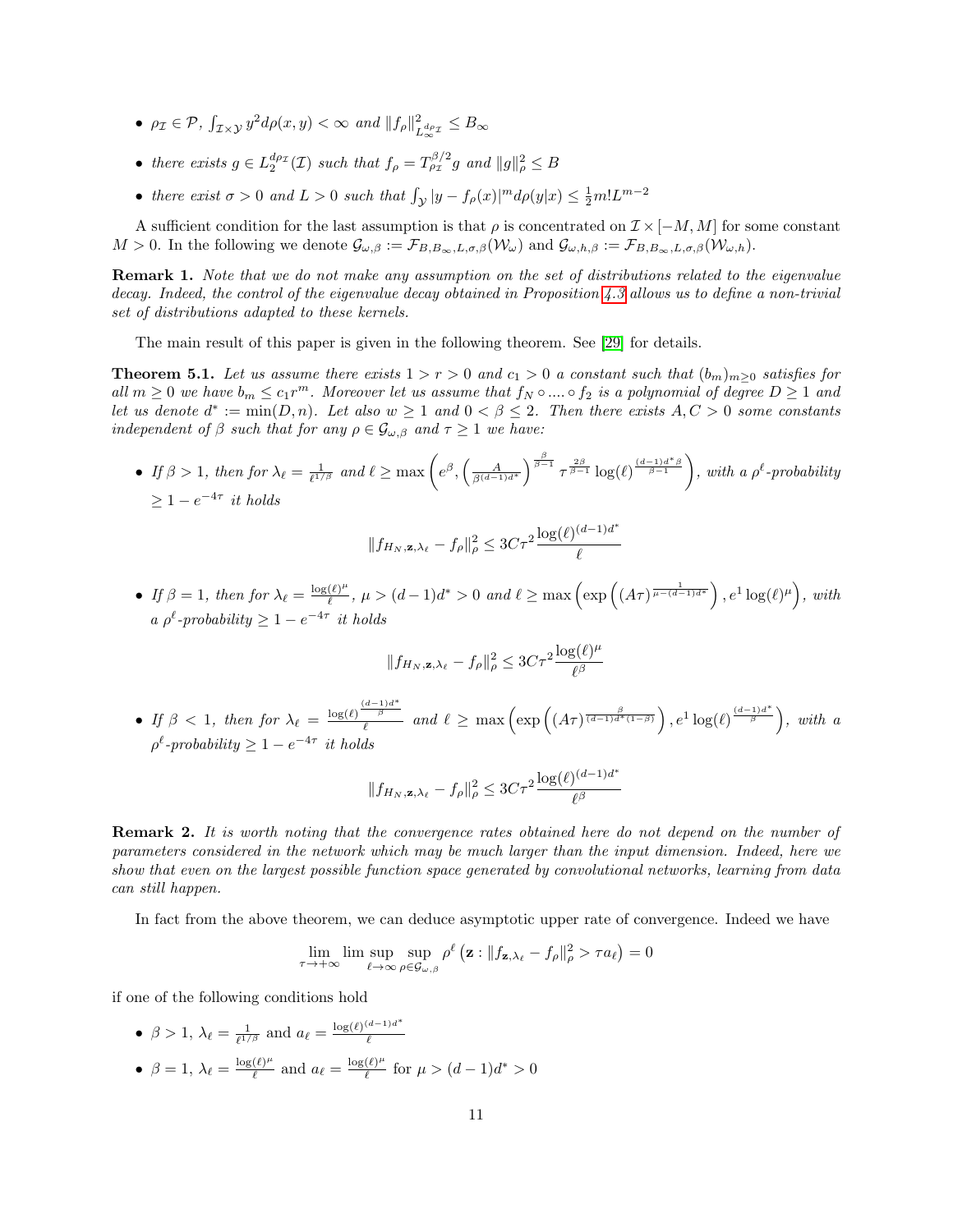- $\rho_{\mathcal{I}} \in \mathcal{P}$, $\int_{\mathcal{I}\times\mathcal{Y}} y^2 d\rho(x,y) < \infty$ *and* $\|f_\rho\|^2_{L_\infty^{d\rho_{\mathcal{I}}}} \leq B_\infty$

- *there exists* $g \in L_2^{d\rho_{\mathcal{I}}}(\mathcal{I})$ *such that* $f_\rho = T_{\rho_{\mathcal{I}}}^{\beta/2} g$ *and* $\|g\|^2_\rho \leq B$

- *there exist* $\sigma > 0$ *and* $L > 0$ *such that* $\int_{\mathcal{Y}} |y - f_\rho(x)|^m d\rho(y|x) \leq \frac{1}{2} m! L^{m-2}$

A sufficient condition for the last assumption is that $\rho$ is concentrated on $\mathcal{I} \times [-M, M]$ for some constant $M > 0$. In the following we denote $\mathcal{G}_{\omega,\beta} := \mathcal{F}_{B,B_\infty,L,\sigma,\beta}(\mathcal{W}_\omega)$ and $\mathcal{G}_{\omega,h,\beta} := \mathcal{F}_{B,B_\infty,L,\sigma,\beta}(\mathcal{W}_{\omega,h})$.

**Remark 1.** *Note that we do not make any assumption on the set of distributions related to the eigenvalue decay. Indeed, the control of the eigenvalue decay obtained in Proposition 4.3 allows us to define a non-trivial set of distributions adapted to these kernels.*

The main result of this paper is given in the following theorem. See [29] for details.

**Theorem 5.1.** *Let us assume there exists* $1 > r > 0$ *and* $c_1 > 0$ *a constant such that* $(b_m)_{m\geq 0}$ *satisfies for all* $m \geq 0$ *we have* $b_m \leq c_1 r^m$. *Moreover let us assume that* $f_N \circ .... \circ f_2$ *is a polynomial of degree* $D \geq 1$ *and let us denote* $d^* := \min(D, n)$. *Let also* $w \geq 1$ *and* $0 < \beta \leq 2$. *Then there exists* $A, C > 0$ *some constants independent of* $\beta$ *such that for any* $\rho \in \mathcal{G}_{\omega,\beta}$ *and* $\tau \geq 1$ *we have:*

- *If* $\beta > 1$, *then for* $\lambda_\ell = \frac{1}{\ell^{1/\beta}}$ *and* $\ell \geq \max\left(e^\beta, \left(\frac{A}{\beta(d-1)d^*}\right)^{\frac{\beta}{\beta-1}} \tau^{\frac{2\beta}{\beta-1}} \log(\ell)^{\frac{(d-1)d^*\beta}{\beta-1}}\right)$, *with a* $\rho^\ell$*-probability* $\geq 1 - e^{-4\tau}$ *it holds*

$$\|f_{H_N,\mathbf{z},\lambda_\ell} - f_\rho\|^2_\rho \leq 3C\tau^2 \frac{\log(\ell)^{(d-1)d^*}}{\ell}$$

- *If* $\beta = 1$, *then for* $\lambda_\ell = \frac{\log(\ell)^\mu}{\ell}$, $\mu > (d-1)d^* > 0$ *and* $\ell \geq \max\left(\exp\left((A\tau)^{\frac{1}{\mu-(d-1)d^*}}\right), e^1 \log(\ell)^\mu\right)$, *with a* $\rho^\ell$*-probability* $\geq 1 - e^{-4\tau}$ *it holds*

$$\|f_{H_N,\mathbf{z},\lambda_\ell} - f_\rho\|^2_\rho \leq 3C\tau^2 \frac{\log(\ell)^\mu}{\ell^\beta}$$

- *If* $\beta < 1$, *then for* $\lambda_\ell = \frac{\log(\ell)^{\frac{(d-1)d^*}{\beta}}}{\ell}$ *and* $\ell \geq \max\left(\exp\left((A\tau)^{\frac{\beta}{(d-1)d^*(1-\beta)}}\right), e^1 \log(\ell)^{\frac{(d-1)d^*}{\beta}}\right)$, *with a* $\rho^\ell$*-probability* $\geq 1 - e^{-4\tau}$ *it holds*

$$\|f_{H_N,\mathbf{z},\lambda_\ell} - f_\rho\|^2_\rho \leq 3C\tau^2 \frac{\log(\ell)^{(d-1)d^*}}{\ell^\beta}$$

**Remark 2.** *It is worth noting that the convergence rates obtained here do not depend on the number of parameters considered in the network which may be much larger than the input dimension. Indeed, here we show that even on the largest possible function space generated by convolutional networks, learning from data can still happen.*

In fact from the above theorem, we can deduce asymptotic upper rate of convergence. Indeed we have

$$\lim_{\tau\to+\infty} \limsup_{\ell\to\infty} \sup_{\rho\in\mathcal{G}_{\omega,\beta}} \rho^\ell \left(\mathbf{z} : \|f_{\mathbf{z},\lambda_\ell} - f_\rho\|^2_\rho > \tau a_\ell\right) = 0$$

if one of the following conditions hold

- $\beta > 1$, $\lambda_\ell = \frac{1}{\ell^{1/\beta}}$ and $a_\ell = \frac{\log(\ell)^{(d-1)d^*}}{\ell}$
- $\beta = 1$, $\lambda_\ell = \frac{\log(\ell)^\mu}{\ell}$ and $a_\ell = \frac{\log(\ell)^\mu}{\ell}$ for $\mu > (d-1)d^* > 0$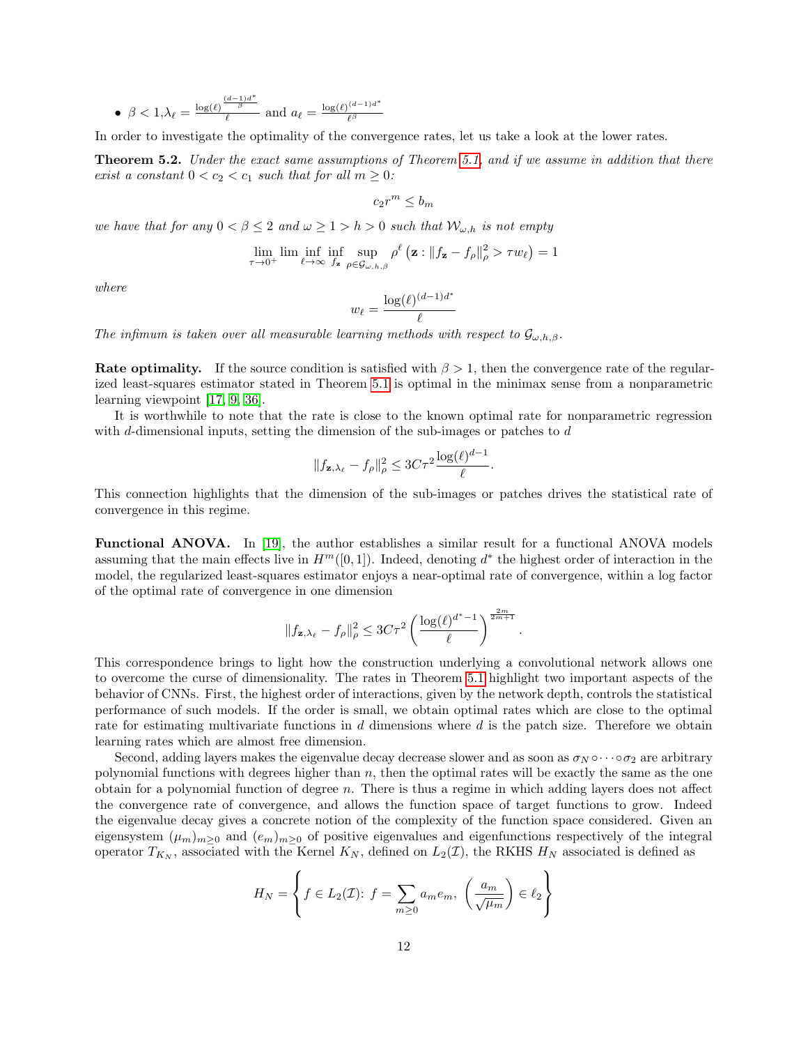- $\beta < 1, \lambda_\ell = \frac{\log(\ell)^{\frac{(d-1)d^*}{\beta}}}{\ell}$ and $a_\ell = \frac{\log(\ell)^{(d-1)d^*}}{\ell^\beta}$

In order to investigate the optimality of the convergence rates, let us take a look at the lower rates.

**Theorem 5.2.** *Under the exact same assumptions of Theorem 5.1, and if we assume in addition that there exist a constant $0 < c_2 < c_1$ such that for all $m \geq 0$:*

$$c_2 r^m \leq b_m$$

*we have that for any $0 < \beta \leq 2$ and $\omega \geq 1 > h > 0$ such that $\mathcal{W}_{\omega,h}$ is not empty*

$$\lim_{\tau \to 0^+} \lim_{\ell \to \infty} \inf_{f_{\mathbf{z}}} \sup_{\rho \in \mathcal{G}_{\omega,h,\beta}} \rho^\ell \left(\mathbf{z} : \|f_{\mathbf{z}} - f_\rho\|_\rho^2 > \tau w_\ell\right) = 1$$

*where*

$$w_\ell = \frac{\log(\ell)^{(d-1)d^*}}{\ell}$$

*The infimum is taken over all measurable learning methods with respect to $\mathcal{G}_{\omega,h,\beta}$.*

**Rate optimality.** If the source condition is satisfied with $\beta > 1$, then the convergence rate of the regularized least-squares estimator stated in Theorem 5.1 is optimal in the minimax sense from a nonparametric learning viewpoint [17, 9, 36].

It is worthwhile to note that the rate is close to the known optimal rate for nonparametric regression with $d$-dimensional inputs, setting the dimension of the sub-images or patches to $d$

$$\|f_{\mathbf{z},\lambda_\ell} - f_\rho\|_\rho^2 \leq 3C\tau^2 \frac{\log(\ell)^{d-1}}{\ell}.$$

This connection highlights that the dimension of the sub-images or patches drives the statistical rate of convergence in this regime.

**Functional ANOVA.** In [19], the author establishes a similar result for a functional ANOVA models assuming that the main effects live in $H^m([0,1])$. Indeed, denoting $d^*$ the highest order of interaction in the model, the regularized least-squares estimator enjoys a near-optimal rate of convergence, within a log factor of the optimal rate of convergence in one dimension

$$\|f_{\mathbf{z},\lambda_\ell} - f_\rho\|_\rho^2 \leq 3C\tau^2 \left(\frac{\log(\ell)^{d^*-1}}{\ell}\right)^{\frac{2m}{2m+1}}.$$

This correspondence brings to light how the construction underlying a convolutional network allows one to overcome the curse of dimensionality. The rates in Theorem 5.1 highlight two important aspects of the behavior of CNNs. First, the highest order of interactions, given by the network depth, controls the statistical performance of such models. If the order is small, we obtain optimal rates which are close to the optimal rate for estimating multivariate functions in $d$ dimensions where $d$ is the patch size. Therefore we obtain learning rates which are almost free dimension.

Second, adding layers makes the eigenvalue decay decrease slower and as soon as $\sigma_N \circ \cdots \circ \sigma_2$ are arbitrary polynomial functions with degrees higher than $n$, then the optimal rates will be exactly the same as the one obtain for a polynomial function of degree $n$. There is thus a regime in which adding layers does not affect the convergence rate of convergence, and allows the function space of target functions to grow. Indeed the eigenvalue decay gives a concrete notion of the complexity of the function space considered. Given an eigensystem $(\mu_m)_{m\geq 0}$ and $(e_m)_{m\geq 0}$ of positive eigenvalues and eigenfunctions respectively of the integral operator $T_{K_N}$, associated with the Kernel $K_N$, defined on $L_2(\mathcal{I})$, the RKHS $H_N$ associated is defined as

$$H_N = \left\{ f \in L_2(\mathcal{I})\colon\, f = \sum_{m\geq 0} a_m e_m,\ \left(\frac{a_m}{\sqrt{\mu_m}}\right) \in \ell_2 \right\}$$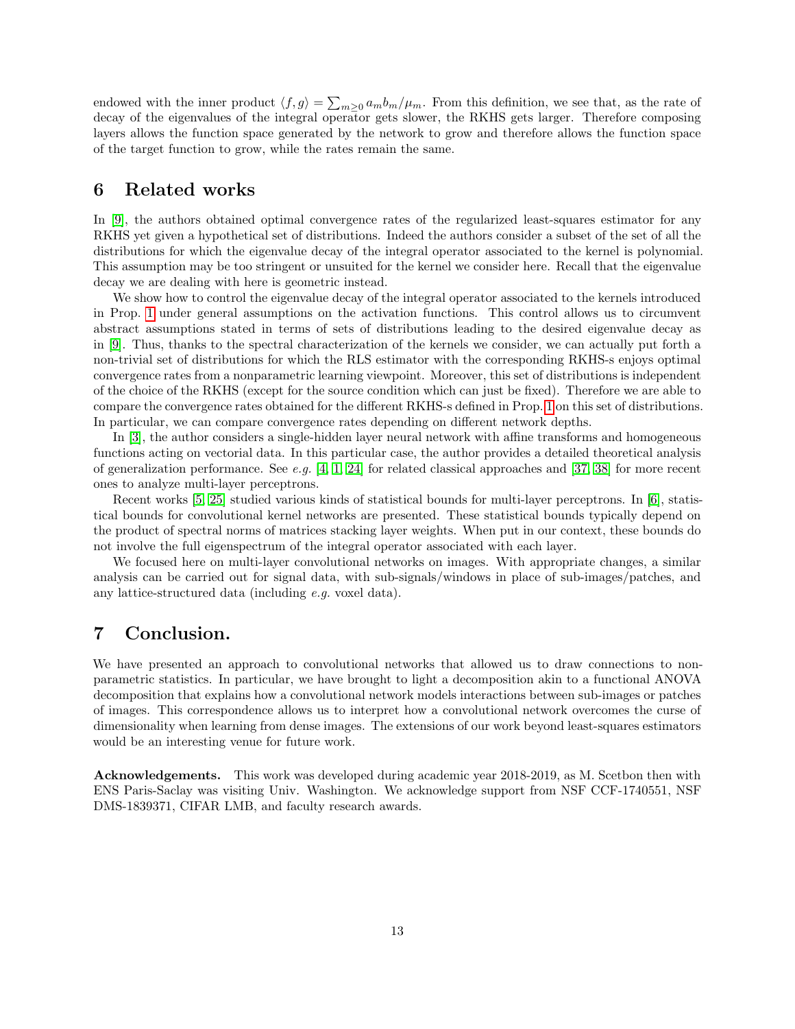endowed with the inner product $\langle f, g \rangle = \sum_{m \geq 0} a_m b_m / \mu_m$. From this definition, we see that, as the rate of decay of the eigenvalues of the integral operator gets slower, the RKHS gets larger. Therefore composing layers allows the function space generated by the network to grow and therefore allows the function space of the target function to grow, while the rates remain the same.

## 6 Related works

In [9], the authors obtained optimal convergence rates of the regularized least-squares estimator for any RKHS yet given a hypothetical set of distributions. Indeed the authors consider a subset of the set of all the distributions for which the eigenvalue decay of the integral operator associated to the kernel is polynomial. This assumption may be too stringent or unsuited for the kernel we consider here. Recall that the eigenvalue decay we are dealing with here is geometric instead.

We show how to control the eigenvalue decay of the integral operator associated to the kernels introduced in Prop. 1 under general assumptions on the activation functions. This control allows us to circumvent abstract assumptions stated in terms of sets of distributions leading to the desired eigenvalue decay as in [9]. Thus, thanks to the spectral characterization of the kernels we consider, we can actually put forth a non-trivial set of distributions for which the RLS estimator with the corresponding RKHS-s enjoys optimal convergence rates from a nonparametric learning viewpoint. Moreover, this set of distributions is independent of the choice of the RKHS (except for the source condition which can just be fixed). Therefore we are able to compare the convergence rates obtained for the different RKHS-s defined in Prop. 1 on this set of distributions. In particular, we can compare convergence rates depending on different network depths.

In [3], the author considers a single-hidden layer neural network with affine transforms and homogeneous functions acting on vectorial data. In this particular case, the author provides a detailed theoretical analysis of generalization performance. See *e.g.* [4, 1, 24] for related classical approaches and [37, 38] for more recent ones to analyze multi-layer perceptrons.

Recent works [5, 25] studied various kinds of statistical bounds for multi-layer perceptrons. In [6], statistical bounds for convolutional kernel networks are presented. These statistical bounds typically depend on the product of spectral norms of matrices stacking layer weights. When put in our context, these bounds do not involve the full eigenspectrum of the integral operator associated with each layer.

We focused here on multi-layer convolutional networks on images. With appropriate changes, a similar analysis can be carried out for signal data, with sub-signals/windows in place of sub-images/patches, and any lattice-structured data (including *e.g.* voxel data).

## 7 Conclusion.

We have presented an approach to convolutional networks that allowed us to draw connections to nonparametric statistics. In particular, we have brought to light a decomposition akin to a functional ANOVA decomposition that explains how a convolutional network models interactions between sub-images or patches of images. This correspondence allows us to interpret how a convolutional network overcomes the curse of dimensionality when learning from dense images. The extensions of our work beyond least-squares estimators would be an interesting venue for future work.

**Acknowledgements.** This work was developed during academic year 2018-2019, as M. Scetbon then with ENS Paris-Saclay was visiting Univ. Washington. We acknowledge support from NSF CCF-1740551, NSF DMS-1839371, CIFAR LMB, and faculty research awards.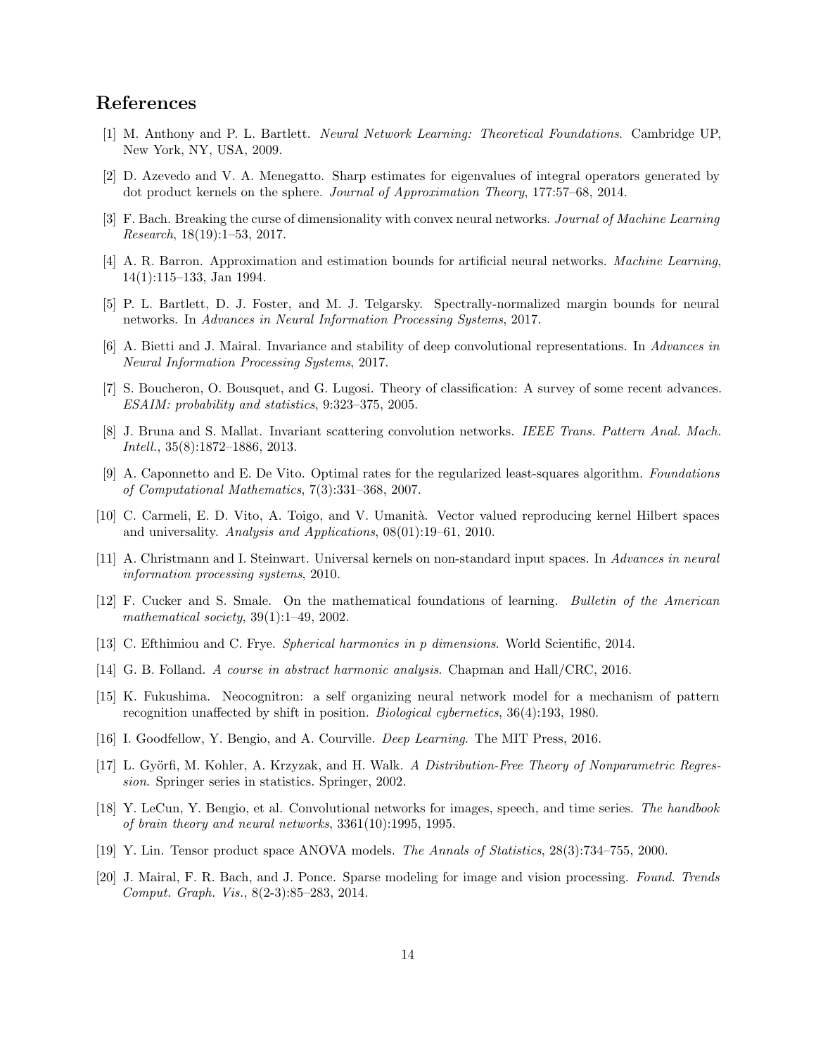# References

[1] M. Anthony and P. L. Bartlett. *Neural Network Learning: Theoretical Foundations*. Cambridge UP, New York, NY, USA, 2009.

[2] D. Azevedo and V. A. Menegatto. Sharp estimates for eigenvalues of integral operators generated by dot product kernels on the sphere. *Journal of Approximation Theory*, 177:57–68, 2014.

[3] F. Bach. Breaking the curse of dimensionality with convex neural networks. *Journal of Machine Learning Research*, 18(19):1–53, 2017.

[4] A. R. Barron. Approximation and estimation bounds for artificial neural networks. *Machine Learning*, 14(1):115–133, Jan 1994.

[5] P. L. Bartlett, D. J. Foster, and M. J. Telgarsky. Spectrally-normalized margin bounds for neural networks. In *Advances in Neural Information Processing Systems*, 2017.

[6] A. Bietti and J. Mairal. Invariance and stability of deep convolutional representations. In *Advances in Neural Information Processing Systems*, 2017.

[7] S. Boucheron, O. Bousquet, and G. Lugosi. Theory of classification: A survey of some recent advances. *ESAIM: probability and statistics*, 9:323–375, 2005.

[8] J. Bruna and S. Mallat. Invariant scattering convolution networks. *IEEE Trans. Pattern Anal. Mach. Intell.*, 35(8):1872–1886, 2013.

[9] A. Caponnetto and E. De Vito. Optimal rates for the regularized least-squares algorithm. *Foundations of Computational Mathematics*, 7(3):331–368, 2007.

[10] C. Carmeli, E. D. Vito, A. Toigo, and V. Umanità. Vector valued reproducing kernel Hilbert spaces and universality. *Analysis and Applications*, 08(01):19–61, 2010.

[11] A. Christmann and I. Steinwart. Universal kernels on non-standard input spaces. In *Advances in neural information processing systems*, 2010.

[12] F. Cucker and S. Smale. On the mathematical foundations of learning. *Bulletin of the American mathematical society*, 39(1):1–49, 2002.

[13] C. Efthimiou and C. Frye. *Spherical harmonics in p dimensions*. World Scientific, 2014.

[14] G. B. Folland. *A course in abstract harmonic analysis*. Chapman and Hall/CRC, 2016.

[15] K. Fukushima. Neocognitron: a self organizing neural network model for a mechanism of pattern recognition unaffected by shift in position. *Biological cybernetics*, 36(4):193, 1980.

[16] I. Goodfellow, Y. Bengio, and A. Courville. *Deep Learning*. The MIT Press, 2016.

[17] L. Györfi, M. Kohler, A. Krzyzak, and H. Walk. *A Distribution-Free Theory of Nonparametric Regression*. Springer series in statistics. Springer, 2002.

[18] Y. LeCun, Y. Bengio, et al. Convolutional networks for images, speech, and time series. *The handbook of brain theory and neural networks*, 3361(10):1995, 1995.

[19] Y. Lin. Tensor product space ANOVA models. *The Annals of Statistics*, 28(3):734–755, 2000.

[20] J. Mairal, F. R. Bach, and J. Ponce. Sparse modeling for image and vision processing. *Found. Trends Comput. Graph. Vis.*, 8(2-3):85–283, 2014.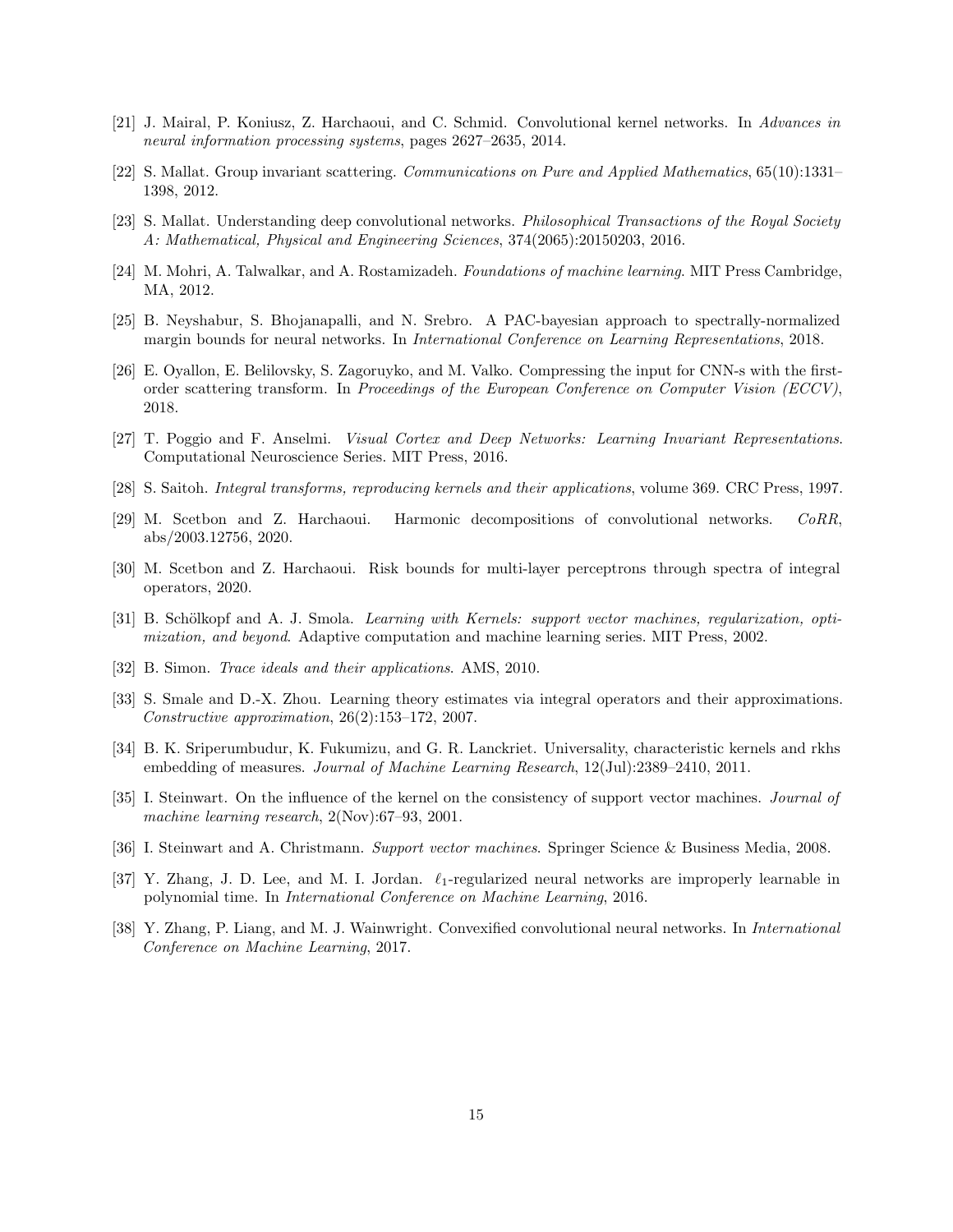[21] J. Mairal, P. Koniusz, Z. Harchaoui, and C. Schmid. Convolutional kernel networks. In *Advances in neural information processing systems*, pages 2627–2635, 2014.

[22] S. Mallat. Group invariant scattering. *Communications on Pure and Applied Mathematics*, 65(10):1331–1398, 2012.

[23] S. Mallat. Understanding deep convolutional networks. *Philosophical Transactions of the Royal Society A: Mathematical, Physical and Engineering Sciences*, 374(2065):20150203, 2016.

[24] M. Mohri, A. Talwalkar, and A. Rostamizadeh. *Foundations of machine learning*. MIT Press Cambridge, MA, 2012.

[25] B. Neyshabur, S. Bhojanapalli, and N. Srebro. A PAC-bayesian approach to spectrally-normalized margin bounds for neural networks. In *International Conference on Learning Representations*, 2018.

[26] E. Oyallon, E. Belilovsky, S. Zagoruyko, and M. Valko. Compressing the input for CNN-s with the first-order scattering transform. In *Proceedings of the European Conference on Computer Vision (ECCV)*, 2018.

[27] T. Poggio and F. Anselmi. *Visual Cortex and Deep Networks: Learning Invariant Representations*. Computational Neuroscience Series. MIT Press, 2016.

[28] S. Saitoh. *Integral transforms, reproducing kernels and their applications*, volume 369. CRC Press, 1997.

[29] M. Scetbon and Z. Harchaoui. Harmonic decompositions of convolutional networks. *CoRR*, abs/2003.12756, 2020.

[30] M. Scetbon and Z. Harchaoui. Risk bounds for multi-layer perceptrons through spectra of integral operators, 2020.

[31] B. Schölkopf and A. J. Smola. *Learning with Kernels: support vector machines, regularization, optimization, and beyond*. Adaptive computation and machine learning series. MIT Press, 2002.

[32] B. Simon. *Trace ideals and their applications*. AMS, 2010.

[33] S. Smale and D.-X. Zhou. Learning theory estimates via integral operators and their approximations. *Constructive approximation*, 26(2):153–172, 2007.

[34] B. K. Sriperumbudur, K. Fukumizu, and G. R. Lanckriet. Universality, characteristic kernels and rkhs embedding of measures. *Journal of Machine Learning Research*, 12(Jul):2389–2410, 2011.

[35] I. Steinwart. On the influence of the kernel on the consistency of support vector machines. *Journal of machine learning research*, 2(Nov):67–93, 2001.

[36] I. Steinwart and A. Christmann. *Support vector machines*. Springer Science & Business Media, 2008.

[37] Y. Zhang, J. D. Lee, and M. I. Jordan. $\ell_1$-regularized neural networks are improperly learnable in polynomial time. In *International Conference on Machine Learning*, 2016.

[38] Y. Zhang, P. Liang, and M. J. Wainwright. Convexified convolutional neural networks. In *International Conference on Machine Learning*, 2017.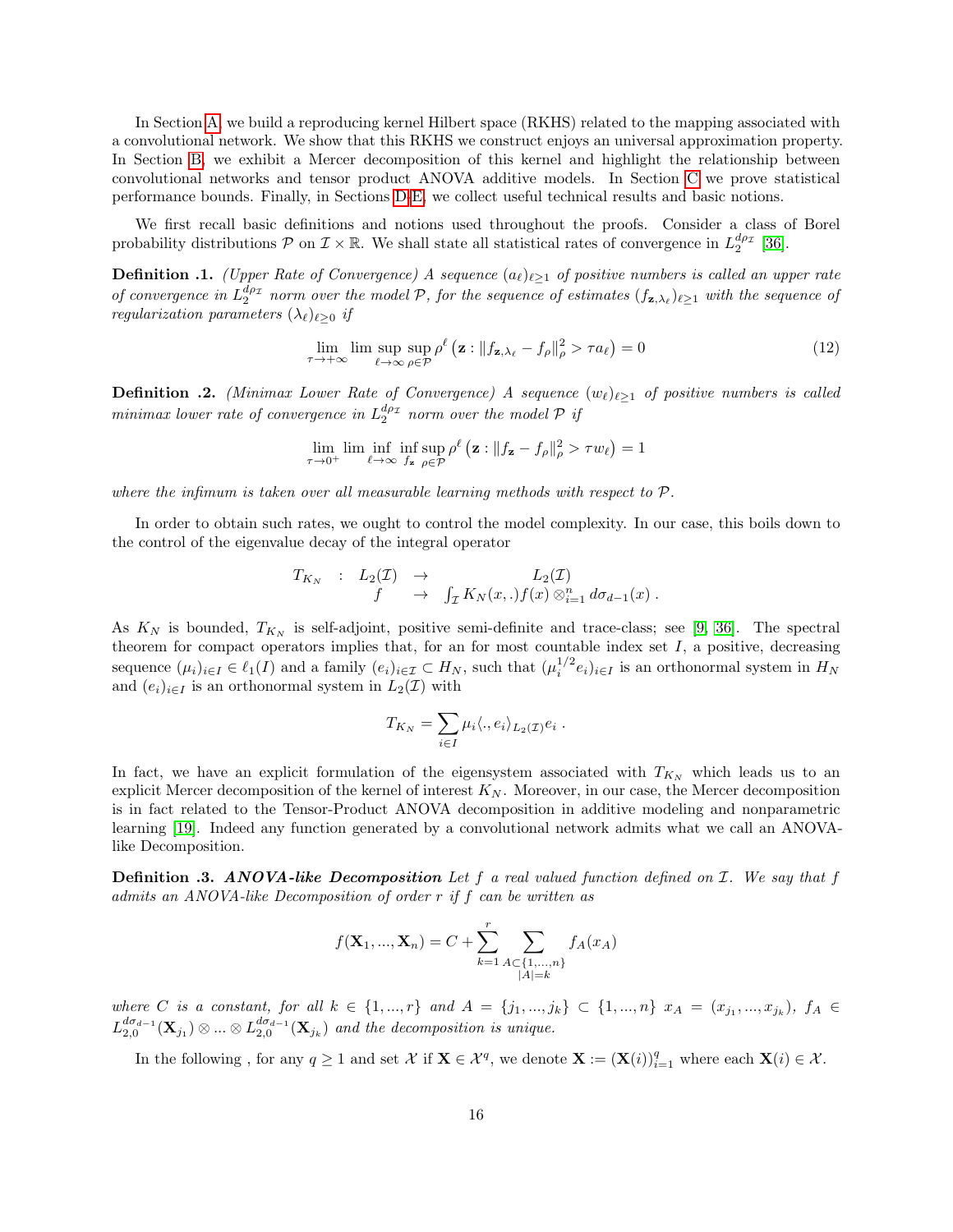In Section A, we build a reproducing kernel Hilbert space (RKHS) related to the mapping associated with a convolutional network. We show that this RKHS we construct enjoys an universal approximation property. In Section B, we exhibit a Mercer decomposition of this kernel and highlight the relationship between convolutional networks and tensor product ANOVA additive models. In Section C we prove statistical performance bounds. Finally, in Sections D-E, we collect useful technical results and basic notions.

We first recall basic definitions and notions used throughout the proofs. Consider a class of Borel probability distributions $\mathcal{P}$ on $\mathcal{I} \times \mathbb{R}$. We shall state all statistical rates of convergence in $L_2^{d\rho_{\mathcal{I}}}$ [36].

**Definition .1.** *(Upper Rate of Convergence) A sequence $(a_\ell)_{\ell \geq 1}$ of positive numbers is called an upper rate of convergence in $L_2^{d\rho_{\mathcal{I}}}$ norm over the model $\mathcal{P}$, for the sequence of estimates $(f_{\mathbf{z},\lambda_\ell})_{\ell \geq 1}$ with the sequence of regularization parameters $(\lambda_\ell)_{\ell \geq 0}$ if*

$$\lim_{\tau \to +\infty} \limsup_{\ell \to \infty} \sup_{\rho \in \mathcal{P}} \rho^\ell \left( \mathbf{z} : \|f_{\mathbf{z},\lambda_\ell} - f_\rho\|_\rho^2 > \tau a_\ell \right) = 0 \tag{12}$$

**Definition .2.** *(Minimax Lower Rate of Convergence) A sequence $(w_\ell)_{\ell \geq 1}$ of positive numbers is called minimax lower rate of convergence in $L_2^{d\rho_{\mathcal{I}}}$ norm over the model $\mathcal{P}$ if*

$$\lim_{\tau \to 0^+} \liminf_{\ell \to \infty} \inf_{f_\mathbf{z}} \sup_{\rho \in \mathcal{P}} \rho^\ell \left( \mathbf{z} : \|f_\mathbf{z} - f_\rho\|_\rho^2 > \tau w_\ell \right) = 1$$

*where the infimum is taken over all measurable learning methods with respect to $\mathcal{P}$.*

In order to obtain such rates, we ought to control the model complexity. In our case, this boils down to the control of the eigenvalue decay of the integral operator

$$\begin{array}{cccc} T_{K_N} & : & L_2(\mathcal{I}) & \to & L_2(\mathcal{I}) \\ & & f & \to & \int_{\mathcal{I}} K_N(x,.) f(x) \otimes_{i=1}^n d\sigma_{d-1}(x) \,. \end{array}$$

As $K_N$ is bounded, $T_{K_N}$ is self-adjoint, positive semi-definite and trace-class; see [9, 36]. The spectral theorem for compact operators implies that, for an for most countable index set $I$, a positive, decreasing sequence $(\mu_i)_{i \in I} \in \ell_1(I)$ and a family $(e_i)_{i \in \mathcal{I}} \subset H_N$, such that $(\mu_i^{1/2} e_i)_{i \in I}$ is an orthonormal system in $H_N$ and $(e_i)_{i \in I}$ is an orthonormal system in $L_2(\mathcal{I})$ with

$$T_{K_N} = \sum_{i \in I} \mu_i \langle ., e_i \rangle_{L_2(\mathcal{I})} e_i \,.$$

In fact, we have an explicit formulation of the eigensystem associated with $T_{K_N}$ which leads us to an explicit Mercer decomposition of the kernel of interest $K_N$. Moreover, in our case, the Mercer decomposition is in fact related to the Tensor-Product ANOVA decomposition in additive modeling and nonparametric learning [19]. Indeed any function generated by a convolutional network admits what we call an ANOVA-like Decomposition.

**Definition .3.** ***ANOVA-like Decomposition*** *Let $f$ a real valued function defined on $\mathcal{I}$. We say that $f$ admits an ANOVA-like Decomposition of order $r$ if $f$ can be written as*

$$f(\mathbf{X}_1, ..., \mathbf{X}_n) = C + \sum_{k=1}^{r} \sum_{\substack{A \subset \{1,...,n\} \\ |A| = k}} f_A(x_A)$$

*where $C$ is a constant, for all $k \in \{1, ..., r\}$ and $A = \{j_1, ..., j_k\} \subset \{1, ..., n\}$ $x_A = (x_{j_1}, ..., x_{j_k})$, $f_A \in L_{2,0}^{d\sigma_{d-1}}(\mathbf{X}_{j_1}) \otimes ... \otimes L_{2,0}^{d\sigma_{d-1}}(\mathbf{X}_{j_k})$ and the decomposition is unique.*

In the following , for any $q \geq 1$ and set $\mathcal{X}$ if $\mathbf{X} \in \mathcal{X}^q$, we denote $\mathbf{X} := (\mathbf{X}(i))_{i=1}^q$ where each $\mathbf{X}(i) \in \mathcal{X}$.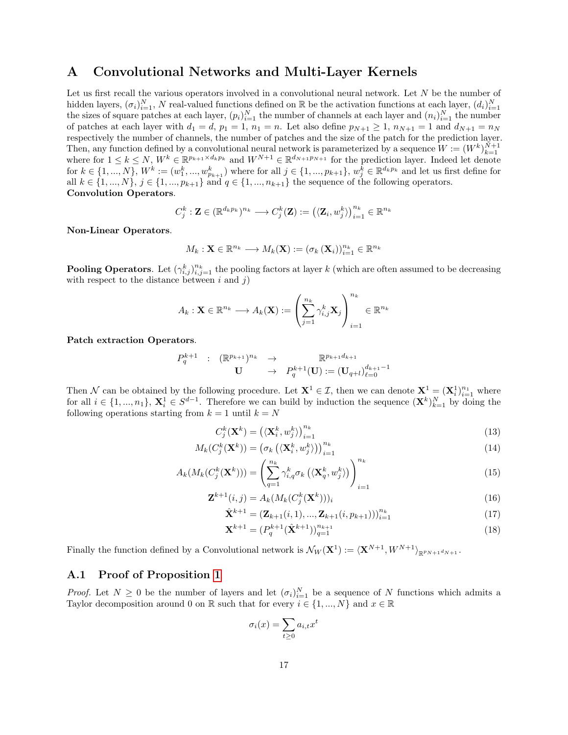# A Convolutional Networks and Multi-Layer Kernels

Let us first recall the various operators involved in a convolutional neural network. Let $N$ be the number of hidden layers, $(\sigma_i)_{i=1}^N$, $N$ real-valued functions defined on $\mathbb{R}$ be the activation functions at each layer, $(d_i)_{i=1}^N$ the sizes of square patches at each layer, $(p_i)_{i=1}^N$ the number of channels at each layer and $(n_i)_{i=1}^N$ the number of patches at each layer with $d_1 = d$, $p_1 = 1$, $n_1 = n$. Let also define $p_{N+1} \geq 1$, $n_{N+1} = 1$ and $d_{N+1} = n_N$ respectively the number of channels, the number of patches and the size of the patch for the prediction layer. Then, any function defined by a convolutional neural network is parameterized by a sequence $W := (W^k)_{k=1}^{N+1}$ where for $1 \leq k \leq N$, $W^k \in \mathbb{R}^{p_{k+1} \times d_k p_k}$ and $W^{N+1} \in \mathbb{R}^{d_{N+1} p_{N+1}}$ for the prediction layer. Indeed let denote for $k \in \{1, ..., N\}$, $W^k := (w_1^k, ..., w_{p_{k+1}}^k)$ where for all $j \in \{1, ..., p_{k+1}\}$, $w_j^k \in \mathbb{R}^{d_k p_k}$ and let us first define for all $k \in \{1, ..., N\}$, $j \in \{1, ..., p_{k+1}\}$ and $q \in \{1, ..., n_{k+1}\}$ the sequence of the following operators.

**Convolution Operators**.

$$C_j^k : \mathbf{Z} \in (\mathbb{R}^{d_k p_k})^{n_k} \longrightarrow C_j^k(\mathbf{Z}) := \left(\langle \mathbf{Z}_i, w_j^k \rangle\right)_{i=1}^{n_k} \in \mathbb{R}^{n_k}$$

**Non-Linear Operators**.

$$M_k : \mathbf{X} \in \mathbb{R}^{n_k} \longrightarrow M_k(\mathbf{X}) := (\sigma_k(\mathbf{X}_i))_{i=1}^{n_k} \in \mathbb{R}^{n_k}$$

**Pooling Operators**. Let $(\gamma_{i,j}^k)_{i,j=1}^{n_k}$ the pooling factors at layer $k$ (which are often assumed to be decreasing with respect to the distance between $i$ and $j$)

$$A_k : \mathbf{X} \in \mathbb{R}^{n_k} \longrightarrow A_k(\mathbf{X}) := \left(\sum_{j=1}^{n_k} \gamma_{i,j}^k \mathbf{X}_j\right)_{i=1}^{n_k} \in \mathbb{R}^{n_k}$$

**Patch extraction Operators**.

$$\begin{array}{rccc} P_q^{k+1} & : & (\mathbb{R}^{p_{k+1}})^{n_k} & \rightarrow & \mathbb{R}^{p_{k+1} d_{k+1}} \\ & & \mathbf{U} & \rightarrow & P_q^{k+1}(\mathbf{U}) := (\mathbf{U}_{q+l})_{\ell=0}^{d_{k+1}-1} \end{array}$$

Then $\mathcal{N}$ can be obtained by the following procedure. Let $\mathbf{X}^1 \in \mathcal{I}$, then we can denote $\mathbf{X}^1 = (\mathbf{X}_i^1)_{i=1}^{n_1}$ where for all $i \in \{1, ..., n_1\}$, $\mathbf{X}_i^1 \in S^{d-1}$. Therefore we can build by induction the sequence $(\mathbf{X}^k)_{k=1}^N$ by doing the following operations starting from $k = 1$ until $k = N$

$$C_j^k(\mathbf{X}^k) = \left(\langle \mathbf{X}_i^k, w_j^k \rangle\right)_{i=1}^{n_k} \tag{13}$$

$$M_k(C_j^k(\mathbf{X}^k)) = \left(\sigma_k\left(\langle \mathbf{X}_i^k, w_j^k \rangle\right)\right)_{i=1}^{n_k} \tag{14}$$

$$A_k(M_k(C_j^k(\mathbf{X}^k))) = \left(\sum_{q=1}^{n_k} \gamma_{i,q}^k \sigma_k\left(\langle \mathbf{X}_q^k, w_j^k \rangle\right)\right)_{i=1}^{n_k} \tag{15}$$

$$\mathbf{Z}^{k+1}(i,j) = A_k(M_k(C_j^k(\mathbf{X}^k)))_i \tag{16}$$

$$\hat{\mathbf{X}}^{k+1} = (\mathbf{Z}_{k+1}(i,1), ..., \mathbf{Z}_{k+1}(i, p_{k+1})))_{i=1}^{n_k} \tag{17}$$

$$\mathbf{X}^{k+1} = (P_q^{k+1}(\hat{\mathbf{X}}^{k+1}))_{q=1}^{n_{k+1}} \tag{18}$$

Finally the function defined by a Convolutional network is $\mathcal{N}_W(\mathbf{X}^1) := \langle \mathbf{X}^{N+1}, W^{N+1} \rangle_{\mathbb{R}^{p_{N+1} d_{N+1}}}$.

## A.1 Proof of Proposition 1

*Proof.* Let $N \geq 0$ be the number of layers and let $(\sigma_i)_{i=1}^N$ be a sequence of $N$ functions which admits a Taylor decomposition around 0 on $\mathbb{R}$ such that for every $i \in \{1, ..., N\}$ and $x \in \mathbb{R}$

$$\sigma_i(x) = \sum_{t \geq 0} a_{i,t} x^t$$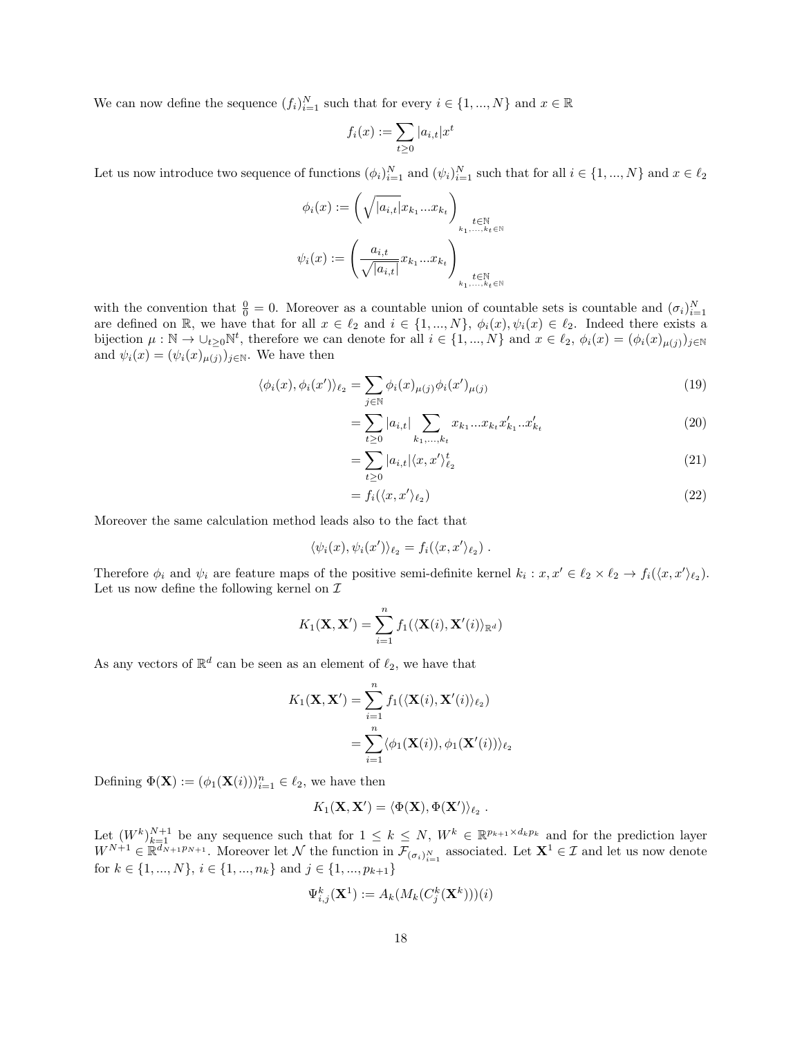We can now define the sequence $(f_i)_{i=1}^N$ such that for every $i \in \{1, ..., N\}$ and $x \in \mathbb{R}$

$$f_i(x) := \sum_{t \geq 0} |a_{i,t}| x^t$$

Let us now introduce two sequence of functions $(\phi_i)_{i=1}^N$ and $(\psi_i)_{i=1}^N$ such that for all $i \in \{1, ..., N\}$ and $x \in \ell_2$

$$\phi_i(x) := \left( \sqrt{|a_{i,t}|} x_{k_1} ... x_{k_t} \right)_{\substack{t \in \mathbb{N} \\ k_1, ..., k_t \in \mathbb{N}}}$$

$$\psi_i(x) := \left( \frac{a_{i,t}}{\sqrt{|a_{i,t}|}} x_{k_1} ... x_{k_t} \right)_{\substack{t \in \mathbb{N} \\ k_1, ..., k_t \in \mathbb{N}}}$$

with the convention that $\frac{0}{0} = 0$. Moreover as a countable union of countable sets is countable and $(\sigma_i)_{i=1}^N$ are defined on $\mathbb{R}$, we have that for all $x \in \ell_2$ and $i \in \{1, ..., N\}$, $\phi_i(x), \psi_i(x) \in \ell_2$. Indeed there exists a bijection $\mu : \mathbb{N} \to \cup_{t \geq 0} \mathbb{N}^t$, therefore we can denote for all $i \in \{1, ..., N\}$ and $x \in \ell_2$, $\phi_i(x) = (\phi_i(x)_{\mu(j)})_{j \in \mathbb{N}}$ and $\psi_i(x) = (\psi_i(x)_{\mu(j)})_{j \in \mathbb{N}}$. We have then

$$\langle \phi_i(x), \phi_i(x') \rangle_{\ell_2} = \sum_{j \in \mathbb{N}} \phi_i(x)_{\mu(j)} \phi_i(x')_{\mu(j)} \tag{19}$$

$$= \sum_{t \geq 0} |a_{i,t}| \sum_{k_1, ..., k_t} x_{k_1} ... x_{k_t} x'_{k_1} .. x'_{k_t} \tag{20}$$

$$= \sum_{t \geq 0} |a_{i,t}| \langle x, x' \rangle_{\ell_2}^t \tag{21}$$

$$= f_i(\langle x, x' \rangle_{\ell_2}) \tag{22}$$

Moreover the same calculation method leads also to the fact that

$$\langle \psi_i(x), \psi_i(x') \rangle_{\ell_2} = f_i(\langle x, x' \rangle_{\ell_2}) \ .$$

Therefore $\phi_i$ and $\psi_i$ are feature maps of the positive semi-definite kernel $k_i : x, x' \in \ell_2 \times \ell_2 \to f_i(\langle x, x' \rangle_{\ell_2})$. Let us now define the following kernel on $\mathcal{I}$

$$K_1(\mathbf{X}, \mathbf{X}') = \sum_{i=1}^n f_1(\langle \mathbf{X}(i), \mathbf{X}'(i) \rangle_{\mathbb{R}^d})$$

As any vectors of $\mathbb{R}^d$ can be seen as an element of $\ell_2$, we have that

$$K_1(\mathbf{X}, \mathbf{X}') = \sum_{i=1}^n f_1(\langle \mathbf{X}(i), \mathbf{X}'(i) \rangle_{\ell_2})$$
$$= \sum_{i=1}^n \langle \phi_1(\mathbf{X}(i)), \phi_1(\mathbf{X}'(i)) \rangle_{\ell_2}$$

Defining $\Phi(\mathbf{X}) := (\phi_1(\mathbf{X}(i)))_{i=1}^n \in \ell_2$, we have then

$$K_1(\mathbf{X}, \mathbf{X}') = \langle \Phi(\mathbf{X}), \Phi(\mathbf{X}') \rangle_{\ell_2} \ .$$

Let $(W^k)_{k=1}^{N+1}$ be any sequence such that for $1 \leq k \leq N$, $W^k \in \mathbb{R}^{p_{k+1} \times d_k p_k}$ and for the prediction layer $W^{N+1} \in \mathbb{R}^{d_{N+1} p_{N+1}}$. Moreover let $\mathcal{N}$ the function in $\mathcal{F}_{(\sigma_i)_{i=1}^N}$ associated. Let $\mathbf{X}^1 \in \mathcal{I}$ and let us now denote for $k \in \{1, ..., N\}$, $i \in \{1, ..., n_k\}$ and $j \in \{1, ..., p_{k+1}\}$

$$\Psi_{i,j}^k(\mathbf{X}^1) := A_k(M_k(C_j^k(\mathbf{X}^k)))(i)$$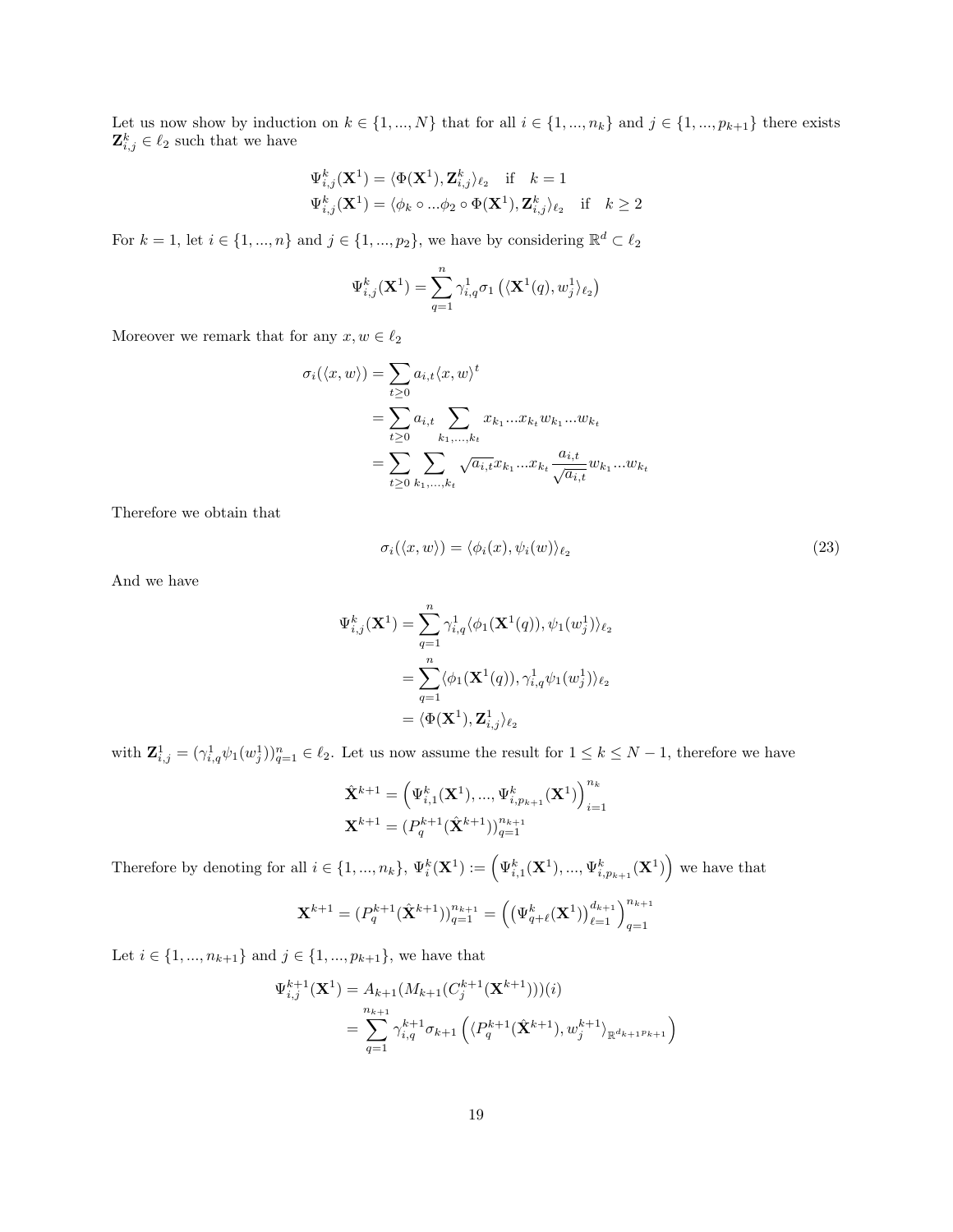Let us now show by induction on $k \in \{1, ..., N\}$ that for all $i \in \{1, ..., n_k\}$ and $j \in \{1, ..., p_{k+1}\}$ there exists $\mathbf{Z}^k_{i,j} \in \ell_2$ such that we have

$$
\begin{aligned}
\Psi^k_{i,j}(\mathbf{X}^1) &= \langle \Phi(\mathbf{X}^1), \mathbf{Z}^k_{i,j} \rangle_{\ell_2} \quad \text{if} \quad k = 1 \\
\Psi^k_{i,j}(\mathbf{X}^1) &= \langle \phi_k \circ ... \phi_2 \circ \Phi(\mathbf{X}^1), \mathbf{Z}^k_{i,j} \rangle_{\ell_2} \quad \text{if} \quad k \geq 2
\end{aligned}
$$

For $k = 1$, let $i \in \{1, ..., n\}$ and $j \in \{1, ..., p_2\}$, we have by considering $\mathbb{R}^d \subset \ell_2$

$$
\Psi^k_{i,j}(\mathbf{X}^1) = \sum_{q=1}^{n} \gamma^1_{i,q} \sigma_1 \left( \langle \mathbf{X}^1(q), w^1_j \rangle_{\ell_2} \right)
$$

Moreover we remark that for any $x, w \in \ell_2$

$$
\begin{aligned}
\sigma_i(\langle x, w \rangle) &= \sum_{t \geq 0} a_{i,t} \langle x, w \rangle^t \\
&= \sum_{t \geq 0} a_{i,t} \sum_{k_1, ..., k_t} x_{k_1} ... x_{k_t} w_{k_1} ... w_{k_t} \\
&= \sum_{t \geq 0} \sum_{k_1, ..., k_t} \sqrt{a_{i,t}} x_{k_1} ... x_{k_t} \frac{a_{i,t}}{\sqrt{a_{i,t}}} w_{k_1} ... w_{k_t}
\end{aligned}
$$

Therefore we obtain that

$$
\sigma_i(\langle x, w \rangle) = \langle \phi_i(x), \psi_i(w) \rangle_{\ell_2} \tag{23}
$$

And we have

$$
\begin{aligned}
\Psi^k_{i,j}(\mathbf{X}^1) &= \sum_{q=1}^{n} \gamma^1_{i,q} \langle \phi_1(\mathbf{X}^1(q)), \psi_1(w^1_j) \rangle_{\ell_2} \\
&= \sum_{q=1}^{n} \langle \phi_1(\mathbf{X}^1(q)), \gamma^1_{i,q} \psi_1(w^1_j) \rangle_{\ell_2} \\
&= \langle \Phi(\mathbf{X}^1), \mathbf{Z}^1_{i,j} \rangle_{\ell_2}
\end{aligned}
$$

with $\mathbf{Z}^1_{i,j} = (\gamma^1_{i,q} \psi_1(w^1_j))_{q=1}^n \in \ell_2$. Let us now assume the result for $1 \leq k \leq N-1$, therefore we have

$$
\begin{aligned}
\hat{\mathbf{X}}^{k+1} &= \left( \Psi^k_{i,1}(\mathbf{X}^1), ..., \Psi^k_{i,p_{k+1}}(\mathbf{X}^1) \right)_{i=1}^{n_k} \\
\mathbf{X}^{k+1} &= (P^{k+1}_q(\hat{\mathbf{X}}^{k+1}))_{q=1}^{n_{k+1}}
\end{aligned}
$$

Therefore by denoting for all $i \in \{1, ..., n_k\}$, $\Psi^k_i(\mathbf{X}^1) := \left( \Psi^k_{i,1}(\mathbf{X}^1), ..., \Psi^k_{i,p_{k+1}}(\mathbf{X}^1) \right)$ we have that

$$
\mathbf{X}^{k+1} = (P^{k+1}_q(\hat{\mathbf{X}}^{k+1}))_{q=1}^{n_{k+1}} = \left( \left( \Psi^k_{q+\ell}(\mathbf{X}^1) \right)_{\ell=1}^{d_{k+1}} \right)_{q=1}^{n_{k+1}}
$$

Let $i \in \{1, ..., n_{k+1}\}$ and $j \in \{1, ..., p_{k+1}\}$, we have that

$$
\begin{aligned}
\Psi^{k+1}_{i,j}(\mathbf{X}^1) &= A_{k+1}(M_{k+1}(C^{k+1}_j(\mathbf{X}^{k+1})))(i) \\
&= \sum_{q=1}^{n_{k+1}} \gamma^{k+1}_{i,q} \sigma_{k+1} \left( \langle P^{k+1}_q(\hat{\mathbf{X}}^{k+1}), w^{k+1}_j \rangle_{\mathbb{R}^{d_{k+1} p_{k+1}}} \right)
\end{aligned}
$$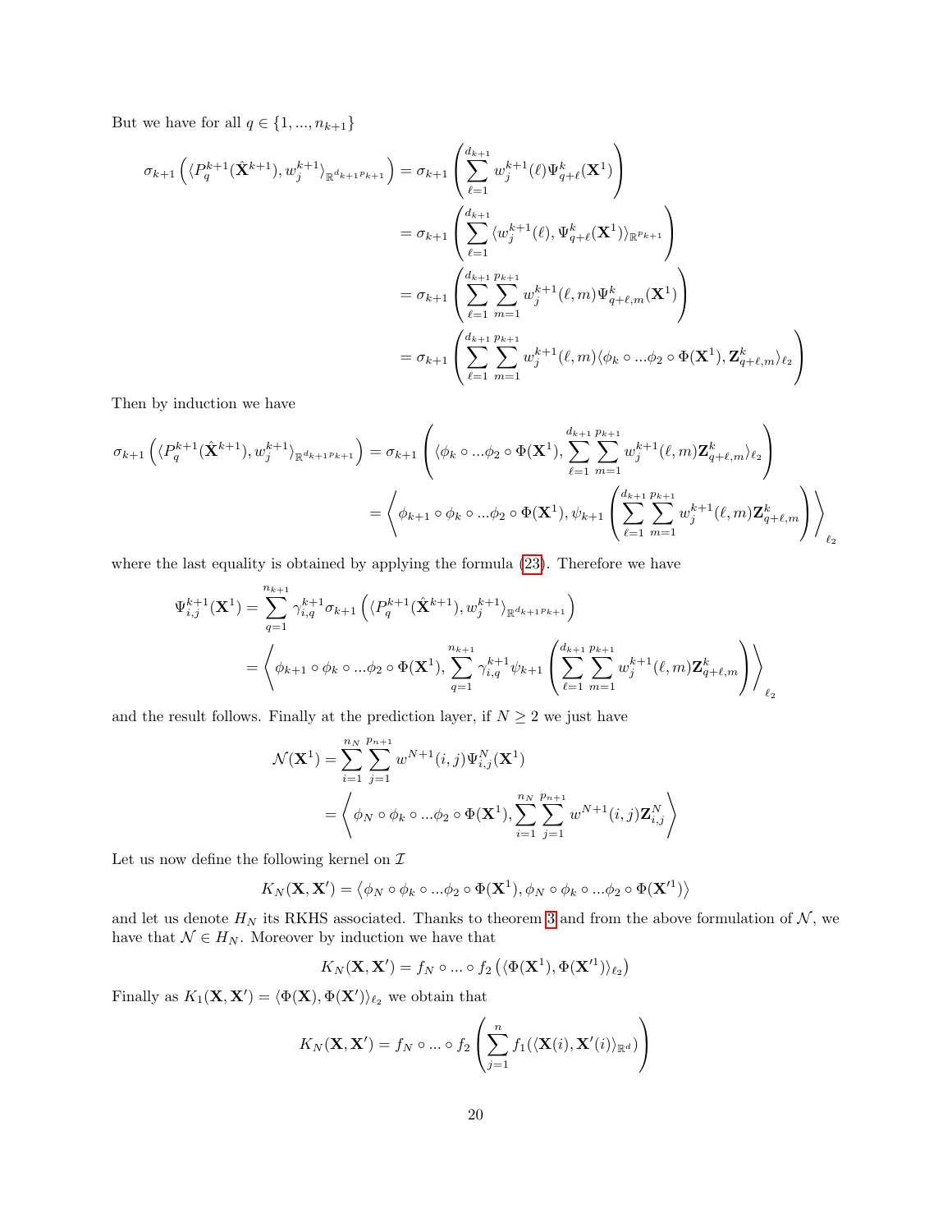But we have for all $q \in \{1, ..., n_{k+1}\}$

$$
\begin{aligned}
\sigma_{k+1}\left(\langle P_q^{k+1}(\hat{\mathbf{X}}^{k+1}), w_j^{k+1}\rangle_{\mathbb{R}^{d_{k+1}p_{k+1}}}\right) &= \sigma_{k+1}\left(\sum_{\ell=1}^{d_{k+1}} w_j^{k+1}(\ell)\Psi_{q+\ell}^k(\mathbf{X}^1)\right) \\
&= \sigma_{k+1}\left(\sum_{\ell=1}^{d_{k+1}} \langle w_j^{k+1}(\ell), \Psi_{q+\ell}^k(\mathbf{X}^1)\rangle_{\mathbb{R}^{p_{k+1}}}\right) \\
&= \sigma_{k+1}\left(\sum_{\ell=1}^{d_{k+1}}\sum_{m=1}^{p_{k+1}} w_j^{k+1}(\ell, m)\Psi_{q+\ell,m}^k(\mathbf{X}^1)\right) \\
&= \sigma_{k+1}\left(\sum_{\ell=1}^{d_{k+1}}\sum_{m=1}^{p_{k+1}} w_j^{k+1}(\ell, m)\langle \phi_k \circ ...\phi_2 \circ \Phi(\mathbf{X}^1), \mathbf{Z}_{q+\ell,m}^k\rangle_{\ell_2}\right)
\end{aligned}
$$

Then by induction we have

$$
\begin{aligned}
\sigma_{k+1}\left(\langle P_q^{k+1}(\hat{\mathbf{X}}^{k+1}), w_j^{k+1}\rangle_{\mathbb{R}^{d_{k+1}p_{k+1}}}\right) &= \sigma_{k+1}\left(\langle \phi_k \circ ...\phi_2 \circ \Phi(\mathbf{X}^1), \sum_{\ell=1}^{d_{k+1}}\sum_{m=1}^{p_{k+1}} w_j^{k+1}(\ell, m)\mathbf{Z}_{q+\ell,m}^k\rangle_{\ell_2}\right) \\
&= \left\langle \phi_{k+1} \circ \phi_k \circ ...\phi_2 \circ \Phi(\mathbf{X}^1), \psi_{k+1}\left(\sum_{\ell=1}^{d_{k+1}}\sum_{m=1}^{p_{k+1}} w_j^{k+1}(\ell, m)\mathbf{Z}_{q+\ell,m}^k\right)\right\rangle_{\ell_2}
\end{aligned}
$$

where the last equality is obtained by applying the formula (23). Therefore we have

$$
\begin{aligned}
\Psi_{i,j}^{k+1}(\mathbf{X}^1) &= \sum_{q=1}^{n_{k+1}} \gamma_{i,q}^{k+1}\sigma_{k+1}\left(\langle P_q^{k+1}(\hat{\mathbf{X}}^{k+1}), w_j^{k+1}\rangle_{\mathbb{R}^{d_{k+1}p_{k+1}}}\right) \\
&= \left\langle \phi_{k+1} \circ \phi_k \circ ...\phi_2 \circ \Phi(\mathbf{X}^1), \sum_{q=1}^{n_{k+1}} \gamma_{i,q}^{k+1}\psi_{k+1}\left(\sum_{\ell=1}^{d_{k+1}}\sum_{m=1}^{p_{k+1}} w_j^{k+1}(\ell, m)\mathbf{Z}_{q+\ell,m}^k\right)\right\rangle_{\ell_2}
\end{aligned}
$$

and the result follows. Finally at the prediction layer, if $N \geq 2$ we just have

$$
\begin{aligned}
\mathcal{N}(\mathbf{X}^1) &= \sum_{i=1}^{n_N}\sum_{j=1}^{p_{n+1}} w^{N+1}(i, j)\Psi_{i,j}^N(\mathbf{X}^1) \\
&= \left\langle \phi_N \circ \phi_k \circ ...\phi_2 \circ \Phi(\mathbf{X}^1), \sum_{i=1}^{n_N}\sum_{j=1}^{p_{n+1}} w^{N+1}(i, j)\mathbf{Z}_{i,j}^N\right\rangle
\end{aligned}
$$

Let us now define the following kernel on $\mathcal{I}$

$$
K_N(\mathbf{X}, \mathbf{X}') = \left\langle \phi_N \circ \phi_k \circ ...\phi_2 \circ \Phi(\mathbf{X}^1), \phi_N \circ \phi_k \circ ...\phi_2 \circ \Phi(\mathbf{X}'^1)\right\rangle
$$

and let us denote $H_N$ its RKHS associated. Thanks to theorem 3 and from the above formulation of $\mathcal{N}$, we have that $\mathcal{N} \in H_N$. Moreover by induction we have that

$$
K_N(\mathbf{X}, \mathbf{X}') = f_N \circ ... \circ f_2\left(\langle \Phi(\mathbf{X}^1), \Phi(\mathbf{X}'^1)\rangle_{\ell_2}\right)
$$

Finally as $K_1(\mathbf{X}, \mathbf{X}') = \langle \Phi(\mathbf{X}), \Phi(\mathbf{X}')\rangle_{\ell_2}$ we obtain that

$$
K_N(\mathbf{X}, \mathbf{X}') = f_N \circ ... \circ f_2\left(\sum_{j=1}^{n} f_1(\langle \mathbf{X}(i), \mathbf{X}'(i)\rangle_{\mathbb{R}^d})\right)
$$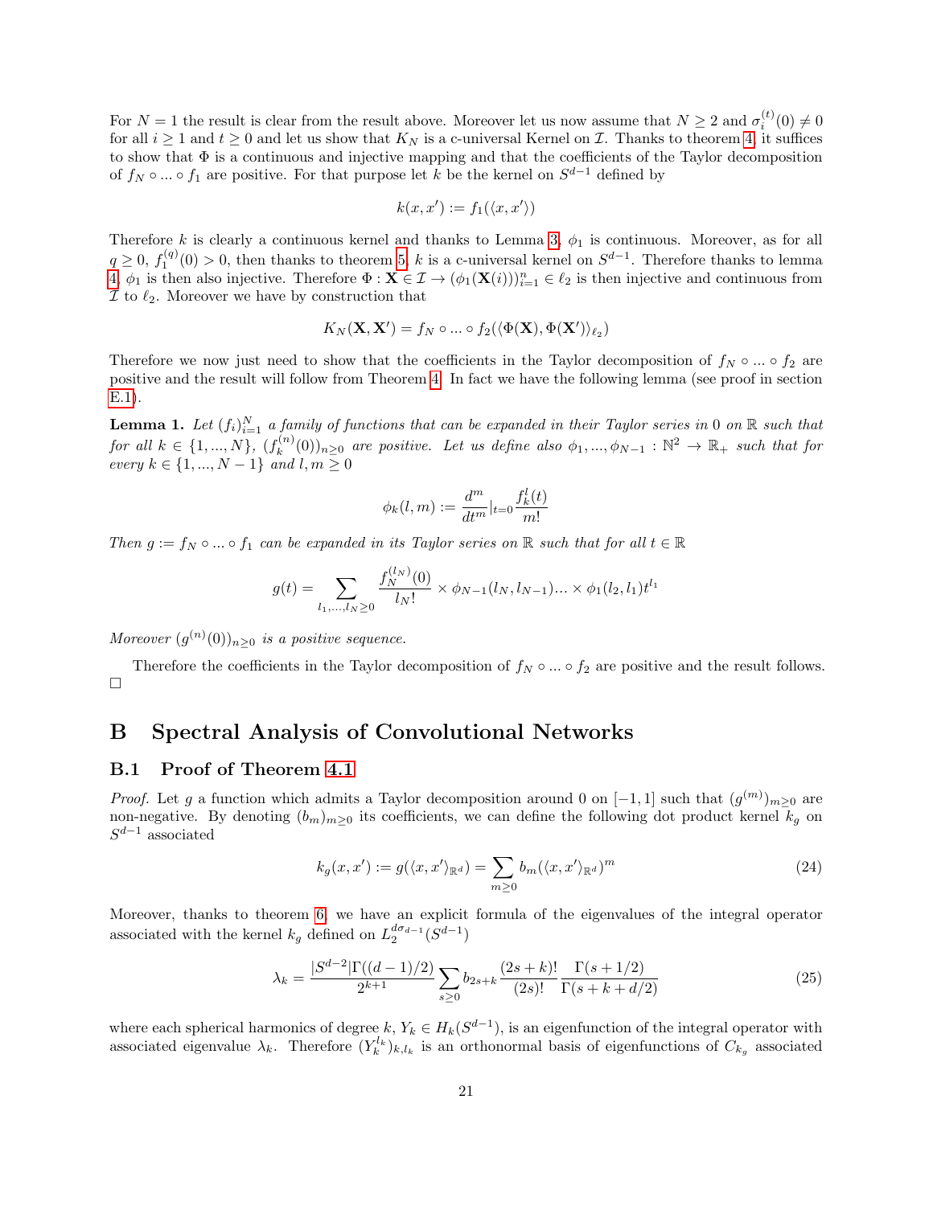For $N = 1$ the result is clear from the result above. Moreover let us now assume that $N \geq 2$ and $\sigma_i^{(t)}(0) \neq 0$ for all $i \geq 1$ and $t \geq 0$ and let us show that $K_N$ is a c-universal Kernel on $\mathcal{I}$. Thanks to theorem 4, it suffices to show that $\Phi$ is a continuous and injective mapping and that the coefficients of the Taylor decomposition of $f_N \circ ... \circ f_1$ are positive. For that purpose let $k$ be the kernel on $S^{d-1}$ defined by

$$k(x, x') := f_1(\langle x, x' \rangle)$$

Therefore $k$ is clearly a continuous kernel and thanks to Lemma 3, $\phi_1$ is continuous. Moreover, as for all $q \geq 0$, $f_1^{(q)}(0) > 0$, then thanks to theorem 5, $k$ is a c-universal kernel on $S^{d-1}$. Therefore thanks to lemma 4, $\phi_1$ is then also injective. Therefore $\Phi : \mathbf{X} \in \mathcal{I} \rightarrow (\phi_1(\mathbf{X}(i)))_{i=1}^n \in \ell_2$ is then injective and continuous from $\mathcal{I}$ to $\ell_2$. Moreover we have by construction that

$$K_N(\mathbf{X}, \mathbf{X}') = f_N \circ ... \circ f_2(\langle \Phi(\mathbf{X}), \Phi(\mathbf{X}') \rangle_{\ell_2})$$

Therefore we now just need to show that the coefficients in the Taylor decomposition of $f_N \circ ... \circ f_2$ are positive and the result will follow from Theorem 4. In fact we have the following lemma (see proof in section E.1).

**Lemma 1.** *Let $(f_i)_{i=1}^N$ a family of functions that can be expanded in their Taylor series in 0 on $\mathbb{R}$ such that for all $k \in \{1, ..., N\}$, $(f_k^{(n)}(0))_{n\geq 0}$ are positive. Let us define also $\phi_1, ..., \phi_{N-1} : \mathbb{N}^2 \rightarrow \mathbb{R}_+$ such that for every $k \in \{1, ..., N-1\}$ and $l, m \geq 0$*

$$\phi_k(l, m) := \frac{d^m}{dt^m}\Big|_{t=0} \frac{f_k^l(t)}{m!}$$

*Then $g := f_N \circ ... \circ f_1$ can be expanded in its Taylor series on $\mathbb{R}$ such that for all $t \in \mathbb{R}$*

$$g(t) = \sum_{l_1, ..., l_N \geq 0} \frac{f_N^{(l_N)}(0)}{l_N!} \times \phi_{N-1}(l_N, l_{N-1}) ... \times \phi_1(l_2, l_1) t^{l_1}$$

*Moreover $(g^{(n)}(0))_{n\geq 0}$ is a positive sequence.*

Therefore the coefficients in the Taylor decomposition of $f_N \circ ... \circ f_2$ are positive and the result follows. $\square$

# B Spectral Analysis of Convolutional Networks

## B.1 Proof of Theorem 4.1

*Proof.* Let $g$ a function which admits a Taylor decomposition around 0 on $[-1, 1]$ such that $(g^{(m)})_{m\geq 0}$ are non-negative. By denoting $(b_m)_{m\geq 0}$ its coefficients, we can define the following dot product kernel $k_g$ on $S^{d-1}$ associated

$$k_g(x, x') := g(\langle x, x' \rangle_{\mathbb{R}^d}) = \sum_{m\geq 0} b_m (\langle x, x' \rangle_{\mathbb{R}^d})^m \tag{24}$$

Moreover, thanks to theorem 6, we have an explicit formula of the eigenvalues of the integral operator associated with the kernel $k_g$ defined on $L_2^{d\sigma_{d-1}}(S^{d-1})$

$$\lambda_k = \frac{|S^{d-2}|\Gamma((d-1)/2)}{2^{k+1}} \sum_{s\geq 0} b_{2s+k} \frac{(2s+k)!}{(2s)!} \frac{\Gamma(s + 1/2)}{\Gamma(s + k + d/2)} \tag{25}$$

where each spherical harmonics of degree $k$, $Y_k \in H_k(S^{d-1})$, is an eigenfunction of the integral operator with associated eigenvalue $\lambda_k$. Therefore $(Y_k^{l_k})_{k,l_k}$ is an orthonormal basis of eigenfunctions of $C_{k_g}$ associated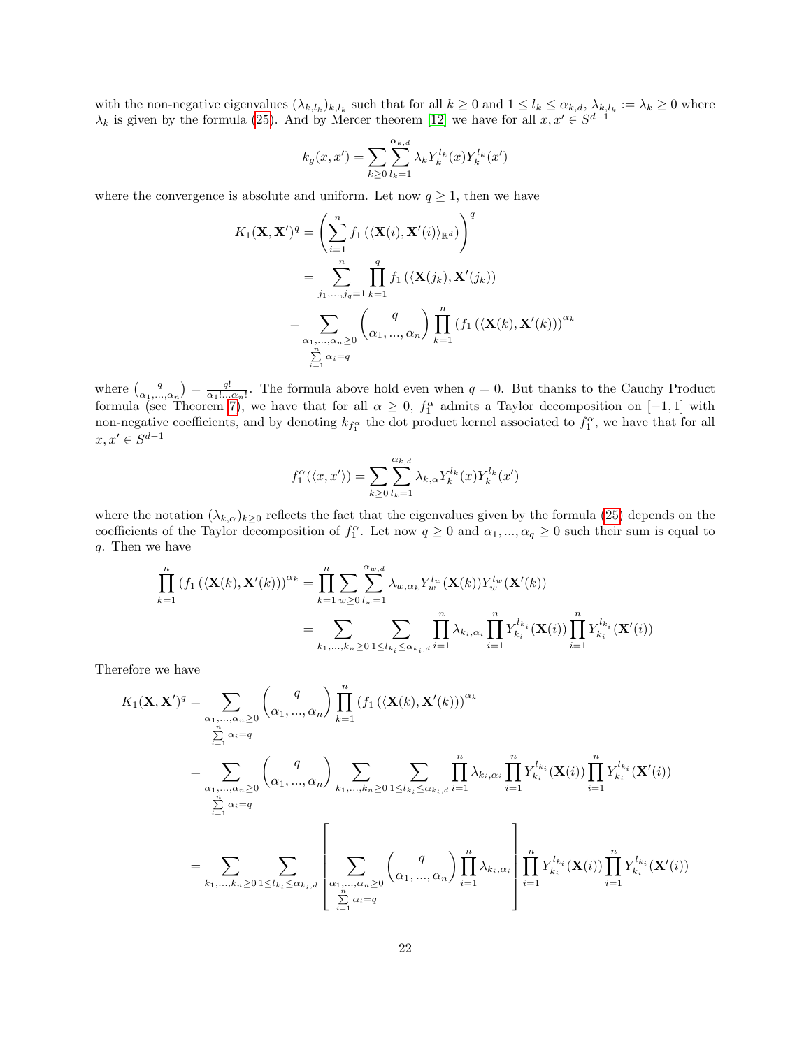with the non-negative eigenvalues $(\lambda_{k,l_k})_{k,l_k}$ such that for all $k \geq 0$ and $1 \leq l_k \leq \alpha_{k,d}$, $\lambda_{k,l_k} := \lambda_k \geq 0$ where $\lambda_k$ is given by the formula (25). And by Mercer theorem [12] we have for all $x, x' \in S^{d-1}$

$$k_g(x, x') = \sum_{k \geq 0} \sum_{l_k=1}^{\alpha_{k,d}} \lambda_k Y_k^{l_k}(x) Y_k^{l_k}(x')$$

where the convergence is absolute and uniform. Let now $q \geq 1$, then we have

$$\begin{aligned}
K_1(\mathbf{X}, \mathbf{X}')^q &= \left( \sum_{i=1}^{n} f_1\left(\langle \mathbf{X}(i), \mathbf{X}'(i) \rangle_{\mathbb{R}^d}\right) \right)^q \\
&= \sum_{j_1,...,j_q=1}^{n} \prod_{k=1}^{q} f_1\left(\langle \mathbf{X}(j_k), \mathbf{X}'(j_k) \rangle\right) \\
&= \sum_{\substack{\alpha_1,...,\alpha_n \geq 0 \\ \sum_{i=1}^{n} \alpha_i = q}} \binom{q}{\alpha_1, ..., \alpha_n} \prod_{k=1}^{n} \left(f_1\left(\langle \mathbf{X}(k), \mathbf{X}'(k) \rangle\right)\right)^{\alpha_k}
\end{aligned}$$

where $\binom{q}{\alpha_1,...,\alpha_n} = \frac{q!}{\alpha_1!...\alpha_n!}$. The formula above hold even when $q = 0$. But thanks to the Cauchy Product formula (see Theorem 7), we have that for all $\alpha \geq 0$, $f_1^\alpha$ admits a Taylor decomposition on $[-1, 1]$ with non-negative coefficients, and by denoting $k_{f_1^\alpha}$ the dot product kernel associated to $f_1^\alpha$, we have that for all $x, x' \in S^{d-1}$

$$f_1^\alpha(\langle x, x' \rangle) = \sum_{k \geq 0} \sum_{l_k=1}^{\alpha_{k,d}} \lambda_{k,\alpha} Y_k^{l_k}(x) Y_k^{l_k}(x')$$

where the notation $(\lambda_{k,\alpha})_{k \geq 0}$ reflects the fact that the eigenvalues given by the formula (25) depends on the coefficients of the Taylor decomposition of $f_1^\alpha$. Let now $q \geq 0$ and $\alpha_1, ..., \alpha_q \geq 0$ such their sum is equal to $q$. Then we have

$$\begin{aligned}
\prod_{k=1}^{n} \left(f_1\left(\langle \mathbf{X}(k), \mathbf{X}'(k) \rangle\right)\right)^{\alpha_k} &= \prod_{k=1}^{n} \sum_{w \geq 0} \sum_{l_w=1}^{\alpha_{w,d}} \lambda_{w,\alpha_k} Y_w^{l_w}(\mathbf{X}(k)) Y_w^{l_w}(\mathbf{X}'(k)) \\
&= \sum_{k_1,...,k_n \geq 0} \sum_{1 \leq l_{k_i} \leq \alpha_{k_i,d}} \prod_{i=1}^{n} \lambda_{k_i,\alpha_i} \prod_{i=1}^{n} Y_{k_i}^{l_{k_i}}(\mathbf{X}(i)) \prod_{i=1}^{n} Y_{k_i}^{l_{k_i}}(\mathbf{X}'(i))
\end{aligned}$$

Therefore we have

$$\begin{aligned}
K_1(\mathbf{X}, \mathbf{X}')^q &= \sum_{\substack{\alpha_1,...,\alpha_n \geq 0 \\ \sum_{i=1}^{n} \alpha_i = q}} \binom{q}{\alpha_1, ..., \alpha_n} \prod_{k=1}^{n} \left(f_1\left(\langle \mathbf{X}(k), \mathbf{X}'(k) \rangle\right)\right)^{\alpha_k} \\
&= \sum_{\substack{\alpha_1,...,\alpha_n \geq 0 \\ \sum_{i=1}^{n} \alpha_i = q}} \binom{q}{\alpha_1, ..., \alpha_n} \sum_{k_1,...,k_n \geq 0} \sum_{1 \leq l_{k_i} \leq \alpha_{k_i,d}} \prod_{i=1}^{n} \lambda_{k_i,\alpha_i} \prod_{i=1}^{n} Y_{k_i}^{l_{k_i}}(\mathbf{X}(i)) \prod_{i=1}^{n} Y_{k_i}^{l_{k_i}}(\mathbf{X}'(i)) \\
&= \sum_{k_1,...,k_n \geq 0} \sum_{1 \leq l_{k_i} \leq \alpha_{k_i,d}} \left[ \sum_{\substack{\alpha_1,...,\alpha_n \geq 0 \\ \sum_{i=1}^{n} \alpha_i = q}} \binom{q}{\alpha_1, ..., \alpha_n} \prod_{i=1}^{n} \lambda_{k_i,\alpha_i} \right] \prod_{i=1}^{n} Y_{k_i}^{l_{k_i}}(\mathbf{X}(i)) \prod_{i=1}^{n} Y_{k_i}^{l_{k_i}}(\mathbf{X}'(i))
\end{aligned}$$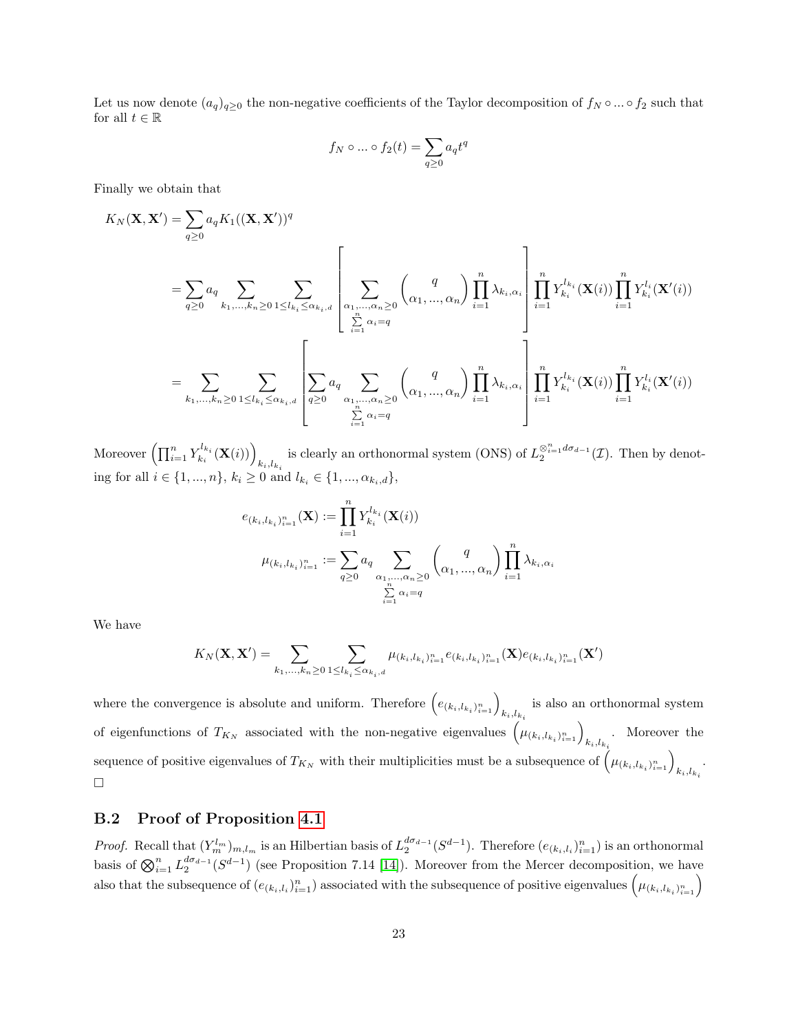Let us now denote $(a_q)_{q\geq 0}$ the non-negative coefficients of the Taylor decomposition of $f_N \circ ... \circ f_2$ such that for all $t \in \mathbb{R}$

$$f_N \circ ... \circ f_2(t) = \sum_{q\geq 0} a_q t^q$$

Finally we obtain that

$$\begin{aligned}
K_N(\mathbf{X}, \mathbf{X}') &= \sum_{q\geq 0} a_q K_1((\mathbf{X}, \mathbf{X}'))^q \\
&= \sum_{q\geq 0} a_q \sum_{k_1,...,k_n \geq 0} \sum_{1\leq l_{k_i} \leq \alpha_{k_i,d}} \left[ \sum_{\substack{\alpha_1,...,\alpha_n \geq 0 \\ \sum_{i=1}^n \alpha_i = q}} \binom{q}{\alpha_1, ..., \alpha_n} \prod_{i=1}^n \lambda_{k_i,\alpha_i} \right] \prod_{i=1}^n Y_{k_i}^{l_{k_i}}(\mathbf{X}(i)) \prod_{i=1}^n Y_{k_i}^{l_i}(\mathbf{X}'(i)) \\
&= \sum_{k_1,...,k_n \geq 0} \sum_{1\leq l_{k_i} \leq \alpha_{k_i,d}} \left[ \sum_{q\geq 0} a_q \sum_{\substack{\alpha_1,...,\alpha_n \geq 0 \\ \sum_{i=1}^n \alpha_i = q}} \binom{q}{\alpha_1, ..., \alpha_n} \prod_{i=1}^n \lambda_{k_i,\alpha_i} \right] \prod_{i=1}^n Y_{k_i}^{l_{k_i}}(\mathbf{X}(i)) \prod_{i=1}^n Y_{k_i}^{l_i}(\mathbf{X}'(i))
\end{aligned}$$

Moreover $\left(\prod_{i=1}^n Y_{k_i}^{l_{k_i}}(\mathbf{X}(i))\right)_{k_i, l_{k_i}}$ is clearly an orthonormal system (ONS) of $L_2^{\otimes_{i=1}^n d\sigma_{d-1}}(\mathcal{I})$. Then by denoting for all $i \in \{1, ..., n\}$, $k_i \geq 0$ and $l_{k_i} \in \{1, ..., \alpha_{k_i,d}\}$,

$$\begin{aligned}
e_{(k_i,l_{k_i})_{i=1}^n}(\mathbf{X}) &:= \prod_{i=1}^n Y_{k_i}^{l_{k_i}}(\mathbf{X}(i)) \\
\mu_{(k_i,l_{k_i})_{i=1}^n} &:= \sum_{q\geq 0} a_q \sum_{\substack{\alpha_1,...,\alpha_n \geq 0 \\ \sum_{i=1}^n \alpha_i = q}} \binom{q}{\alpha_1, ..., \alpha_n} \prod_{i=1}^n \lambda_{k_i,\alpha_i}
\end{aligned}$$

We have

$$K_N(\mathbf{X}, \mathbf{X}') = \sum_{k_1,...,k_n \geq 0} \sum_{1\leq l_{k_i} \leq \alpha_{k_i,d}} \mu_{(k_i,l_{k_i})_{i=1}^n} e_{(k_i,l_{k_i})_{i=1}^n}(\mathbf{X}) e_{(k_i,l_{k_i})_{i=1}^n}(\mathbf{X}')$$

where the convergence is absolute and uniform. Therefore $\left(e_{(k_i,l_{k_i})_{i=1}^n}\right)_{k_i,l_{k_i}}$ is also an orthonormal system of eigenfunctions of $T_{K_N}$ associated with the non-negative eigenvalues $\left(\mu_{(k_i,l_{k_i})_{i=1}^n}\right)_{k_i,l_{k_i}}$. Moreover the sequence of positive eigenvalues of $T_{K_N}$ with their multiplicities must be a subsequence of $\left(\mu_{(k_i,l_{k_i})_{i=1}^n}\right)_{k_i,l_{k_i}}$. $\square$

### B.2 Proof of Proposition 4.1

*Proof.* Recall that $(Y_m^{l_m})_{m,l_m}$ is an Hilbertian basis of $L_2^{d\sigma_{d-1}}(S^{d-1})$. Therefore $(e_{(k_i,l_i)_{i=1}^n})$ is an orthonormal basis of $\bigotimes_{i=1}^n L_2^{d\sigma_{d-1}}(S^{d-1})$ (see Proposition 7.14 [14]). Moreover from the Mercer decomposition, we have also that the subsequence of $(e_{(k_i,l_i)_{i=1}^n})$ associated with the subsequence of positive eigenvalues $\left(\mu_{(k_i,l_{k_i})_{i=1}^n}\right)$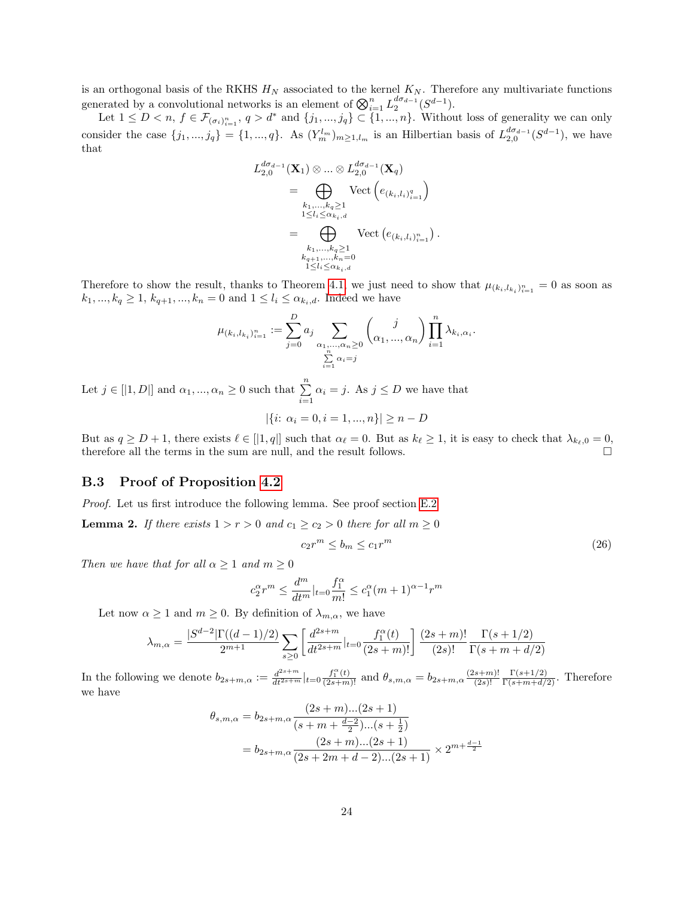is an orthogonal basis of the RKHS $H_N$ associated to the kernel $K_N$. Therefore any multivariate functions generated by a convolutional networks is an element of $\bigotimes_{i=1}^n L_2^{d\sigma_{d-1}}(S^{d-1})$.

Let $1 \leq D < n$, $f \in \mathcal{F}_{(\sigma_i)_{i=1}^n}$, $q > d^*$ and $\{j_1, ..., j_q\} \subset \{1, ..., n\}$. Without loss of generality we can only consider the case $\{j_1, ..., j_q\} = \{1, ..., q\}$. As $(Y_m^{l_m})_{m\geq 1, l_m}$ is an Hilbertian basis of $L_{2,0}^{d\sigma_{d-1}}(S^{d-1})$, we have that

$$
\begin{aligned}
& L_{2,0}^{d\sigma_{d-1}}(\mathbf{X}_1) \otimes ... \otimes L_{2,0}^{d\sigma_{d-1}}(\mathbf{X}_q) \\
&= \bigoplus_{\substack{k_1,...,k_q \geq 1 \\ 1 \leq l_i \leq \alpha_{k_i,d}}} \text{Vect}\left(e_{(k_i,l_i)_{i=1}^q}\right) \\
&= \bigoplus_{\substack{k_1,...,k_q \geq 1 \\ k_{q+1},...,k_n = 0 \\ 1 \leq l_i \leq \alpha_{k_i,d}}} \text{Vect}\left(e_{(k_i,l_i)_{i=1}^n}\right).
\end{aligned}
$$

Therefore to show the result, thanks to Theorem 4.1, we just need to show that $\mu_{(k_i,l_{k_i})_{i=1}^n} = 0$ as soon as $k_1, ..., k_q \geq 1$, $k_{q+1}, ..., k_n = 0$ and $1 \leq l_i \leq \alpha_{k_i,d}$. Indeed we have

$$
\mu_{(k_i,l_{k_i})_{i=1}^n} := \sum_{j=0}^{D} a_j \sum_{\substack{\alpha_1,...,\alpha_n \geq 0 \\ \sum_{i=1}^n \alpha_i = j}} \binom{j}{\alpha_1, ..., \alpha_n} \prod_{i=1}^n \lambda_{k_i,\alpha_i}.
$$

Let $j \in [|1, D|]$ and $\alpha_1, ..., \alpha_n \geq 0$ such that $\sum_{i=1}^n \alpha_i = j$. As $j \leq D$ we have that

$$
|\{i\colon \alpha_i = 0, i = 1, ..., n\}| \geq n - D
$$

But as $q \geq D + 1$, there exists $\ell \in [|1, q|]$ such that $\alpha_\ell = 0$. But as $k_\ell \geq 1$, it is easy to check that $\lambda_{k_\ell,0} = 0$, therefore all the terms in the sum are null, and the result follows. $\square$

### B.3 Proof of Proposition 4.2

*Proof.* Let us first introduce the following lemma. See proof section E.2

**Lemma 2.** *If there exists $1 > r > 0$ and $c_1 \geq c_2 > 0$ there for all $m \geq 0$*

$$
c_2 r^m \leq b_m \leq c_1 r^m \tag{26}
$$

*Then we have that for all $\alpha \geq 1$ and $m \geq 0$*

$$
c_2^\alpha r^m \leq \frac{d^m}{dt^m}|_{t=0} \frac{f_1^\alpha}{m!} \leq c_1^\alpha (m+1)^{\alpha-1} r^m
$$

Let now $\alpha \geq 1$ and $m \geq 0$. By definition of $\lambda_{m,\alpha}$, we have

$$
\lambda_{m,\alpha} = \frac{|S^{d-2}|\Gamma((d-1)/2)}{2^{m+1}} \sum_{s\geq 0} \left[\frac{d^{2s+m}}{dt^{2s+m}}|_{t=0} \frac{f_1^\alpha(t)}{(2s+m)!}\right] \frac{(2s+m)!}{(2s)!} \frac{\Gamma(s+1/2)}{\Gamma(s+m+d/2)}
$$

In the following we denote $b_{2s+m,\alpha} := \frac{d^{2s+m}}{dt^{2s+m}}|_{t=0} \frac{f_1^\alpha(t)}{(2s+m)!}$ and $\theta_{s,m,\alpha} = b_{2s+m,\alpha} \frac{(2s+m)!}{(2s)!} \frac{\Gamma(s+1/2)}{\Gamma(s+m+d/2)}$. Therefore we have

$$
\begin{aligned}
\theta_{s,m,\alpha} &= b_{2s+m,\alpha} \frac{(2s+m)...(2s+1)}{(s+m+\frac{d-2}{2})...(s+\frac{1}{2})} \\
&= b_{2s+m,\alpha} \frac{(2s+m)...(2s+1)}{(2s+2m+d-2)...(2s+1)} \times 2^{m+\frac{d-1}{2}}
\end{aligned}
$$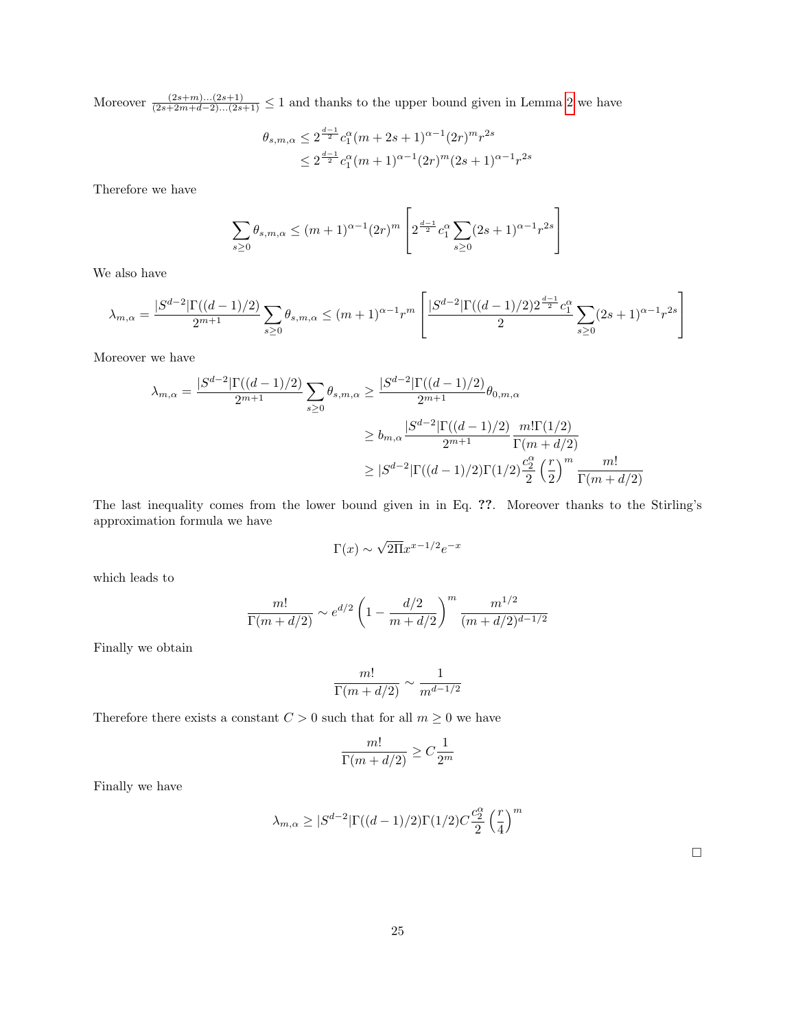Moreover $\frac{(2s+m)\dots(2s+1)}{(2s+2m+d-2)\dots(2s+1)} \leq 1$ and thanks to the upper bound given in Lemma 2 we have

$$
\begin{aligned}
\theta_{s,m,\alpha} &\leq 2^{\frac{d-1}{2}} c_1^{\alpha} (m+2s+1)^{\alpha-1} (2r)^m r^{2s} \\
&\leq 2^{\frac{d-1}{2}} c_1^{\alpha} (m+1)^{\alpha-1} (2r)^m (2s+1)^{\alpha-1} r^{2s}
\end{aligned}
$$

Therefore we have

$$
\sum_{s\geq 0} \theta_{s,m,\alpha} \leq (m+1)^{\alpha-1} (2r)^m \left[ 2^{\frac{d-1}{2}} c_1^{\alpha} \sum_{s\geq 0} (2s+1)^{\alpha-1} r^{2s} \right]
$$

We also have

$$
\lambda_{m,\alpha} = \frac{|S^{d-2}|\Gamma((d-1)/2)}{2^{m+1}} \sum_{s\geq 0} \theta_{s,m,\alpha} \leq (m+1)^{\alpha-1} r^m \left[ \frac{|S^{d-2}|\Gamma((d-1)/2) 2^{\frac{d-1}{2}} c_1^{\alpha}}{2} \sum_{s\geq 0} (2s+1)^{\alpha-1} r^{2s} \right]
$$

Moreover we have

$$
\begin{aligned}
\lambda_{m,\alpha} = \frac{|S^{d-2}|\Gamma((d-1)/2)}{2^{m+1}} \sum_{s\geq 0} \theta_{s,m,\alpha} &\geq \frac{|S^{d-2}|\Gamma((d-1)/2)}{2^{m+1}} \theta_{0,m,\alpha} \\
&\geq b_{m,\alpha} \frac{|S^{d-2}|\Gamma((d-1)/2)}{2^{m+1}} \frac{m!\Gamma(1/2)}{\Gamma(m+d/2)} \\
&\geq |S^{d-2}|\Gamma((d-1)/2)\Gamma(1/2) \frac{c_2^{\alpha}}{2} \left(\frac{r}{2}\right)^m \frac{m!}{\Gamma(m+d/2)}
\end{aligned}
$$

The last inequality comes from the lower bound given in in Eq. **??**. Moreover thanks to the Stirling's approximation formula we have

$$
\Gamma(x) \sim \sqrt{2\Pi} x^{x-1/2} e^{-x}
$$

which leads to

$$
\frac{m!}{\Gamma(m+d/2)} \sim e^{d/2} \left(1 - \frac{d/2}{m+d/2}\right)^m \frac{m^{1/2}}{(m+d/2)^{d-1/2}}
$$

Finally we obtain

$$
\frac{m!}{\Gamma(m+d/2)} \sim \frac{1}{m^{d-1/2}}
$$

Therefore there exists a constant $C > 0$ such that for all $m \geq 0$ we have

$$
\frac{m!}{\Gamma(m+d/2)} \geq C \frac{1}{2^m}
$$

Finally we have

$$
\lambda_{m,\alpha} \geq |S^{d-2}|\Gamma((d-1)/2)\Gamma(1/2) C \frac{c_2^{\alpha}}{2} \left(\frac{r}{4}\right)^m
$$

□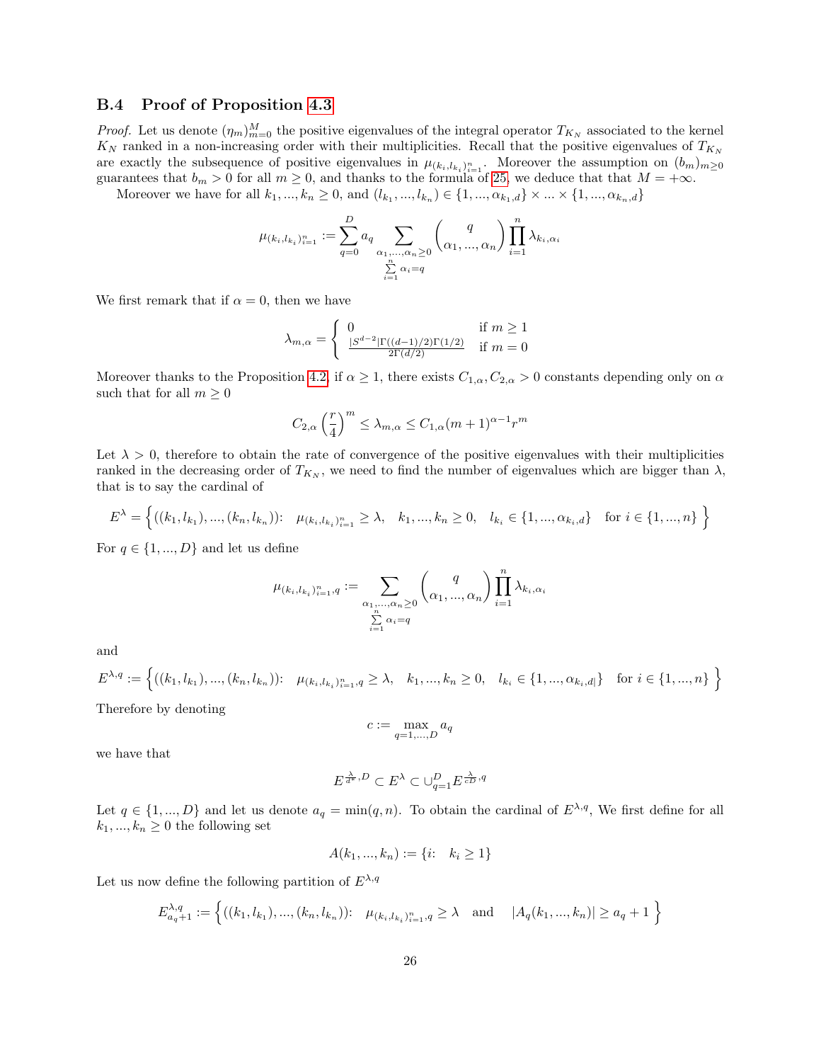### B.4 Proof of Proposition 4.3

*Proof.* Let us denote $(\eta_m)_{m=0}^M$ the positive eigenvalues of the integral operator $T_{K_N}$ associated to the kernel $K_N$ ranked in a non-increasing order with their multiplicities. Recall that the positive eigenvalues of $T_{K_N}$ are exactly the subsequence of positive eigenvalues in $\mu_{(k_i,l_{k_i})_{i=1}^n}$. Moreover the assumption on $(b_m)_{m\geq 0}$ guarantees that $b_m > 0$ for all $m \geq 0$, and thanks to the formula of 25, we deduce that that $M = +\infty$.

Moreover we have for all $k_1,...,k_n \geq 0$, and $(l_{k_1},...,l_{k_n}) \in \{1,...,\alpha_{k_1,d}\} \times ... \times \{1,...,\alpha_{k_n,d}\}$

$$\mu_{(k_i,l_{k_i})_{i=1}^n} := \sum_{q=0}^{D} a_q \sum_{\substack{\alpha_1,...,\alpha_n \geq 0 \\ \sum_{i=1}^n \alpha_i = q}} \binom{q}{\alpha_1,...,\alpha_n} \prod_{i=1}^n \lambda_{k_i,\alpha_i}$$

We first remark that if $\alpha = 0$, then we have

$$\lambda_{m,\alpha} = \begin{cases} 0 & \text{if } m \geq 1 \\ \frac{|S^{d-2}|\Gamma((d-1)/2)\Gamma(1/2)}{2\Gamma(d/2)} & \text{if } m = 0 \end{cases}$$

Moreover thanks to the Proposition 4.2, if $\alpha \geq 1$, there exists $C_{1,\alpha}, C_{2,\alpha} > 0$ constants depending only on $\alpha$ such that for all $m \geq 0$

$$C_{2,\alpha}\left(\frac{r}{4}\right)^m \leq \lambda_{m,\alpha} \leq C_{1,\alpha}(m+1)^{\alpha-1}r^m$$

Let $\lambda > 0$, therefore to obtain the rate of convergence of the positive eigenvalues with their multiplicities ranked in the decreasing order of $T_{K_N}$, we need to find the number of eigenvalues which are bigger than $\lambda$, that is to say the cardinal of

$$E^{\lambda} = \Big\{((k_1,l_{k_1}),...,(k_n,l_{k_n})): \quad \mu_{(k_i,l_{k_i})_{i=1}^n} \geq \lambda, \quad k_1,...,k_n \geq 0, \quad l_{k_i} \in \{1,...,\alpha_{k_i,d}\} \quad \text{for } i \in \{1,...,n\}\Big\}$$

For $q \in \{1,...,D\}$ and let us define

$$\mu_{(k_i,l_{k_i})_{i=1}^n,q} := \sum_{\substack{\alpha_1,...,\alpha_n \geq 0 \\ \sum_{i=1}^n \alpha_i = q}} \binom{q}{\alpha_1,...,\alpha_n} \prod_{i=1}^n \lambda_{k_i,\alpha_i}$$

and

$$E^{\lambda,q} := \Big\{((k_1,l_{k_1}),...,(k_n,l_{k_n})): \quad \mu_{(k_i,l_{k_i})_{i=1}^n,q} \geq \lambda, \quad k_1,...,k_n \geq 0, \quad l_{k_i} \in \{1,...,\alpha_{k_i,d|}\} \quad \text{for } i \in \{1,...,n\}\Big\}$$

Therefore by denoting

$$c := \max_{q=1,...,D} a_q$$

we have that

$$E^{\frac{\lambda}{d^*},D} \subset E^{\lambda} \subset \cup_{q=1}^{D} E^{\frac{\lambda}{cD},q}$$

Let $q \in \{1,...,D\}$ and let us denote $a_q = \min(q,n)$. To obtain the cardinal of $E^{\lambda,q}$, We first define for all $k_1,...,k_n \geq 0$ the following set

$$A(k_1,...,k_n) := \{i: \quad k_i \geq 1\}$$

Let us now define the following partition of $E^{\lambda,q}$

$$E^{\lambda,q}_{a_q+1} := \Big\{((k_1,l_{k_1}),...,(k_n,l_{k_n})): \quad \mu_{(k_i,l_{k_i})_{i=1}^n,q} \geq \lambda \quad \text{and} \quad |A_q(k_1,...,k_n)| \geq a_q+1\Big\}$$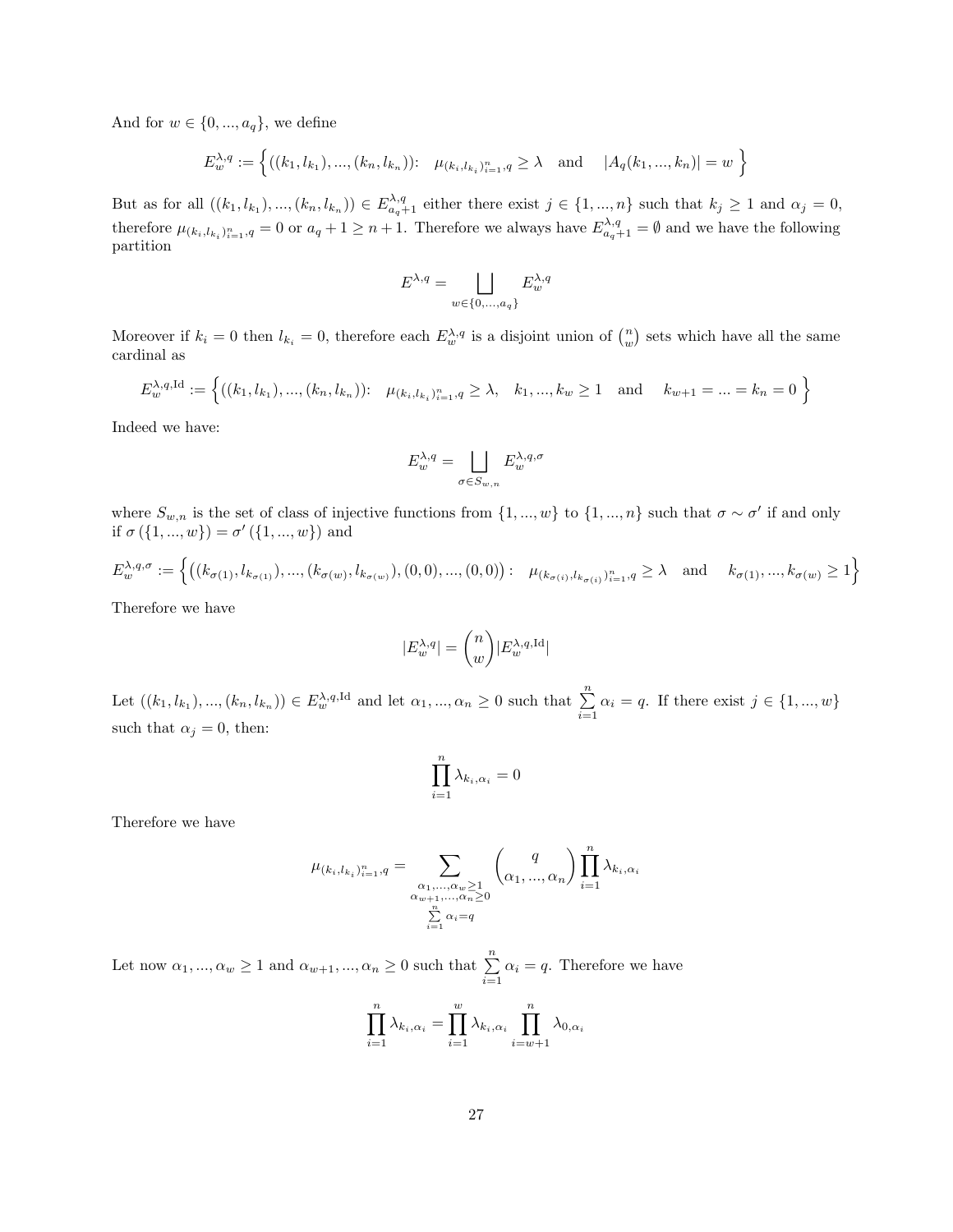And for $w \in \{0, ..., a_q\}$, we define

$$E_w^{\lambda,q} := \Big\{ ((k_1, l_{k_1}), ..., (k_n, l_{k_n})): \quad \mu_{(k_i,l_{k_i})_{i=1}^n, q} \geq \lambda \quad \text{and} \quad |A_q(k_1, ..., k_n)| = w \Big\}$$

But as for all $((k_1, l_{k_1}), ..., (k_n, l_{k_n})) \in E_{a_q+1}^{\lambda,q}$ either there exist $j \in \{1, ..., n\}$ such that $k_j \geq 1$ and $\alpha_j = 0$, therefore $\mu_{(k_i,l_{k_i})_{i=1}^n, q} = 0$ or $a_q + 1 \geq n + 1$. Therefore we always have $E_{a_q+1}^{\lambda,q} = \emptyset$ and we have the following partition

$$E^{\lambda,q} = \bigsqcup_{w \in \{0,...,a_q\}} E_w^{\lambda,q}$$

Moreover if $k_i = 0$ then $l_{k_i} = 0$, therefore each $E_w^{\lambda,q}$ is a disjoint union of $\binom{n}{w}$ sets which have all the same cardinal as

$$E_w^{\lambda,q,\text{Id}} := \Big\{ ((k_1, l_{k_1}), ..., (k_n, l_{k_n})): \quad \mu_{(k_i,l_{k_i})_{i=1}^n, q} \geq \lambda, \quad k_1, ..., k_w \geq 1 \quad \text{and} \quad k_{w+1} = ... = k_n = 0 \Big\}$$

Indeed we have:

$$E_w^{\lambda,q} = \bigsqcup_{\sigma \in S_{w,n}} E_w^{\lambda,q,\sigma}$$

where $S_{w,n}$ is the set of class of injective functions from $\{1, ..., w\}$ to $\{1, ..., n\}$ such that $\sigma \sim \sigma'$ if and only if $\sigma(\{1, ..., w\}) = \sigma'(\{1, ..., w\})$ and

$$E_w^{\lambda,q,\sigma} := \Big\{ \big((k_{\sigma(1)}, l_{k_{\sigma(1)}}), ..., (k_{\sigma(w)}, l_{k_{\sigma(w)}}), (0,0), ..., (0,0)\big): \quad \mu_{(k_{\sigma(i)}, l_{k_{\sigma(i)}})_{i=1}^n, q} \geq \lambda \quad \text{and} \quad k_{\sigma(1)}, ..., k_{\sigma(w)} \geq 1 \Big\}$$

Therefore we have

$$|E_w^{\lambda,q}| = \binom{n}{w} |E_w^{\lambda,q,\text{Id}}|$$

Let $((k_1, l_{k_1}), ..., (k_n, l_{k_n})) \in E_w^{\lambda,q,\text{Id}}$ and let $\alpha_1, ..., \alpha_n \geq 0$ such that $\sum_{i=1}^n \alpha_i = q$. If there exist $j \in \{1, ..., w\}$ such that $\alpha_j = 0$, then:

$$\prod_{i=1}^n \lambda_{k_i,\alpha_i} = 0$$

Therefore we have

$$\mu_{(k_i,l_{k_i})_{i=1}^n, q} = \sum_{\substack{\alpha_1,...,\alpha_w \geq 1 \\ \alpha_{w+1},...,\alpha_n \geq 0 \\ \sum_{i=1}^n \alpha_i = q}} \binom{q}{\alpha_1, ..., \alpha_n} \prod_{i=1}^n \lambda_{k_i,\alpha_i}$$

Let now $\alpha_1, ..., \alpha_w \geq 1$ and $\alpha_{w+1}, ..., \alpha_n \geq 0$ such that $\sum_{i=1}^n \alpha_i = q$. Therefore we have

$$\prod_{i=1}^n \lambda_{k_i,\alpha_i} = \prod_{i=1}^w \lambda_{k_i,\alpha_i} \prod_{i=w+1}^n \lambda_{0,\alpha_i}$$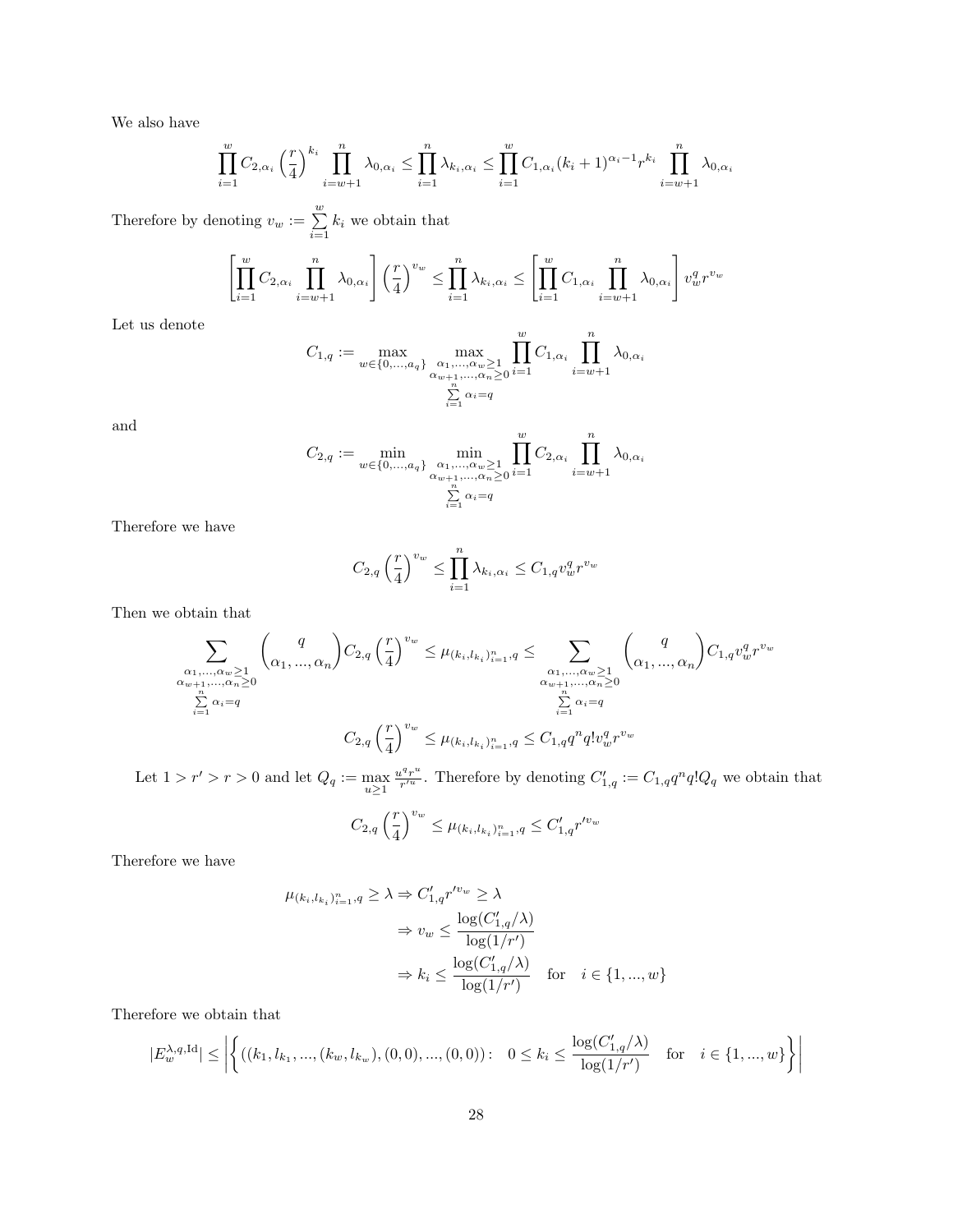We also have

$$\prod_{i=1}^{w} C_{2,\alpha_i} \left(\frac{r}{4}\right)^{k_i} \prod_{i=w+1}^{n} \lambda_{0,\alpha_i} \leq \prod_{i=1}^{n} \lambda_{k_i,\alpha_i} \leq \prod_{i=1}^{w} C_{1,\alpha_i} (k_i+1)^{\alpha_i - 1} r^{k_i} \prod_{i=w+1}^{n} \lambda_{0,\alpha_i}$$

Therefore by denoting $v_w := \sum_{i=1}^{w} k_i$ we obtain that

$$\left[\prod_{i=1}^{w} C_{2,\alpha_i} \prod_{i=w+1}^{n} \lambda_{0,\alpha_i}\right] \left(\frac{r}{4}\right)^{v_w} \leq \prod_{i=1}^{n} \lambda_{k_i,\alpha_i} \leq \left[\prod_{i=1}^{w} C_{1,\alpha_i} \prod_{i=w+1}^{n} \lambda_{0,\alpha_i}\right] v_w^q r^{v_w}$$

Let us denote

$$C_{1,q} := \max_{w \in \{0,...,a_q\}} \max_{\substack{\alpha_1,...,\alpha_w \geq 1 \\ \alpha_{w+1},...,\alpha_n \geq 0 \\ \sum_{i=1}^{n} \alpha_i = q}} \prod_{i=1}^{w} C_{1,\alpha_i} \prod_{i=w+1}^{n} \lambda_{0,\alpha_i}$$

and

$$C_{2,q} := \min_{w \in \{0,...,a_q\}} \min_{\substack{\alpha_1,...,\alpha_w \geq 1 \\ \alpha_{w+1},...,\alpha_n \geq 0 \\ \sum_{i=1}^{n} \alpha_i = q}} \prod_{i=1}^{w} C_{2,\alpha_i} \prod_{i=w+1}^{n} \lambda_{0,\alpha_i}$$

Therefore we have

$$C_{2,q} \left(\frac{r}{4}\right)^{v_w} \leq \prod_{i=1}^{n} \lambda_{k_i,\alpha_i} \leq C_{1,q} v_w^q r^{v_w}$$

Then we obtain that

$$\sum_{\substack{\alpha_1,...,\alpha_w \geq 1 \\ \alpha_{w+1},...,\alpha_n \geq 0 \\ \sum_{i=1}^{n} \alpha_i = q}} \binom{q}{\alpha_1,...,\alpha_n} C_{2,q} \left(\frac{r}{4}\right)^{v_w} \leq \mu_{(k_i,l_{k_i})_{i=1}^n, q} \leq \sum_{\substack{\alpha_1,...,\alpha_w \geq 1 \\ \alpha_{w+1},...,\alpha_n \geq 0 \\ \sum_{i=1}^{n} \alpha_i = q}} \binom{q}{\alpha_1,...,\alpha_n} C_{1,q} v_w^q r^{v_w}$$

$$C_{2,q} \left(\frac{r}{4}\right)^{v_w} \leq \mu_{(k_i,l_{k_i})_{i=1}^n, q} \leq C_{1,q} q^n q! v_w^q r^{v_w}$$

Let $1 > r' > r > 0$ and let $Q_q := \max_{u \geq 1} \frac{u^q r^u}{r'^u}$. Therefore by denoting $C'_{1,q} := C_{1,q} q^n q! Q_q$ we obtain that

$$C_{2,q} \left(\frac{r}{4}\right)^{v_w} \leq \mu_{(k_i,l_{k_i})_{i=1}^n, q} \leq C'_{1,q} r'^{v_w}$$

Therefore we have

$$\begin{aligned}
\mu_{(k_i,l_{k_i})_{i=1}^n, q} \geq \lambda &\Rightarrow C'_{1,q} r'^{v_w} \geq \lambda \\
&\Rightarrow v_w \leq \frac{\log(C'_{1,q}/\lambda)}{\log(1/r')} \\
&\Rightarrow k_i \leq \frac{\log(C'_{1,q}/\lambda)}{\log(1/r')} \quad \text{for} \quad i \in \{1,...,w\}
\end{aligned}$$

Therefore we obtain that

$$|E_w^{\lambda,q,\mathrm{Id}}| \leq \left| \left\{ ((k_1, l_{k_1}, ..., (k_w, l_{k_w}), (0,0), ..., (0,0)) : \quad 0 \leq k_i \leq \frac{\log(C'_{1,q}/\lambda)}{\log(1/r')} \quad \text{for} \quad i \in \{1,...,w\} \right\} \right|$$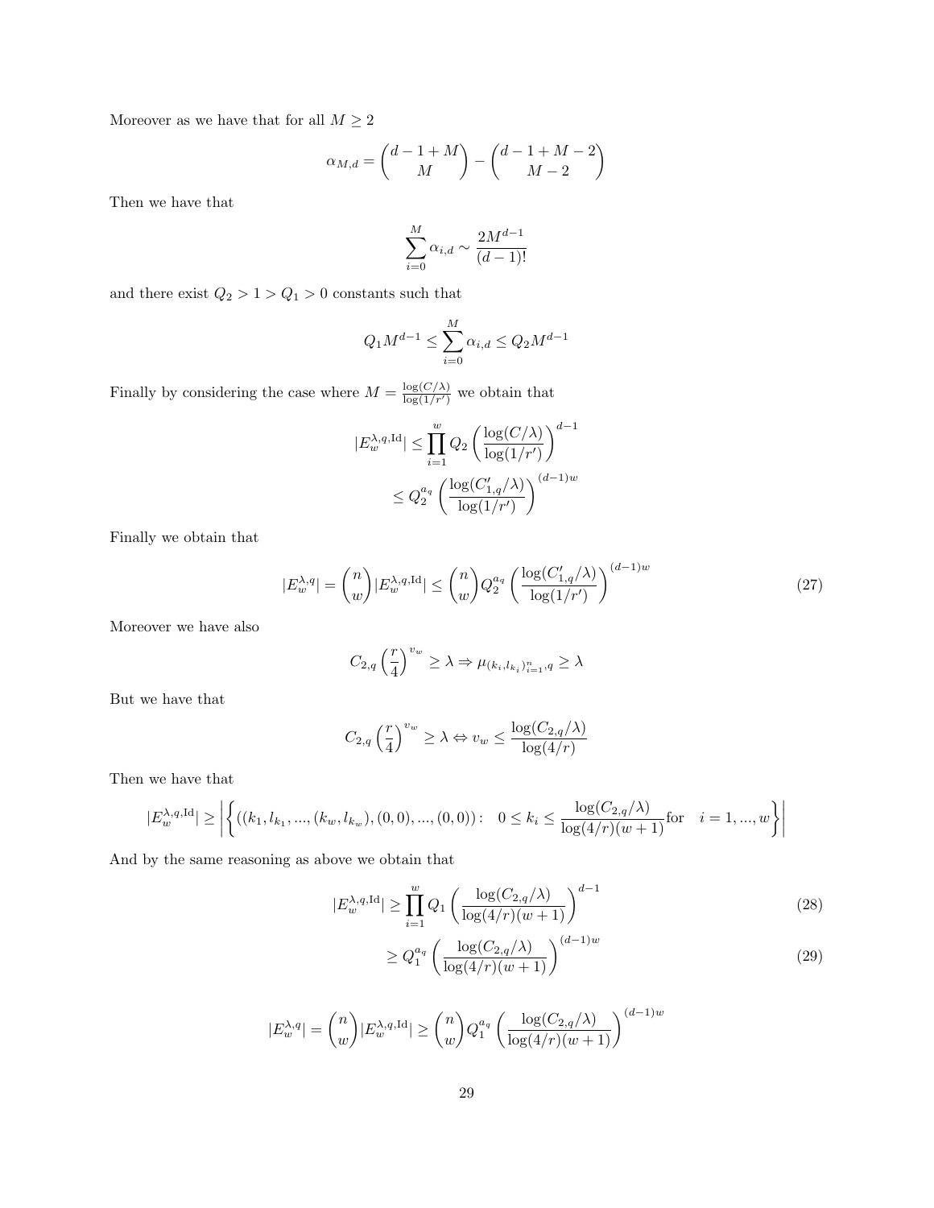Moreover as we have that for all $M \geq 2$

$$\alpha_{M,d} = \binom{d-1+M}{M} - \binom{d-1+M-2}{M-2}$$

Then we have that

$$\sum_{i=0}^{M} \alpha_{i,d} \sim \frac{2M^{d-1}}{(d-1)!}$$

and there exist $Q_2 > 1 > Q_1 > 0$ constants such that

$$Q_1 M^{d-1} \leq \sum_{i=0}^{M} \alpha_{i,d} \leq Q_2 M^{d-1}$$

Finally by considering the case where $M = \frac{\log(C/\lambda)}{\log(1/r')}$ we obtain that

$$\begin{aligned}
|E_w^{\lambda,q,\mathrm{Id}}| &\leq \prod_{i=1}^{w} Q_2 \left(\frac{\log(C/\lambda)}{\log(1/r')}\right)^{d-1} \\
&\leq Q_2^{a_q} \left(\frac{\log(C'_{1,q}/\lambda)}{\log(1/r')}\right)^{(d-1)w}
\end{aligned}$$

Finally we obtain that

$$|E_w^{\lambda,q}| = \binom{n}{w} |E_w^{\lambda,q,\mathrm{Id}}| \leq \binom{n}{w} Q_2^{a_q} \left(\frac{\log(C'_{1,q}/\lambda)}{\log(1/r')}\right)^{(d-1)w} \tag{27}$$

Moreover we have also

$$C_{2,q}\left(\frac{r}{4}\right)^{v_w} \geq \lambda \Rightarrow \mu_{(k_i,l_{k_i})_{i=1}^n,q} \geq \lambda$$

But we have that

$$C_{2,q}\left(\frac{r}{4}\right)^{v_w} \geq \lambda \Leftrightarrow v_w \leq \frac{\log(C_{2,q}/\lambda)}{\log(4/r)}$$

Then we have that

$$|E_w^{\lambda,q,\mathrm{Id}}| \geq \left| \left\{ ((k_1,l_{k_1},...,(k_w,l_{k_w}),(0,0),...,(0,0)) : \quad 0 \leq k_i \leq \frac{\log(C_{2,q}/\lambda)}{\log(4/r)(w+1)} \text{for} \quad i = 1,...,w \right\} \right|$$

And by the same reasoning as above we obtain that

$$|E_w^{\lambda,q,\mathrm{Id}}| \geq \prod_{i=1}^{w} Q_1 \left(\frac{\log(C_{2,q}/\lambda)}{\log(4/r)(w+1)}\right)^{d-1} \tag{28}$$

$$\geq Q_1^{a_q} \left(\frac{\log(C_{2,q}/\lambda)}{\log(4/r)(w+1)}\right)^{(d-1)w} \tag{29}$$

$$|E_w^{\lambda,q}| = \binom{n}{w} |E_w^{\lambda,q,\mathrm{Id}}| \geq \binom{n}{w} Q_1^{a_q} \left(\frac{\log(C_{2,q}/\lambda)}{\log(4/r)(w+1)}\right)^{(d-1)w}$$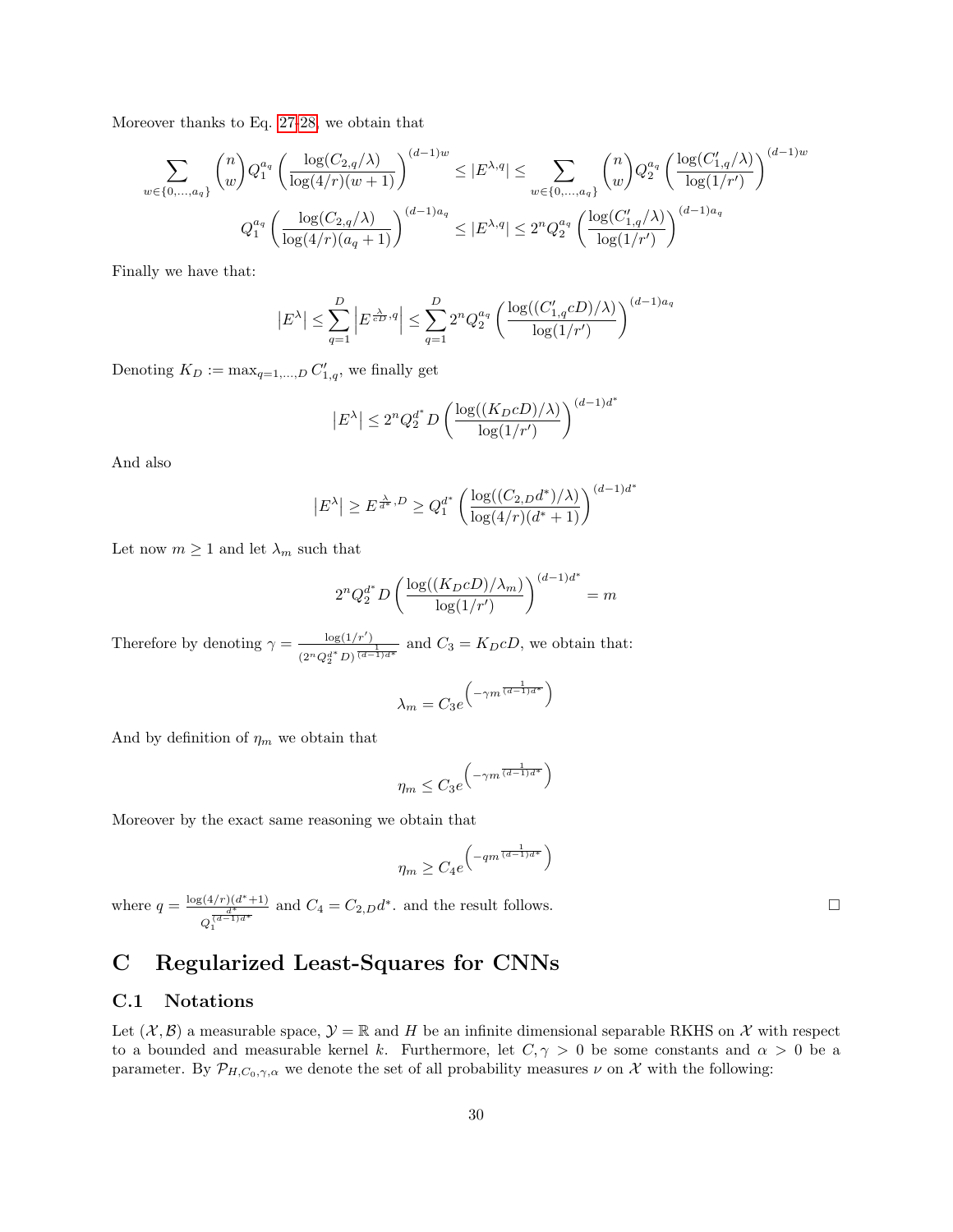Moreover thanks to Eq. 27-28, we obtain that

$$\sum_{w\in\{0,\dots,a_q\}} \binom{n}{w} Q_1^{a_q}\left(\frac{\log(C_{2,q}/\lambda)}{\log(4/r)(w+1)}\right)^{(d-1)w} \leq |E^{\lambda,q}| \leq \sum_{w\in\{0,\dots,a_q\}} \binom{n}{w} Q_2^{a_q}\left(\frac{\log(C'_{1,q}/\lambda)}{\log(1/r')}\right)^{(d-1)w}$$

$$Q_1^{a_q}\left(\frac{\log(C_{2,q}/\lambda)}{\log(4/r)(a_q+1)}\right)^{(d-1)a_q} \leq |E^{\lambda,q}| \leq 2^n Q_2^{a_q}\left(\frac{\log(C'_{1,q}/\lambda)}{\log(1/r')}\right)^{(d-1)a_q}$$

Finally we have that:

$$\left|E^{\lambda}\right| \leq \sum_{q=1}^{D}\left|E^{\frac{\lambda}{cD},q}\right| \leq \sum_{q=1}^{D} 2^n Q_2^{a_q}\left(\frac{\log((C'_{1,q}cD)/\lambda)}{\log(1/r')}\right)^{(d-1)a_q}$$

Denoting $K_D := \max_{q=1,\dots,D} C'_{1,q}$, we finally get

$$\left|E^{\lambda}\right| \leq 2^n Q_2^{d^*} D\left(\frac{\log((K_D cD)/\lambda)}{\log(1/r')}\right)^{(d-1)d^*}$$

And also

$$\left|E^{\lambda}\right| \geq E^{\frac{\lambda}{d^*},D} \geq Q_1^{d^*}\left(\frac{\log((C_{2,D}d^*)/\lambda)}{\log(4/r)(d^*+1)}\right)^{(d-1)d^*}$$

Let now $m \geq 1$ and let $\lambda_m$ such that

$$2^n Q_2^{d^*} D\left(\frac{\log((K_D cD)/\lambda_m)}{\log(1/r')}\right)^{(d-1)d^*} = m$$

Therefore by denoting $\gamma = \frac{\log(1/r')}{(2^n Q_2^{d^*}D)^{\frac{1}{(d-1)d^*}}}$ and $C_3 = K_D cD$, we obtain that:

$$\lambda_m = C_3 e^{\left(-\gamma m^{\frac{1}{(d-1)d^*}}\right)}$$

And by definition of $\eta_m$ we obtain that

$$\eta_m \leq C_3 e^{\left(-\gamma m^{\frac{1}{(d-1)d^*}}\right)}$$

Moreover by the exact same reasoning we obtain that

$$\eta_m \geq C_4 e^{\left(-q m^{\frac{1}{(d-1)d^*}}\right)}$$

where $q = \frac{\log(4/r)(d^*+1)}{Q_1^{\frac{d^*}{(d-1)d^*}}}$ and $C_4 = C_{2,D}d^*$. and the result follows. $\square$

# C Regularized Least-Squares for CNNs

## C.1 Notations

Let $(\mathcal{X},\mathcal{B})$ a measurable space, $\mathcal{Y} = \mathbb{R}$ and $H$ be an infinite dimensional separable RKHS on $\mathcal{X}$ with respect to a bounded and measurable kernel $k$. Furthermore, let $C, \gamma > 0$ be some constants and $\alpha > 0$ be a parameter. By $\mathcal{P}_{H,C_0,\gamma,\alpha}$ we denote the set of all probability measures $\nu$ on $\mathcal{X}$ with the following: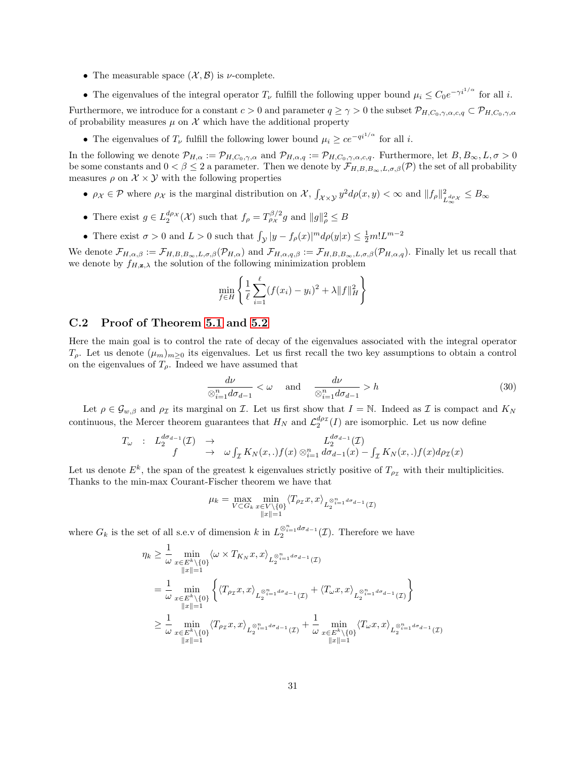- The measurable space $(\mathcal{X}, \mathcal{B})$ is $\nu$-complete.
- The eigenvalues of the integral operator $T_\nu$ fulfill the following upper bound $\mu_i \leq C_0 e^{-\gamma i^{1/\alpha}}$ for all $i$.

Furthermore, we introduce for a constant $c > 0$ and parameter $q \geq \gamma > 0$ the subset $\mathcal{P}_{H,C_0,\gamma,\alpha,c,q} \subset \mathcal{P}_{H,C_0,\gamma,\alpha}$ of probability measures $\mu$ on $\mathcal{X}$ which have the additional property

- The eigenvalues of $T_\nu$ fulfill the following lower bound $\mu_i \geq c e^{-q i^{1/\alpha}}$ for all $i$.

In the following we denote $\mathcal{P}_{H,\alpha} := \mathcal{P}_{H,C_0,\gamma,\alpha}$ and $\mathcal{P}_{H,\alpha,q} := \mathcal{P}_{H,C_0,\gamma,\alpha,c,q}$. Furthermore, let $B, B_\infty, L, \sigma > 0$ be some constants and $0 < \beta \leq 2$ a parameter. Then we denote by $\mathcal{F}_{H,B,B_\infty,L,\sigma,\beta}(\mathcal{P})$ the set of all probability measures $\rho$ on $\mathcal{X} \times \mathcal{Y}$ with the following properties

- $\rho_\mathcal{X} \in \mathcal{P}$ where $\rho_\mathcal{X}$ is the marginal distribution on $\mathcal{X}$, $\int_{\mathcal{X}\times\mathcal{Y}} y^2 d\rho(x,y) < \infty$ and $\|f_\rho\|^2_{L_\infty^{d\rho_\mathcal{X}}} \leq B_\infty$
- There exist $g \in L_2^{d\rho_\mathcal{X}}(\mathcal{X})$ such that $f_\rho = T_{\rho_\mathcal{X}}^{\beta/2} g$ and $\|g\|^2_\rho \leq B$
- There exist $\sigma > 0$ and $L > 0$ such that $\int_\mathcal{Y} |y - f_\rho(x)|^m d\rho(y|x) \leq \frac{1}{2} m! L^{m-2}$

We denote $\mathcal{F}_{H,\alpha,\beta} := \mathcal{F}_{H,B,B_\infty,L,\sigma,\beta}(\mathcal{P}_{H,\alpha})$ and $\mathcal{F}_{H,\alpha,q,\beta} := \mathcal{F}_{H,B,B_\infty,L,\sigma,\beta}(\mathcal{P}_{H,\alpha,q})$. Finally let us recall that we denote by $f_{H,\mathbf{z},\lambda}$ the solution of the following minimization problem

$$\min_{f\in H} \left\{ \frac{1}{\ell} \sum_{i=1}^{\ell} (f(x_i) - y_i)^2 + \lambda \|f\|_H^2 \right\}$$

## C.2 Proof of Theorem 5.1 and 5.2

Here the main goal is to control the rate of decay of the eigenvalues associated with the integral operator $T_\rho$. Let us denote $(\mu_m)_{m\geq 0}$ its eigenvalues. Let us first recall the two key assumptions to obtain a control on the eigenvalues of $T_\rho$. Indeed we have assumed that

$$\frac{d\nu}{\otimes_{i=1}^n d\sigma_{d-1}} < \omega \quad \text{and} \quad \frac{d\nu}{\otimes_{i=1}^n d\sigma_{d-1}} > h \tag{30}$$

Let $\rho \in \mathcal{G}_{w,\beta}$ and $\rho_\mathcal{I}$ its marginal on $\mathcal{I}$. Let us first show that $I = \mathbb{N}$. Indeed as $\mathcal{I}$ is compact and $K_N$ continuous, the Mercer theorem guarantees that $H_N$ and $\mathcal{L}_2^{d\rho_\mathcal{I}}(I)$ are isomorphic. Let us now define

$$\begin{array}{rccc} T_\omega & : & L_2^{d\sigma_{d-1}}(\mathcal{I}) & \rightarrow & L_2^{d\sigma_{d-1}}(\mathcal{I}) \\ & & f & \rightarrow & \omega \int_\mathcal{I} K_N(x,.) f(x) \otimes_{i=1}^n d\sigma_{d-1}(x) - \int_\mathcal{I} K_N(x,.) f(x) d\rho_\mathcal{I}(x) \end{array}$$

Let us denote $E^k$, the span of the greatest k eigenvalues strictly positive of $T_{\rho_\mathcal{I}}$ with their multiplicities. Thanks to the min-max Courant-Fischer theorem we have that

$$\mu_k = \max_{V\subset G_k} \min_{\substack{x\in V\setminus\{0\} \\ \|x\|=1}} \langle T_{\rho_\mathcal{I}} x, x\rangle_{L_2^{\otimes_{i=1}^n d\sigma_{d-1}}(\mathcal{I})}$$

where $G_k$ is the set of all s.e.v of dimension $k$ in $L_2^{\otimes_{i=1}^n d\sigma_{d-1}}(\mathcal{I})$. Therefore we have

$$\begin{aligned}
\eta_k &\geq \frac{1}{\omega} \min_{\substack{x\in E^k\setminus\{0\} \\ \|x\|=1}} \langle \omega \times T_{K_N} x, x\rangle_{L_2^{\otimes_{i=1}^n d\sigma_{d-1}}(\mathcal{I})} \\
&= \frac{1}{\omega} \min_{\substack{x\in E^k\setminus\{0\} \\ \|x\|=1}} \left\{ \langle T_{\rho_\mathcal{I}} x, x\rangle_{L_2^{\otimes_{i=1}^n d\sigma_{d-1}}(\mathcal{I})} + \langle T_\omega x, x\rangle_{L_2^{\otimes_{i=1}^n d\sigma_{d-1}}(\mathcal{I})} \right\} \\
&\geq \frac{1}{\omega} \min_{\substack{x\in E^k\setminus\{0\} \\ \|x\|=1}} \langle T_{\rho_\mathcal{I}} x, x\rangle_{L_2^{\otimes_{i=1}^n d\sigma_{d-1}}(\mathcal{I})} + \frac{1}{\omega} \min_{\substack{x\in E^k\setminus\{0\} \\ \|x\|=1}} \langle T_\omega x, x\rangle_{L_2^{\otimes_{i=1}^n d\sigma_{d-1}}(\mathcal{I})}
\end{aligned}$$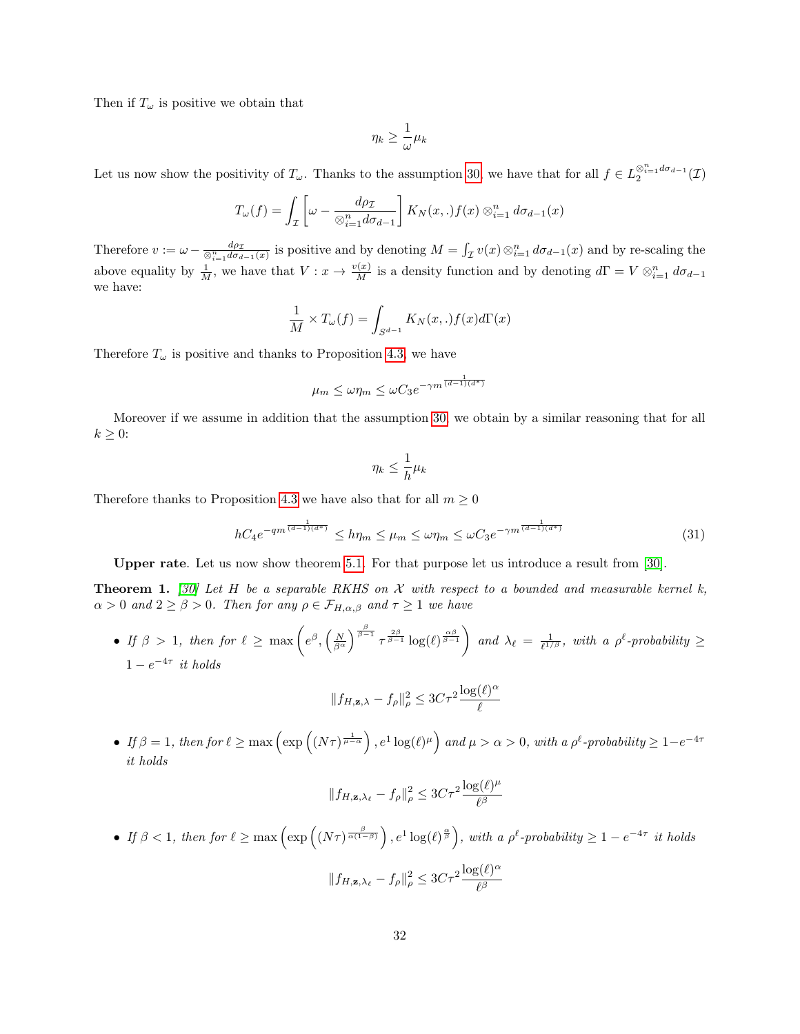Then if $T_\omega$ is positive we obtain that

$$\eta_k \geq \frac{1}{\omega}\mu_k$$

Let us now show the positivity of $T_\omega$. Thanks to the assumption 30, we have that for all $f \in L_2^{\otimes_{i=1}^n d\sigma_{d-1}}(\mathcal{I})$

$$T_\omega(f) = \int_{\mathcal{I}} \left[\omega - \frac{d\rho_{\mathcal{I}}}{\otimes_{i=1}^n d\sigma_{d-1}}\right] K_N(x,.)f(x) \otimes_{i=1}^n d\sigma_{d-1}(x)$$

Therefore $v := \omega - \frac{d\rho_{\mathcal{I}}}{\otimes_{i=1}^n d\sigma_{d-1}(x)}$ is positive and by denoting $M = \int_{\mathcal{I}} v(x) \otimes_{i=1}^n d\sigma_{d-1}(x)$ and by re-scaling the above equality by $\frac{1}{M}$, we have that $V : x \rightarrow \frac{v(x)}{M}$ is a density function and by denoting $d\Gamma = V \otimes_{i=1}^n d\sigma_{d-1}$ we have:

$$\frac{1}{M} \times T_\omega(f) = \int_{S^{d-1}} K_N(x,.)f(x)d\Gamma(x)$$

Therefore $T_\omega$ is positive and thanks to Proposition 4.3, we have

$$\mu_m \leq \omega\eta_m \leq \omega C_3 e^{-\gamma m^{\frac{1}{(d-1)(d^*)}}}$$

Moreover if we assume in addition that the assumption 30, we obtain by a similar reasoning that for all $k \geq 0$:

$$\eta_k \leq \frac{1}{h}\mu_k$$

Therefore thanks to Proposition 4.3 we have also that for all $m \geq 0$

$$hC_4 e^{-qm^{\frac{1}{(d-1)(d^*)}}} \leq h\eta_m \leq \mu_m \leq \omega\eta_m \leq \omega C_3 e^{-\gamma m^{\frac{1}{(d-1)(d^*)}}} \tag{31}$$

**Upper rate**. Let us now show theorem 5.1. For that purpose let us introduce a result from [30].

**Theorem 1.** *[30] Let $H$ be a separable RKHS on $\mathcal{X}$ with respect to a bounded and measurable kernel $k$, $\alpha > 0$ and $2 \geq \beta > 0$. Then for any $\rho \in \mathcal{F}_{H,\alpha,\beta}$ and $\tau \geq 1$ we have*

- *If $\beta > 1$, then for $\ell \geq \max\left(e^\beta, \left(\frac{N}{\beta^\alpha}\right)^{\frac{\beta}{\beta-1}} \tau^{\frac{2\beta}{\beta-1}} \log(\ell)^{\frac{\alpha\beta}{\beta-1}}\right)$ and $\lambda_\ell = \frac{1}{\ell^{1/\beta}}$, with a $\rho^\ell$-probability $\geq 1 - e^{-4\tau}$ it holds*

$$\|f_{H,\mathbf{z},\lambda} - f_\rho\|_\rho^2 \leq 3C\tau^2 \frac{\log(\ell)^\alpha}{\ell}$$

- *If $\beta = 1$, then for $\ell \geq \max\left(\exp\left((N\tau)^{\frac{1}{\mu-\alpha}}\right), e^1 \log(\ell)^\mu\right)$ and $\mu > \alpha > 0$, with a $\rho^\ell$-probability $\geq 1 - e^{-4\tau}$ it holds*

$$\|f_{H,\mathbf{z},\lambda_\ell} - f_\rho\|_\rho^2 \leq 3C\tau^2 \frac{\log(\ell)^\mu}{\ell^\beta}$$

- *If $\beta < 1$, then for $\ell \geq \max\left(\exp\left((N\tau)^{\frac{\beta}{\alpha(1-\beta)}}\right), e^1 \log(\ell)^{\frac{\alpha}{\beta}}\right)$, with a $\rho^\ell$-probability $\geq 1 - e^{-4\tau}$ it holds*

$$\|f_{H,\mathbf{z},\lambda_\ell} - f_\rho\|_\rho^2 \leq 3C\tau^2 \frac{\log(\ell)^\alpha}{\ell^\beta}$$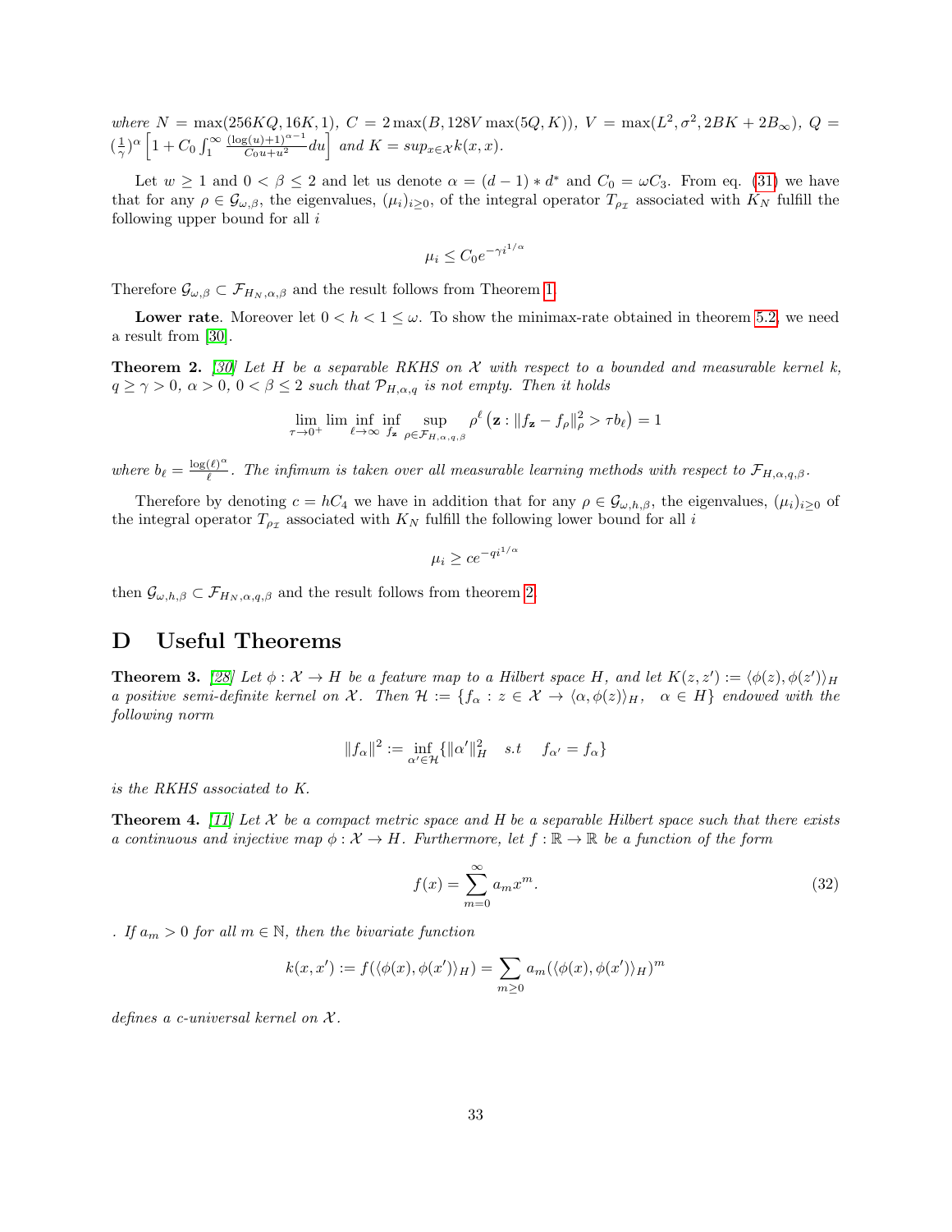*where* $N = \max(256KQ, 16K, 1)$, $C = 2\max(B, 128V\max(5Q, K))$, $V = \max(L^2, \sigma^2, 2BK + 2B_\infty)$, $Q = (\frac{1}{\gamma})^\alpha \left[1 + C_0 \int_1^\infty \frac{(\log(u)+1)^{\alpha-1}}{C_0 u + u^2} du\right]$ *and* $K = sup_{x\in\mathcal{X}} k(x,x)$.

Let $w \geq 1$ and $0 < \beta \leq 2$ and let us denote $\alpha = (d-1) * d^*$ and $C_0 = \omega C_3$. From eq. (31) we have that for any $\rho \in \mathcal{G}_{\omega,\beta}$, the eigenvalues, $(\mu_i)_{i\geq 0}$, of the integral operator $T_{\rho_\mathcal{I}}$ associated with $K_N$ fulfill the following upper bound for all $i$

$$\mu_i \leq C_0 e^{-\gamma i^{1/\alpha}}$$

Therefore $\mathcal{G}_{\omega,\beta} \subset \mathcal{F}_{H_N,\alpha,\beta}$ and the result follows from Theorem 1.

**Lower rate**. Moreover let $0 < h < 1 \leq \omega$. To show the minimax-rate obtained in theorem 5.2, we need a result from [30].

**Theorem 2.** *[30] Let $H$ be a separable RKHS on $\mathcal{X}$ with respect to a bounded and measurable kernel $k$, $q \geq \gamma > 0$, $\alpha > 0$, $0 < \beta \leq 2$ such that $\mathcal{P}_{H,\alpha,q}$ is not empty. Then it holds*

$$\lim_{\tau\to 0^+} \lim_{\ell\to\infty} \inf_{f_\mathbf{z}} \inf \sup_{\rho\in\mathcal{F}_{H,\alpha,q,\beta}} \rho^\ell \left(\mathbf{z} : \|f_\mathbf{z} - f_\rho\|_\rho^2 > \tau b_\ell\right) = 1$$

*where* $b_\ell = \frac{\log(\ell)^\alpha}{\ell}$. *The infimum is taken over all measurable learning methods with respect to* $\mathcal{F}_{H,\alpha,q,\beta}$.

Therefore by denoting $c = hC_4$ we have in addition that for any $\rho \in \mathcal{G}_{\omega,h,\beta}$, the eigenvalues, $(\mu_i)_{i\geq 0}$ of the integral operator $T_{\rho_\mathcal{I}}$ associated with $K_N$ fulfill the following lower bound for all $i$

$$\mu_i \geq c e^{-q i^{1/\alpha}}$$

then $\mathcal{G}_{\omega,h,\beta} \subset \mathcal{F}_{H_N,\alpha,q,\beta}$ and the result follows from theorem 2.

# D Useful Theorems

**Theorem 3.** *[28] Let $\phi : \mathcal{X} \to H$ be a feature map to a Hilbert space $H$, and let $K(z,z') := \langle\phi(z),\phi(z')\rangle_H$ a positive semi-definite kernel on $\mathcal{X}$. Then $\mathcal{H} := \{f_\alpha : z \in \mathcal{X} \to \langle\alpha,\phi(z)\rangle_H, \ \ \alpha \in H\}$ endowed with the following norm*

$$\|f_\alpha\|^2 := \inf_{\alpha'\in\mathcal{H}} \{\|\alpha'\|_H^2 \quad s.t \quad f_{\alpha'} = f_\alpha\}$$

*is the RKHS associated to $K$.*

**Theorem 4.** *[11] Let $\mathcal{X}$ be a compact metric space and $H$ be a separable Hilbert space such that there exists a continuous and injective map $\phi : \mathcal{X} \to H$. Furthermore, let $f : \mathbb{R} \to \mathbb{R}$ be a function of the form*

$$f(x) = \sum_{m=0}^\infty a_m x^m. \tag{32}$$

*. If $a_m > 0$ for all $m \in \mathbb{N}$, then the bivariate function*

$$k(x,x') := f(\langle\phi(x),\phi(x')\rangle_H) = \sum_{m\geq 0} a_m (\langle\phi(x),\phi(x')\rangle_H)^m$$

*defines a c-universal kernel on $\mathcal{X}$.*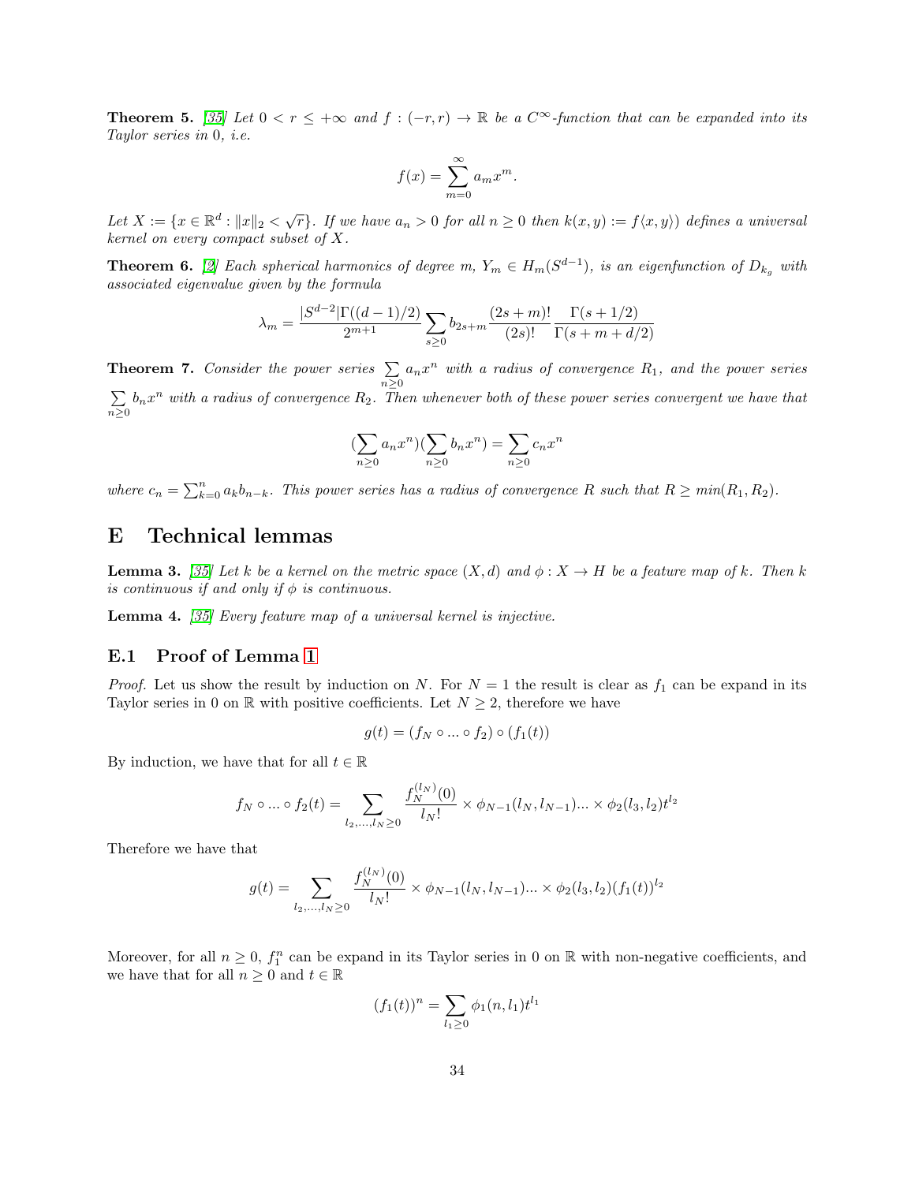**Theorem 5.** [35] *Let $0 < r \leq +\infty$ and $f : (-r, r) \to \mathbb{R}$ be a $C^\infty$-function that can be expanded into its Taylor series in 0, i.e.*

$$f(x) = \sum_{m=0}^{\infty} a_m x^m.$$

*Let $X := \{x \in \mathbb{R}^d : \|x\|_2 < \sqrt{r}\}$. If we have $a_n > 0$ for all $n \geq 0$ then $k(x,y) := f\langle x, y\rangle)$ defines a universal kernel on every compact subset of $X$.*

**Theorem 6.** [2] *Each spherical harmonics of degree $m$, $Y_m \in H_m(S^{d-1})$, is an eigenfunction of $D_{k_g}$ with associated eigenvalue given by the formula*

$$\lambda_m = \frac{|S^{d-2}|\Gamma((d-1)/2)}{2^{m+1}} \sum_{s\geq 0} b_{2s+m} \frac{(2s+m)!}{(2s)!} \frac{\Gamma(s+1/2)}{\Gamma(s+m+d/2)}$$

**Theorem 7.** *Consider the power series $\sum_{n\geq 0} a_n x^n$ with a radius of convergence $R_1$, and the power series $\sum_{n\geq 0} b_n x^n$ with a radius of convergence $R_2$. Then whenever both of these power series convergent we have that*

$$(\sum_{n\geq 0} a_n x^n)(\sum_{n\geq 0} b_n x^n) = \sum_{n\geq 0} c_n x^n$$

*where $c_n = \sum_{k=0}^{n} a_k b_{n-k}$. This power series has a radius of convergence $R$ such that $R \geq min(R_1, R_2)$.*

# E Technical lemmas

**Lemma 3.** [35] *Let $k$ be a kernel on the metric space $(X, d)$ and $\phi : X \to H$ be a feature map of $k$. Then $k$ is continuous if and only if $\phi$ is continuous.*

**Lemma 4.** [35] *Every feature map of a universal kernel is injective.*

## E.1 Proof of Lemma 1

*Proof.* Let us show the result by induction on $N$. For $N = 1$ the result is clear as $f_1$ can be expand in its Taylor series in 0 on $\mathbb{R}$ with positive coefficients. Let $N \geq 2$, therefore we have

$$g(t) = (f_N \circ ... \circ f_2) \circ (f_1(t))$$

By induction, we have that for all $t \in \mathbb{R}$

$$f_N \circ ... \circ f_2(t) = \sum_{l_2,...,l_N \geq 0} \frac{f_N^{(l_N)}(0)}{l_N!} \times \phi_{N-1}(l_N, l_{N-1}) ... \times \phi_2(l_3, l_2) t^{l_2}$$

Therefore we have that

$$g(t) = \sum_{l_2,...,l_N \geq 0} \frac{f_N^{(l_N)}(0)}{l_N!} \times \phi_{N-1}(l_N, l_{N-1}) ... \times \phi_2(l_3, l_2) (f_1(t))^{l_2}$$

Moreover, for all $n \geq 0$, $f_1^n$ can be expand in its Taylor series in 0 on $\mathbb{R}$ with non-negative coefficients, and we have that for all $n \geq 0$ and $t \in \mathbb{R}$

$$(f_1(t))^n = \sum_{l_1 \geq 0} \phi_1(n, l_1) t^{l_1}$$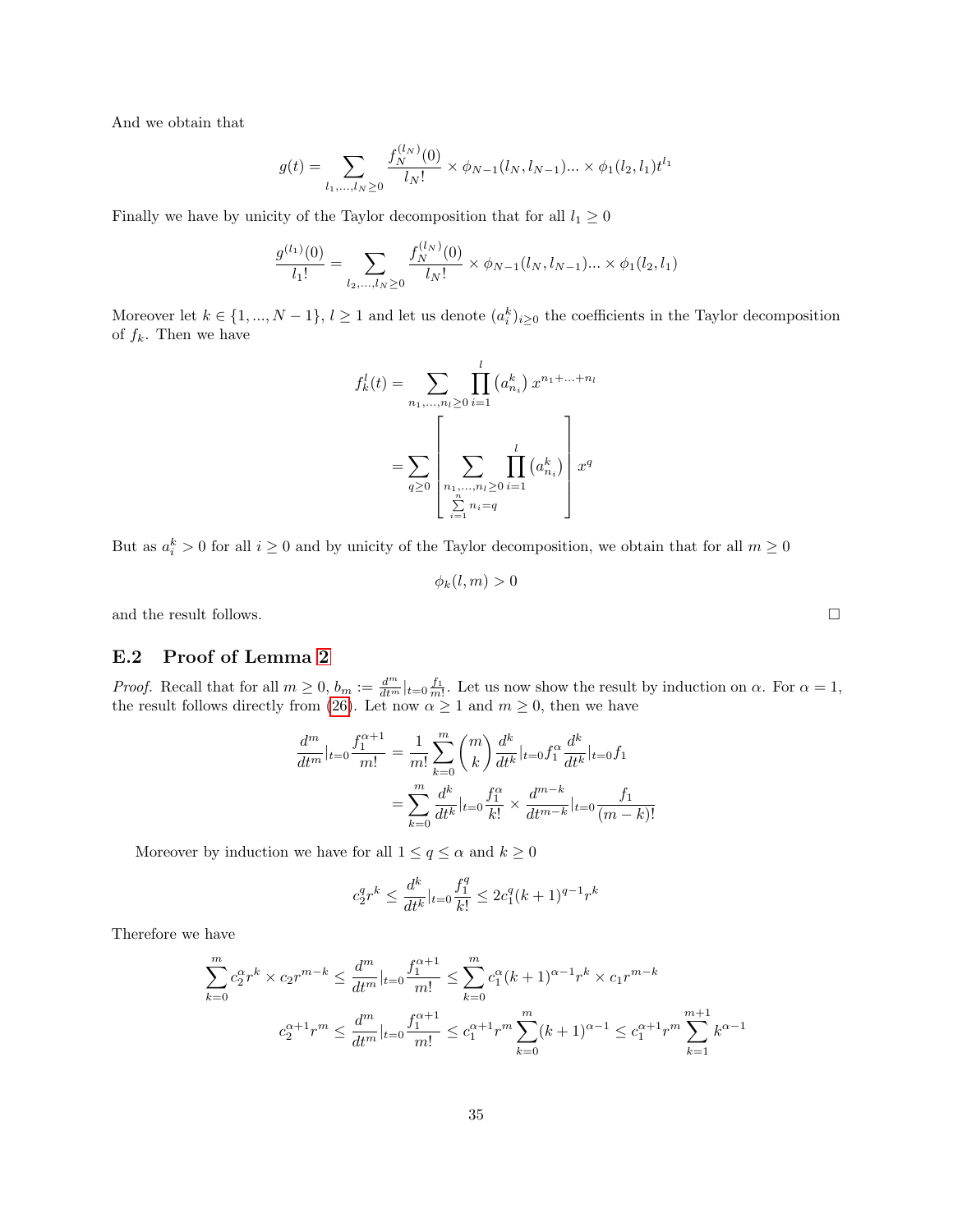And we obtain that

$$g(t) = \sum_{l_1,...,l_N \geq 0} \frac{f_N^{(l_N)}(0)}{l_N!} \times \phi_{N-1}(l_N, l_{N-1})... \times \phi_1(l_2, l_1) t^{l_1}$$

Finally we have by unicity of the Taylor decomposition that for all $l_1 \geq 0$

$$\frac{g^{(l_1)}(0)}{l_1!} = \sum_{l_2,...,l_N \geq 0} \frac{f_N^{(l_N)}(0)}{l_N!} \times \phi_{N-1}(l_N, l_{N-1})... \times \phi_1(l_2, l_1)$$

Moreover let $k \in \{1, ..., N-1\}$, $l \geq 1$ and let us denote $(a_i^k)_{i \geq 0}$ the coefficients in the Taylor decomposition of $f_k$. Then we have

$$\begin{aligned}
f_k^l(t) &= \sum_{n_1,...,n_l \geq 0} \prod_{i=1}^{l} \left(a_{n_i}^k\right) x^{n_1+...+n_l} \\
&= \sum_{q \geq 0} \left[ \sum_{\substack{n_1,...,n_l \geq 0 \\ \sum_{i=1}^{n} n_i = q}} \prod_{i=1}^{l} \left(a_{n_i}^k\right) \right] x^q
\end{aligned}$$

But as $a_i^k > 0$ for all $i \geq 0$ and by unicity of the Taylor decomposition, we obtain that for all $m \geq 0$

$$\phi_k(l, m) > 0$$

and the result follows. $\square$

## E.2 Proof of Lemma 2

*Proof.* Recall that for all $m \geq 0$, $b_m := \frac{d^m}{dt^m}|_{t=0} \frac{f_1}{m!}$. Let us now show the result by induction on $\alpha$. For $\alpha = 1$, the result follows directly from (26). Let now $\alpha \geq 1$ and $m \geq 0$, then we have

$$\begin{aligned}
\frac{d^m}{dt^m}|_{t=0} \frac{f_1^{\alpha+1}}{m!} &= \frac{1}{m!} \sum_{k=0}^{m} \binom{m}{k} \frac{d^k}{dt^k}|_{t=0} f_1^{\alpha} \frac{d^k}{dt^k}|_{t=0} f_1 \\
&= \sum_{k=0}^{m} \frac{d^k}{dt^k}|_{t=0} \frac{f_1^{\alpha}}{k!} \times \frac{d^{m-k}}{dt^{m-k}}|_{t=0} \frac{f_1}{(m-k)!}
\end{aligned}$$

Moreover by induction we have for all $1 \leq q \leq \alpha$ and $k \geq 0$

$$c_2^q r^k \leq \frac{d^k}{dt^k}|_{t=0} \frac{f_1^q}{k!} \leq 2c_1^q (k+1)^{q-1} r^k$$

Therefore we have

$$\begin{aligned}
\sum_{k=0}^{m} c_2^{\alpha} r^k \times c_2 r^{m-k} \leq \frac{d^m}{dt^m}|_{t=0} \frac{f_1^{\alpha+1}}{m!} &\leq \sum_{k=0}^{m} c_1^{\alpha} (k+1)^{\alpha-1} r^k \times c_1 r^{m-k} \\
c_2^{\alpha+1} r^m \leq \frac{d^m}{dt^m}|_{t=0} \frac{f_1^{\alpha+1}}{m!} &\leq c_1^{\alpha+1} r^m \sum_{k=0}^{m} (k+1)^{\alpha-1} \leq c_1^{\alpha+1} r^m \sum_{k=1}^{m+1} k^{\alpha-1}
\end{aligned}$$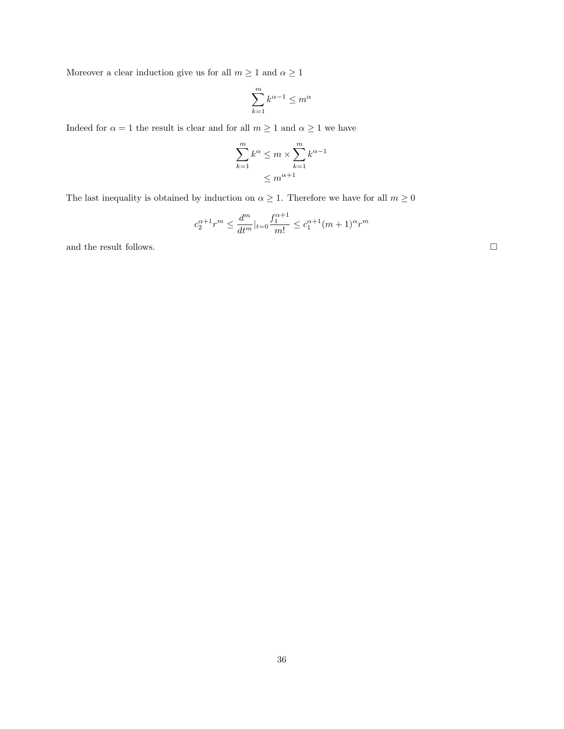Moreover a clear induction give us for all $m \geq 1$ and $\alpha \geq 1$

$$\sum_{k=1}^{m} k^{\alpha-1} \leq m^{\alpha}$$

Indeed for $\alpha = 1$ the result is clear and for all $m \geq 1$ and $\alpha \geq 1$ we have

$$\begin{aligned}\sum_{k=1}^{m} k^{\alpha} &\leq m \times \sum_{k=1}^{m} k^{\alpha-1} \\ &\leq m^{\alpha+1}\end{aligned}$$

The last inequality is obtained by induction on $\alpha \geq 1$. Therefore we have for all $m \geq 0$

$$c_2^{\alpha+1} r^m \leq \frac{d^m}{dt^m}|_{t=0} \frac{f_1^{\alpha+1}}{m!} \leq c_1^{\alpha+1}(m+1)^{\alpha} r^m$$

and the result follows. $\square$